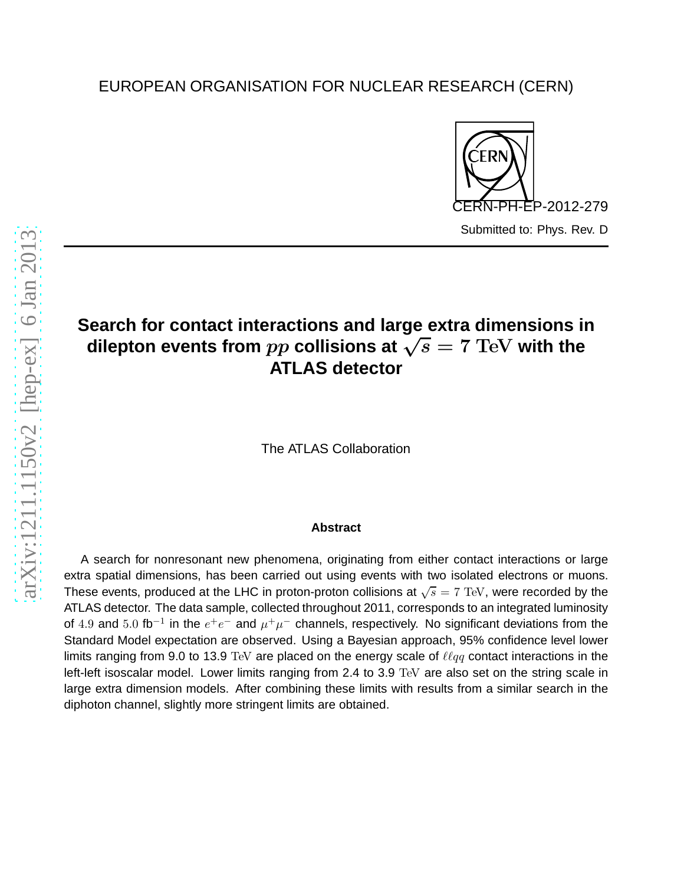EUROPEAN ORGANISATION FOR NUCLEAR RESEARCH (CERN)

CERN-PH-EP-2012-279

Submitted to: Phys. Rev. D

# Search for contact interactions and large extra dimensions in dilepton events from $pp$ collisions at $\sqrt{s} = 7$ TeV with the ATLAS detector

The ATLAS Collaboration

### Abstract

A search for nonresonant new phenomena, originating from either contact interactions or large extra spatial dimensions, has been carried out using events with two isolated electrons or muons. These events, produced at the LHC in proton-proton collisions at $\sqrt{s} = 7$ TeV, were recorded by the ATLAS detector. The data sample, collected throughout 2011, corresponds to an integrated luminosity of $4.9$ and $5.0$ fb$^{-1}$ in the $e^+e^-$ and $\mu^+\mu^-$ channels, respectively. No significant deviations from the Standard Model expectation are observed. Using a Bayesian approach, 95% confidence level lower limits ranging from 9.0 to 13.9 TeV are placed on the energy scale of $\ell\ell qq$ contact interactions in the left-left isoscalar model. Lower limits ranging from 2.4 to 3.9 TeV are also set on the string scale in large extra dimension models. After combining these limits with results from a similar search in the diphoton channel, slightly more stringent limits are obtained.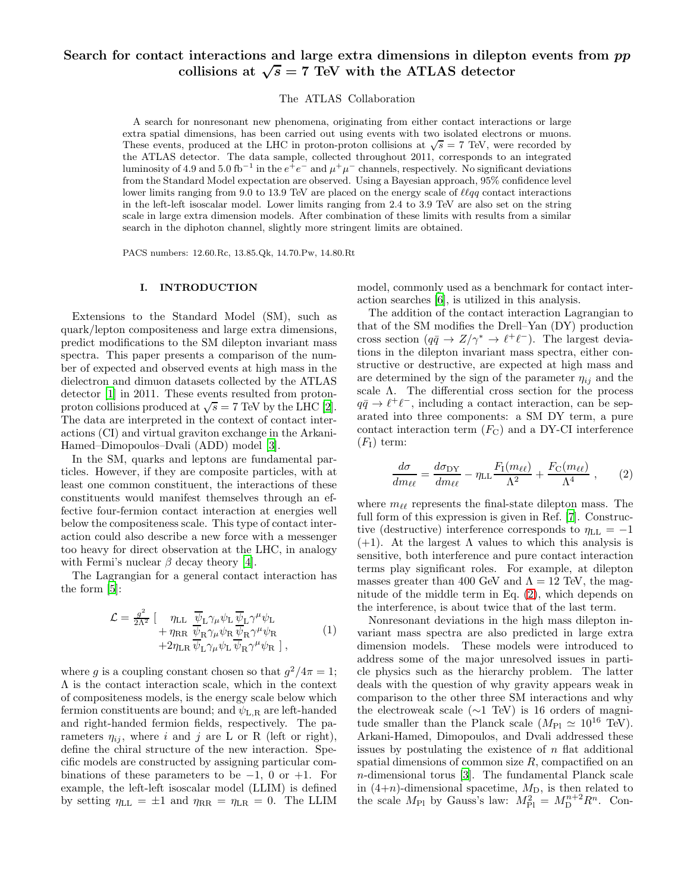# Search for contact interactions and large extra dimensions in dilepton events from $pp$ collisions at $\sqrt{s} = 7$ TeV with the ATLAS detector

The ATLAS Collaboration

A search for nonresonant new phenomena, originating from either contact interactions or large extra spatial dimensions, has been carried out using events with two isolated electrons or muons. These events, produced at the LHC in proton-proton collisions at $\sqrt{s} = 7$ TeV, were recorded by the ATLAS detector. The data sample, collected throughout 2011, corresponds to an integrated luminosity of 4.9 and 5.0 fb$^{-1}$ in the $e^+e^-$ and $\mu^+\mu^-$ channels, respectively. No significant deviations from the Standard Model expectation are observed. Using a Bayesian approach, 95% confidence level lower limits ranging from 9.0 to 13.9 TeV are placed on the energy scale of $\ell\ell qq$ contact interactions in the left-left isoscalar model. Lower limits ranging from 2.4 to 3.9 TeV are also set on the string scale in large extra dimension models. After combination of these limits with results from a similar search in the diphoton channel, slightly more stringent limits are obtained.

PACS numbers: 12.60.Rc, 13.85.Qk, 14.70.Pw, 14.80.Rt

## I. INTRODUCTION

Extensions to the Standard Model (SM), such as quark/lepton compositeness and large extra dimensions, predict modifications to the SM dilepton invariant mass spectra. This paper presents a comparison of the number of expected and observed events at high mass in the dielectron and dimuon datasets collected by the ATLAS detector [1] in 2011. These events resulted from proton-proton collisions produced at $\sqrt{s} = 7$ TeV by the LHC [2]. The data are interpreted in the context of contact interactions (CI) and virtual graviton exchange in the Arkani-Hamed–Dimopoulos–Dvali (ADD) model [3].

In the SM, quarks and leptons are fundamental particles. However, if they are composite particles, with at least one common constituent, the interactions of these constituents would manifest themselves through an effective four-fermion contact interaction at energies well below the compositeness scale. This type of contact interaction could also describe a new force with a messenger too heavy for direct observation at the LHC, in analogy with Fermi's nuclear $\beta$ decay theory [4].

The Lagrangian for a general contact interaction has the form [5]:

$$
\begin{aligned}
\mathcal{L} = \frac{g^2}{2\Lambda^2} \, [ \;\; & \eta_{\rm LL} \;\, \overline{\psi}_{\rm L}\gamma_\mu\psi_{\rm L}\,\overline{\psi}_{\rm L}\gamma^\mu\psi_{\rm L} \\
& + \eta_{\rm RR} \;\overline{\psi}_{\rm R}\gamma_\mu\psi_{\rm R}\,\overline{\psi}_{\rm R}\gamma^\mu\psi_{\rm R} \\
& + 2\eta_{\rm LR}\,\overline{\psi}_{\rm L}\gamma_\mu\psi_{\rm L}\,\overline{\psi}_{\rm R}\gamma^\mu\psi_{\rm R} \;] \,,
\end{aligned}
\tag{1}
$$

where $g$ is a coupling constant chosen so that $g^2/4\pi = 1$; $\Lambda$ is the contact interaction scale, which in the context of compositeness models, is the energy scale below which fermion constituents are bound; and $\psi_{\rm L,R}$ are left-handed and right-handed fermion fields, respectively. The parameters $\eta_{ij}$, where $i$ and $j$ are L or R (left or right), define the chiral structure of the new interaction. Specific models are constructed by assigning particular combinations of these parameters to be $-1$, 0 or $+1$. For example, the left-left isoscalar model (LLIM) is defined by setting $\eta_{\rm LL} = \pm 1$ and $\eta_{\rm RR} = \eta_{\rm LR} = 0$. The LLIM model, commonly used as a benchmark for contact interaction searches [6], is utilized in this analysis.

The addition of the contact interaction Lagrangian to that of the SM modifies the Drell–Yan (DY) production cross section ($q\bar{q} \to Z/\gamma^* \to \ell^+\ell^-$). The largest deviations in the dilepton invariant mass spectra, either constructive or destructive, are expected at high mass and are determined by the sign of the parameter $\eta_{ij}$ and the scale $\Lambda$. The differential cross section for the process $q\bar{q} \to \ell^+\ell^-$, including a contact interaction, can be separated into three components: a SM DY term, a pure contact interaction term ($F_{\rm C}$) and a DY-CI interference ($F_{\rm I}$) term:

$$
\frac{d\sigma}{dm_{\ell\ell}} = \frac{d\sigma_{\rm DY}}{dm_{\ell\ell}} - \eta_{\rm LL}\frac{F_{\rm I}(m_{\ell\ell})}{\Lambda^2} + \frac{F_{\rm C}(m_{\ell\ell})}{\Lambda^4} \,, \tag{2}
$$

where $m_{\ell\ell}$ represents the final-state dilepton mass. The full form of this expression is given in Ref. [7]. Constructive (destructive) interference corresponds to $\eta_{\rm LL} = -1$ ($+1$). At the largest $\Lambda$ values to which this analysis is sensitive, both interference and pure contact interaction terms play significant roles. For example, at dilepton masses greater than 400 GeV and $\Lambda = 12$ TeV, the magnitude of the middle term in Eq. (2), which depends on the interference, is about twice that of the last term.

Nonresonant deviations in the high mass dilepton invariant mass spectra are also predicted in large extra dimension models. These models were introduced to address some of the major unresolved issues in particle physics such as the hierarchy problem. The latter deals with the question of why gravity appears weak in comparison to the other three SM interactions and why the electroweak scale ($\sim$1 TeV) is 16 orders of magnitude smaller than the Planck scale ($M_{\rm Pl} \simeq 10^{16}$ TeV). Arkani-Hamed, Dimopoulos, and Dvali addressed these issues by postulating the existence of $n$ flat additional spatial dimensions of common size $R$, compactified on an $n$-dimensional torus [3]. The fundamental Planck scale in $(4+n)$-dimensional spacetime, $M_{\rm D}$, is then related to the scale $M_{\rm Pl}$ by Gauss's law: $M_{\rm Pl}^2 = M_{\rm D}^{n+2}R^n$. Con-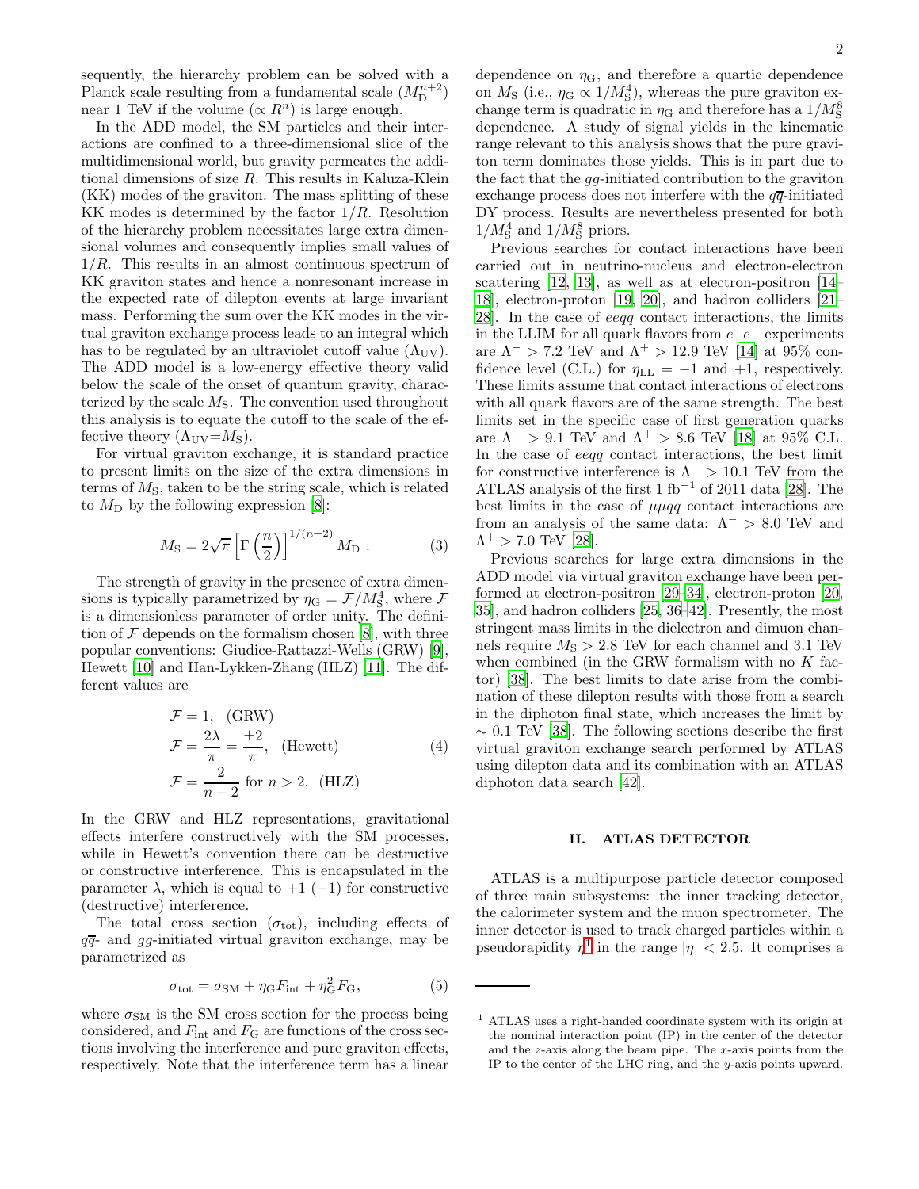sequently, the hierarchy problem can be solved with a Planck scale resulting from a fundamental scale ($M_{\rm D}^{n+2}$) near 1 TeV if the volume ($\propto R^n$) is large enough.

In the ADD model, the SM particles and their interactions are confined to a three-dimensional slice of the multidimensional world, but gravity permeates the additional dimensions of size $R$. This results in Kaluza-Klein (KK) modes of the graviton. The mass splitting of these KK modes is determined by the factor $1/R$. Resolution of the hierarchy problem necessitates large extra dimensional volumes and consequently implies small values of $1/R$. This results in an almost continuous spectrum of KK graviton states and hence a nonresonant increase in the expected rate of dilepton events at large invariant mass. Performing the sum over the KK modes in the virtual graviton exchange process leads to an integral which has to be regulated by an ultraviolet cutoff value ($\Lambda_{\rm UV}$). The ADD model is a low-energy effective theory valid below the scale of the onset of quantum gravity, characterized by the scale $M_{\rm S}$. The convention used throughout this analysis is to equate the cutoff to the scale of the effective theory ($\Lambda_{\rm UV}$=$M_{\rm S}$).

For virtual graviton exchange, it is standard practice to present limits on the size of the extra dimensions in terms of $M_{\rm S}$, taken to be the string scale, which is related to $M_{\rm D}$ by the following expression [8]:

$$M_{\rm S} = 2\sqrt{\pi}\left[\Gamma\left(\frac{n}{2}\right)\right]^{1/(n+2)} M_{\rm D} \ . \tag{3}$$

The strength of gravity in the presence of extra dimensions is typically parametrized by $\eta_{\rm G} = \mathcal{F}/M_{\rm S}^4$, where $\mathcal{F}$ is a dimensionless parameter of order unity. The definition of $\mathcal{F}$ depends on the formalism chosen [8], with three popular conventions: Giudice-Rattazzi-Wells (GRW) [9], Hewett [10] and Han-Lykken-Zhang (HLZ) [11]. The different values are

$$\begin{aligned}
\mathcal{F} &= 1, \quad \text{(GRW)} \\
\mathcal{F} &= \frac{2\lambda}{\pi} = \frac{\pm 2}{\pi}, \quad \text{(Hewett)} \\
\mathcal{F} &= \frac{2}{n-2} \text{ for } n > 2. \quad \text{(HLZ)}
\end{aligned} \tag{4}$$

In the GRW and HLZ representations, gravitational effects interfere constructively with the SM processes, while in Hewett's convention there can be destructive or constructive interference. This is encapsulated in the parameter $\lambda$, which is equal to $+1$ ($-1$) for constructive (destructive) interference.

The total cross section ($\sigma_{\rm tot}$), including effects of $q\overline{q}$- and $gg$-initiated virtual graviton exchange, may be parametrized as

$$\sigma_{\rm tot} = \sigma_{\rm SM} + \eta_{\rm G} F_{\rm int} + \eta_{\rm G}^2 F_{\rm G}, \tag{5}$$

where $\sigma_{\rm SM}$ is the SM cross section for the process being considered, and $F_{\rm int}$ and $F_{\rm G}$ are functions of the cross sections involving the interference and pure graviton effects, respectively. Note that the interference term has a linear dependence on $\eta_{\rm G}$, and therefore a quartic dependence on $M_{\rm S}$ (i.e., $\eta_{\rm G} \propto 1/M_{\rm S}^4$), whereas the pure graviton exchange term is quadratic in $\eta_{\rm G}$ and therefore has a $1/M_{\rm S}^8$ dependence. A study of signal yields in the kinematic range relevant to this analysis shows that the pure graviton term dominates those yields. This is in part due to the fact that the $gg$-initiated contribution to the graviton exchange process does not interfere with the $q\overline{q}$-initiated DY process. Results are nevertheless presented for both $1/M_{\rm S}^4$ and $1/M_{\rm S}^8$ priors.

Previous searches for contact interactions have been carried out in neutrino-nucleus and electron-electron scattering [12, 13], as well as at electron-positron [14–18], electron-proton [19, 20], and hadron colliders [21–28]. In the case of $eeqq$ contact interactions, the limits in the LLIM for all quark flavors from $e^+e^-$ experiments are $\Lambda^- > 7.2$ TeV and $\Lambda^+ > 12.9$ TeV [14] at 95% confidence level (C.L.) for $\eta_{\rm LL} = -1$ and $+1$, respectively. These limits assume that contact interactions of electrons with all quark flavors are of the same strength. The best limits set in the specific case of first generation quarks are $\Lambda^- > 9.1$ TeV and $\Lambda^+ > 8.6$ TeV [18] at 95% C.L. In the case of $eeqq$ contact interactions, the best limit for constructive interference is $\Lambda^- > 10.1$ TeV from the ATLAS analysis of the first 1 fb$^{-1}$ of 2011 data [28]. The best limits in the case of $\mu\mu qq$ contact interactions are from an analysis of the same data: $\Lambda^- > 8.0$ TeV and $\Lambda^+ > 7.0$ TeV [28].

Previous searches for large extra dimensions in the ADD model via virtual graviton exchange have been performed at electron-positron [29–34], electron-proton [20, 35], and hadron colliders [25, 36–42]. Presently, the most stringent mass limits in the dielectron and dimuon channels require $M_{\rm S} > 2.8$ TeV for each channel and 3.1 TeV when combined (in the GRW formalism with no $K$ factor) [38]. The best limits to date arise from the combination of these dilepton results with those from a search in the diphoton final state, which increases the limit by $\sim 0.1$ TeV [38]. The following sections describe the first virtual graviton exchange search performed by ATLAS using dilepton data and its combination with an ATLAS diphoton data search [42].

## II. ATLAS DETECTOR

ATLAS is a multipurpose particle detector composed of three main subsystems: the inner tracking detector, the calorimeter system and the muon spectrometer. The inner detector is used to track charged particles within a pseudorapidity $\eta$[1] in the range $|\eta| < 2.5$. It comprises a

[1] ATLAS uses a right-handed coordinate system with its origin at the nominal interaction point (IP) in the center of the detector and the $z$-axis along the beam pipe. The $x$-axis points from the IP to the center of the LHC ring, and the $y$-axis points upward.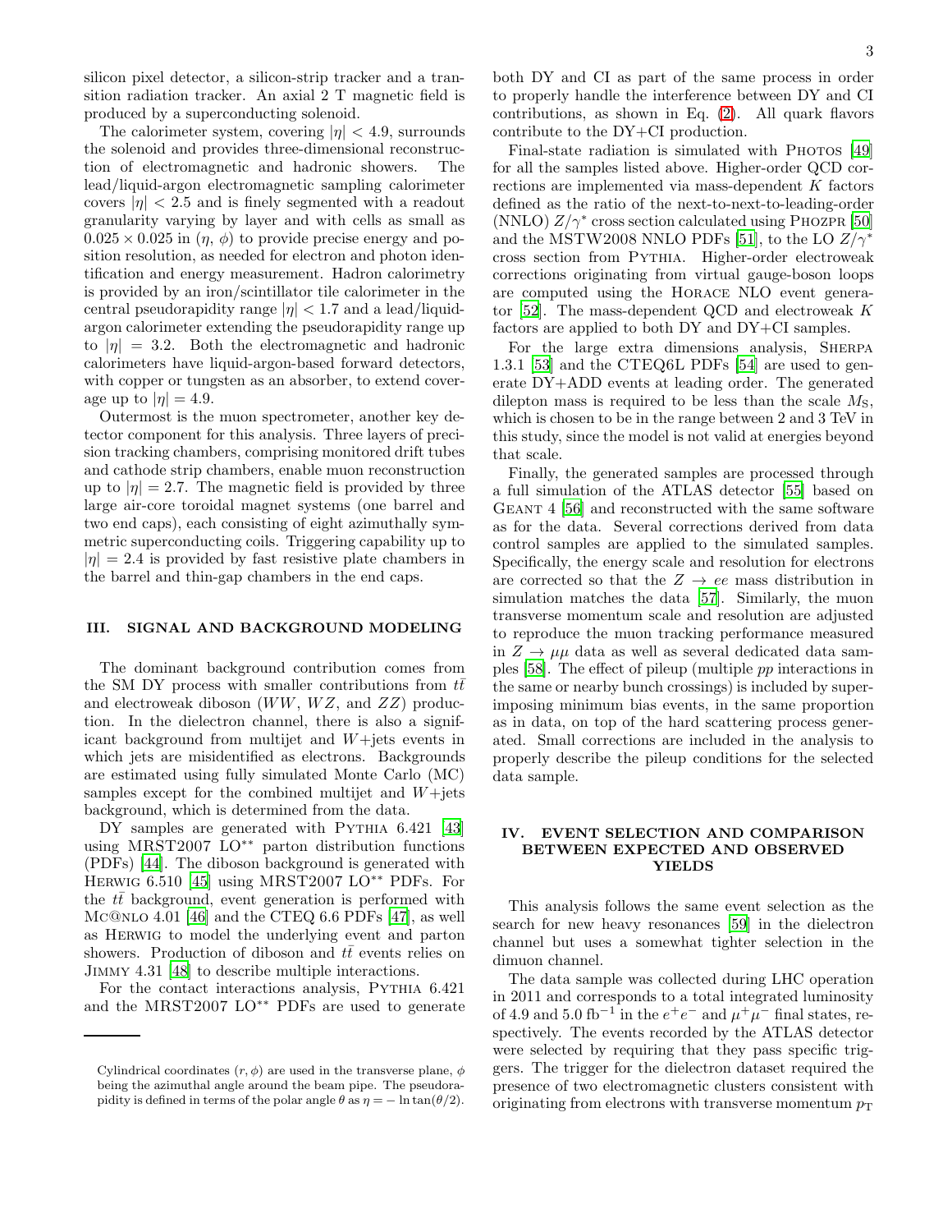silicon pixel detector, a silicon-strip tracker and a transition radiation tracker. An axial 2 T magnetic field is produced by a superconducting solenoid.

The calorimeter system, covering $|\eta| < 4.9$, surrounds the solenoid and provides three-dimensional reconstruction of electromagnetic and hadronic showers. The lead/liquid-argon electromagnetic sampling calorimeter covers $|\eta| < 2.5$ and is finely segmented with a readout granularity varying by layer and with cells as small as $0.025 \times 0.025$ in ($\eta$, $\phi$) to provide precise energy and position resolution, as needed for electron and photon identification and energy measurement. Hadron calorimetry is provided by an iron/scintillator tile calorimeter in the central pseudorapidity range $|\eta| < 1.7$ and a lead/liquid-argon calorimeter extending the pseudorapidity range up to $|\eta| = 3.2$. Both the electromagnetic and hadronic calorimeters have liquid-argon-based forward detectors, with copper or tungsten as an absorber, to extend coverage up to $|\eta| = 4.9$.

Outermost is the muon spectrometer, another key detector component for this analysis. Three layers of precision tracking chambers, comprising monitored drift tubes and cathode strip chambers, enable muon reconstruction up to $|\eta| = 2.7$. The magnetic field is provided by three large air-core toroidal magnet systems (one barrel and two end caps), each consisting of eight azimuthally symmetric superconducting coils. Triggering capability up to $|\eta| = 2.4$ is provided by fast resistive plate chambers in the barrel and thin-gap chambers in the end caps.

## III. SIGNAL AND BACKGROUND MODELING

The dominant background contribution comes from the SM DY process with smaller contributions from $t\bar{t}$ and electroweak diboson ($WW$, $WZ$, and $ZZ$) production. In the dielectron channel, there is also a significant background from multijet and $W$+jets events in which jets are misidentified as electrons. Backgrounds are estimated using fully simulated Monte Carlo (MC) samples except for the combined multijet and $W$+jets background, which is determined from the data.

DY samples are generated with PYTHIA 6.421 [43] using MRST2007 LO** parton distribution functions (PDFs) [44]. The diboson background is generated with HERWIG 6.510 [45] using MRST2007 LO** PDFs. For the $t\bar{t}$ background, event generation is performed with MC@NLO 4.01 [46] and the CTEQ 6.6 PDFs [47], as well as HERWIG to model the underlying event and parton showers. Production of diboson and $t\bar{t}$ events relies on JIMMY 4.31 [48] to describe multiple interactions.

For the contact interactions analysis, PYTHIA 6.421 and the MRST2007 LO** PDFs are used to generate both DY and CI as part of the same process in order to properly handle the interference between DY and CI contributions, as shown in Eq. (2). All quark flavors contribute to the DY+CI production.

Final-state radiation is simulated with PHOTOS [49] for all the samples listed above. Higher-order QCD corrections are implemented via mass-dependent $K$ factors defined as the ratio of the next-to-next-to-leading-order (NNLO) $Z/\gamma^*$ cross section calculated using PHOZPR [50] and the MSTW2008 NNLO PDFs [51], to the LO $Z/\gamma^*$ cross section from PYTHIA. Higher-order electroweak corrections originating from virtual gauge-boson loops are computed using the HORACE NLO event generator [52]. The mass-dependent QCD and electroweak $K$ factors are applied to both DY and DY+CI samples.

For the large extra dimensions analysis, SHERPA 1.3.1 [53] and the CTEQ6L PDFs [54] are used to generate DY+ADD events at leading order. The generated dilepton mass is required to be less than the scale $M_S$, which is chosen to be in the range between 2 and 3 TeV in this study, since the model is not valid at energies beyond that scale.

Finally, the generated samples are processed through a full simulation of the ATLAS detector [55] based on GEANT 4 [56] and reconstructed with the same software as for the data. Several corrections derived from data control samples are applied to the simulated samples. Specifically, the energy scale and resolution for electrons are corrected so that the $Z \to ee$ mass distribution in simulation matches the data [57]. Similarly, the muon transverse momentum scale and resolution are adjusted to reproduce the muon tracking performance measured in $Z \to \mu\mu$ data as well as several dedicated data samples [58]. The effect of pileup (multiple $pp$ interactions in the same or nearby bunch crossings) is included by superimposing minimum bias events, in the same proportion as in data, on top of the hard scattering process generated. Small corrections are included in the analysis to properly describe the pileup conditions for the selected data sample.

## IV. EVENT SELECTION AND COMPARISON BETWEEN EXPECTED AND OBSERVED YIELDS

This analysis follows the same event selection as the search for new heavy resonances [59] in the dielectron channel but uses a somewhat tighter selection in the dimuon channel.

The data sample was collected during LHC operation in 2011 and corresponds to a total integrated luminosity of 4.9 and 5.0 fb$^{-1}$ in the $e^+e^-$ and $\mu^+\mu^-$ final states, respectively. The events recorded by the ATLAS detector were selected by requiring that they pass specific triggers. The trigger for the dielectron dataset required the presence of two electromagnetic clusters consistent with originating from electrons with transverse momentum $p_T$

Cylindrical coordinates $(r, \phi)$ are used in the transverse plane, $\phi$ being the azimuthal angle around the beam pipe. The pseudorapidity is defined in terms of the polar angle $\theta$ as $\eta = -\ln\tan(\theta/2)$.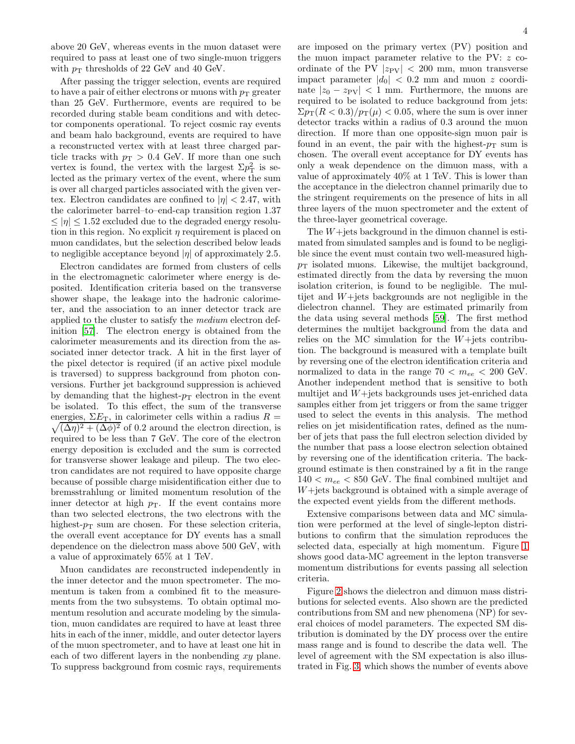above 20 GeV, whereas events in the muon dataset were required to pass at least one of two single-muon triggers with $p_T$ thresholds of 22 GeV and 40 GeV.

After passing the trigger selection, events are required to have a pair of either electrons or muons with $p_T$ greater than 25 GeV. Furthermore, events are required to be recorded during stable beam conditions and with detector components operational. To reject cosmic ray events and beam halo background, events are required to have a reconstructed vertex with at least three charged particle tracks with $p_T > 0.4$ GeV. If more than one such vertex is found, the vertex with the largest $\Sigma p_T^2$ is selected as the primary vertex of the event, where the sum is over all charged particles associated with the given vertex. Electron candidates are confined to $|\eta| < 2.47$, with the calorimeter barrel–to–end-cap transition region $1.37 \leq |\eta| \leq 1.52$ excluded due to the degraded energy resolution in this region. No explicit $\eta$ requirement is placed on muon candidates, but the selection described below leads to negligible acceptance beyond $|\eta|$ of approximately 2.5.

Electron candidates are formed from clusters of cells in the electromagnetic calorimeter where energy is deposited. Identification criteria based on the transverse shower shape, the leakage into the hadronic calorimeter, and the association to an inner detector track are applied to the cluster to satisfy the *medium* electron definition [57]. The electron energy is obtained from the calorimeter measurements and its direction from the associated inner detector track. A hit in the first layer of the pixel detector is required (if an active pixel module is traversed) to suppress background from photon conversions. Further jet background suppression is achieved by demanding that the highest-$p_T$ electron in the event be isolated. To this effect, the sum of the transverse energies, $\Sigma E_T$, in calorimeter cells within a radius $R = \sqrt{(\Delta\eta)^2 + (\Delta\phi)^2}$ of 0.2 around the electron direction, is required to be less than 7 GeV. The core of the electron energy deposition is excluded and the sum is corrected for transverse shower leakage and pileup. The two electron candidates are not required to have opposite charge because of possible charge misidentification either due to bremsstrahlung or limited momentum resolution of the inner detector at high $p_T$. If the event contains more than two selected electrons, the two electrons with the highest-$p_T$ sum are chosen. For these selection criteria, the overall event acceptance for DY events has a small dependence on the dielectron mass above 500 GeV, with a value of approximately 65% at 1 TeV.

Muon candidates are reconstructed independently in the inner detector and the muon spectrometer. The momentum is taken from a combined fit to the measurements from the two subsystems. To obtain optimal momentum resolution and accurate modeling by the simulation, muon candidates are required to have at least three hits in each of the inner, middle, and outer detector layers of the muon spectrometer, and to have at least one hit in each of two different layers in the nonbending $xy$ plane. To suppress background from cosmic rays, requirements are imposed on the primary vertex (PV) position and the muon impact parameter relative to the PV: $z$ coordinate of the PV $|z_{\mathrm{PV}}| < 200$ mm, muon transverse impact parameter $|d_0| < 0.2$ mm and muon $z$ coordinate $|z_0 - z_{\mathrm{PV}}| < 1$ mm. Furthermore, the muons are required to be isolated to reduce background from jets: $\Sigma p_T(R < 0.3)/p_T(\mu) < 0.05$, where the sum is over inner detector tracks within a radius of 0.3 around the muon direction. If more than one opposite-sign muon pair is found in an event, the pair with the highest-$p_T$ sum is chosen. The overall event acceptance for DY events has only a weak dependence on the dimuon mass, with a value of approximately 40% at 1 TeV. This is lower than the acceptance in the dielectron channel primarily due to the stringent requirements on the presence of hits in all three layers of the muon spectrometer and the extent of the three-layer geometrical coverage.

The $W$+jets background in the dimuon channel is estimated from simulated samples and is found to be negligible since the event must contain two well-measured high-$p_T$ isolated muons. Likewise, the multijet background, estimated directly from the data by reversing the muon isolation criterion, is found to be negligible. The multijet and $W$+jets backgrounds are not negligible in the dielectron channel. They are estimated primarily from the data using several methods [59]. The first method determines the multijet background from the data and relies on the MC simulation for the $W$+jets contribution. The background is measured with a template built by reversing one of the electron identification criteria and normalized to data in the range $70 < m_{ee} < 200$ GeV. Another independent method that is sensitive to both multijet and $W$+jets backgrounds uses jet-enriched data samples either from jet triggers or from the same trigger used to select the events in this analysis. The method relies on jet misidentification rates, defined as the number of jets that pass the full electron selection divided by the number that pass a loose electron selection obtained by reversing one of the identification criteria. The background estimate is then constrained by a fit in the range $140 < m_{ee} < 850$ GeV. The final combined multijet and $W$+jets background is obtained with a simple average of the expected event yields from the different methods.

Extensive comparisons between data and MC simulation were performed at the level of single-lepton distributions to confirm that the simulation reproduces the selected data, especially at high momentum. Figure 1 shows good data-MC agreement in the lepton transverse momentum distributions for events passing all selection criteria.

Figure 2 shows the dielectron and dimuon mass distributions for selected events. Also shown are the predicted contributions from SM and new phenomena (NP) for several choices of model parameters. The expected SM distribution is dominated by the DY process over the entire mass range and is found to describe the data well. The level of agreement with the SM expectation is also illustrated in Fig. 3, which shows the number of events above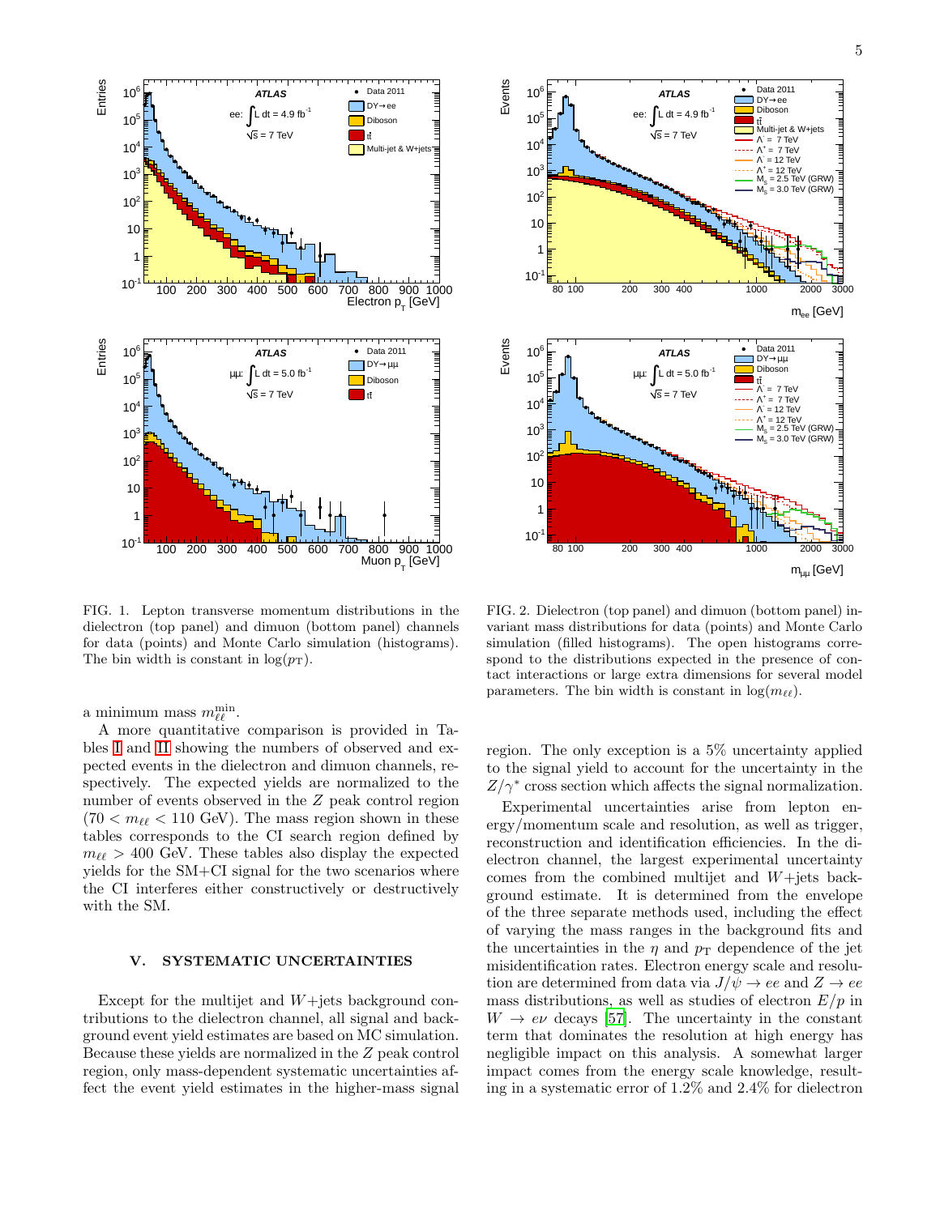FIG. 1. Lepton transverse momentum distributions in the dielectron (top panel) and dimuon (bottom panel) channels for data (points) and Monte Carlo simulation (histograms). The bin width is constant in $\log(p_{\mathrm{T}})$.

FIG. 2. Dielectron (top panel) and dimuon (bottom panel) invariant mass distributions for data (points) and Monte Carlo simulation (filled histograms). The open histograms correspond to the distributions expected in the presence of contact interactions or large extra dimensions for several model parameters. The bin width is constant in $\log(m_{\ell\ell})$.

a minimum mass $m_{\ell\ell}^{\min}$.

A more quantitative comparison is provided in Tables I and II showing the numbers of observed and expected events in the dielectron and dimuon channels, respectively. The expected yields are normalized to the number of events observed in the $Z$ peak control region ($70 < m_{\ell\ell} < 110$ GeV). The mass region shown in these tables corresponds to the CI search region defined by $m_{\ell\ell} > 400$ GeV. These tables also display the expected yields for the SM+CI signal for the two scenarios where the CI interferes either constructively or destructively with the SM.

## V. SYSTEMATIC UNCERTAINTIES

Except for the multijet and $W$+jets background contributions to the dielectron channel, all signal and background event yield estimates are based on MC simulation. Because these yields are normalized in the $Z$ peak control region, only mass-dependent systematic uncertainties affect the event yield estimates in the higher-mass signal region. The only exception is a 5% uncertainty applied to the signal yield to account for the uncertainty in the $Z/\gamma^*$ cross section which affects the signal normalization.

Experimental uncertainties arise from lepton energy/momentum scale and resolution, as well as trigger, reconstruction and identification efficiencies. In the dielectron channel, the largest experimental uncertainty comes from the combined multijet and $W$+jets background estimate. It is determined from the envelope of the three separate methods used, including the effect of varying the mass ranges in the background fits and the uncertainties in the $\eta$ and $p_{\mathrm{T}}$ dependence of the jet misidentification rates. Electron energy scale and resolution are determined from data via $J/\psi \to ee$ and $Z \to ee$ mass distributions, as well as studies of electron $E/p$ in $W \to e\nu$ decays [57]. The uncertainty in the constant term that dominates the resolution at high energy has negligible impact on this analysis. A somewhat larger impact comes from the energy scale knowledge, resulting in a systematic error of 1.2% and 2.4% for dielectron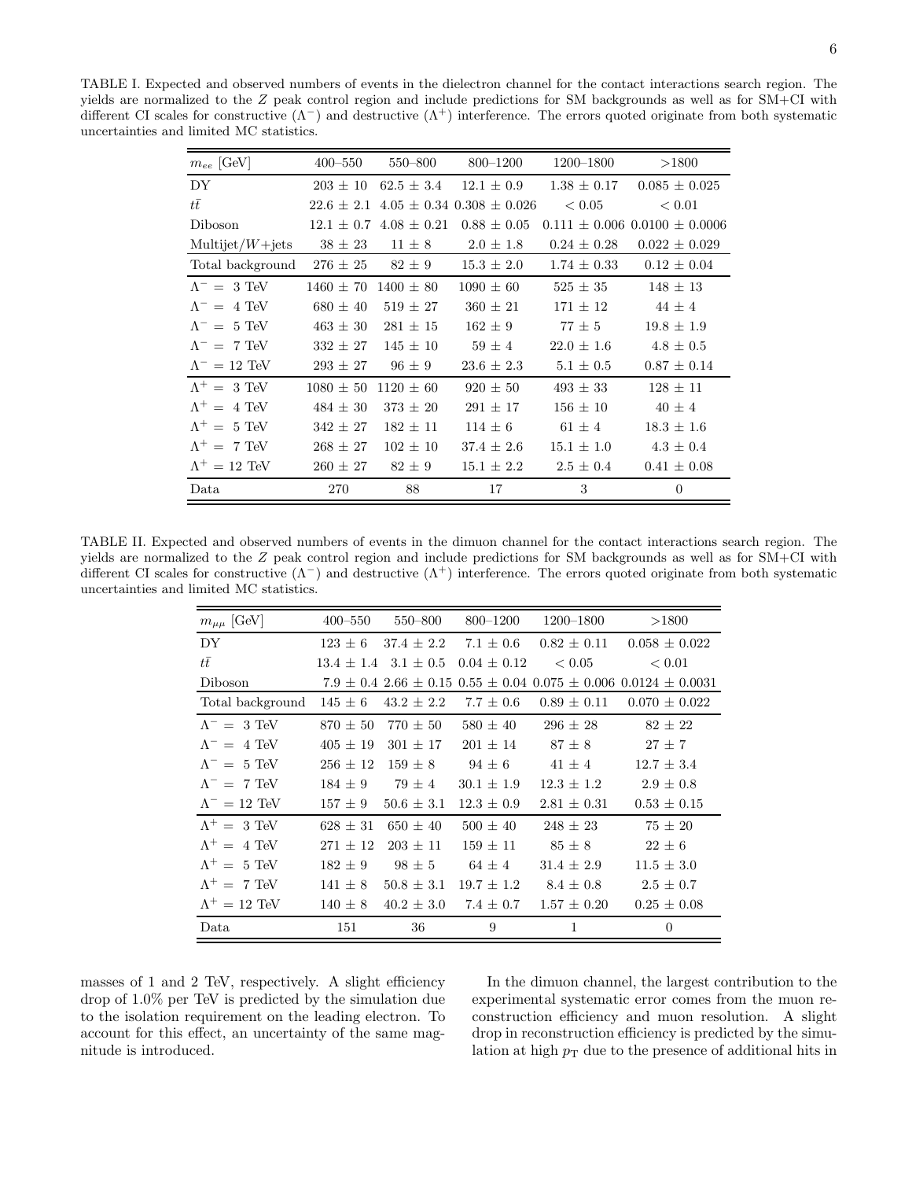TABLE I. Expected and observed numbers of events in the dielectron channel for the contact interactions search region. The yields are normalized to the $Z$ peak control region and include predictions for SM backgrounds as well as for SM+CI with different CI scales for constructive ($\Lambda^-$) and destructive ($\Lambda^+$) interference. The errors quoted originate from both systematic uncertainties and limited MC statistics.

| $m_{ee}$ [GeV] | 400–550 | 550–800 | 800–1200 | 1200–1800 | >1800 |
|---|---|---|---|---|---|
| DY | 203 ± 10 | 62.5 ± 3.4 | 12.1 ± 0.9 | 1.38 ± 0.17 | 0.085 ± 0.025 |
| $t\bar{t}$ | 22.6 ± 2.1 | 4.05 ± 0.34 | 0.308 ± 0.026 | < 0.05 | < 0.01 |
| Diboson | 12.1 ± 0.7 | 4.08 ± 0.21 | 0.88 ± 0.05 | 0.111 ± 0.006 | 0.0100 ± 0.0006 |
| Multijet/$W$+jets | 38 ± 23 | 11 ± 8 | 2.0 ± 1.8 | 0.24 ± 0.28 | 0.022 ± 0.029 |
| Total background | 276 ± 25 | 82 ± 9 | 15.3 ± 2.0 | 1.74 ± 0.33 | 0.12 ± 0.04 |
| $\Lambda^-$ = 3 TeV | 1460 ± 70 | 1400 ± 80 | 1090 ± 60 | 525 ± 35 | 148 ± 13 |
| $\Lambda^-$ = 4 TeV | 680 ± 40 | 519 ± 27 | 360 ± 21 | 171 ± 12 | 44 ± 4 |
| $\Lambda^-$ = 5 TeV | 463 ± 30 | 281 ± 15 | 162 ± 9 | 77 ± 5 | 19.8 ± 1.9 |
| $\Lambda^-$ = 7 TeV | 332 ± 27 | 145 ± 10 | 59 ± 4 | 22.0 ± 1.6 | 4.8 ± 0.5 |
| $\Lambda^-$ = 12 TeV | 293 ± 27 | 96 ± 9 | 23.6 ± 2.3 | 5.1 ± 0.5 | 0.87 ± 0.14 |
| $\Lambda^+$ = 3 TeV | 1080 ± 50 | 1120 ± 60 | 920 ± 50 | 493 ± 33 | 128 ± 11 |
| $\Lambda^+$ = 4 TeV | 484 ± 30 | 373 ± 20 | 291 ± 17 | 156 ± 10 | 40 ± 4 |
| $\Lambda^+$ = 5 TeV | 342 ± 27 | 182 ± 11 | 114 ± 6 | 61 ± 4 | 18.3 ± 1.6 |
| $\Lambda^+$ = 7 TeV | 268 ± 27 | 102 ± 10 | 37.4 ± 2.6 | 15.1 ± 1.0 | 4.3 ± 0.4 |
| $\Lambda^+$ = 12 TeV | 260 ± 27 | 82 ± 9 | 15.1 ± 2.2 | 2.5 ± 0.4 | 0.41 ± 0.08 |
| Data | 270 | 88 | 17 | 3 | 0 |

TABLE II. Expected and observed numbers of events in the dimuon channel for the contact interactions search region. The yields are normalized to the $Z$ peak control region and include predictions for SM backgrounds as well as for SM+CI with different CI scales for constructive ($\Lambda^-$) and destructive ($\Lambda^+$) interference. The errors quoted originate from both systematic uncertainties and limited MC statistics.

| $m_{\mu\mu}$ [GeV] | 400–550 | 550–800 | 800–1200 | 1200–1800 | >1800 |
|---|---|---|---|---|---|
| DY | 123 ± 6 | 37.4 ± 2.2 | 7.1 ± 0.6 | 0.82 ± 0.11 | 0.058 ± 0.022 |
| $t\bar{t}$ | 13.4 ± 1.4 | 3.1 ± 0.5 | 0.04 ± 0.12 | < 0.05 | < 0.01 |
| Diboson | 7.9 ± 0.4 | 2.66 ± 0.15 | 0.55 ± 0.04 | 0.075 ± 0.006 | 0.0124 ± 0.0031 |
| Total background | 145 ± 6 | 43.2 ± 2.2 | 7.7 ± 0.6 | 0.89 ± 0.11 | 0.070 ± 0.022 |
| $\Lambda^-$ = 3 TeV | 870 ± 50 | 770 ± 50 | 580 ± 40 | 296 ± 28 | 82 ± 22 |
| $\Lambda^-$ = 4 TeV | 405 ± 19 | 301 ± 17 | 201 ± 14 | 87 ± 8 | 27 ± 7 |
| $\Lambda^-$ = 5 TeV | 256 ± 12 | 159 ± 8 | 94 ± 6 | 41 ± 4 | 12.7 ± 3.4 |
| $\Lambda^-$ = 7 TeV | 184 ± 9 | 79 ± 4 | 30.1 ± 1.9 | 12.3 ± 1.2 | 2.9 ± 0.8 |
| $\Lambda^-$ = 12 TeV | 157 ± 9 | 50.6 ± 3.1 | 12.3 ± 0.9 | 2.81 ± 0.31 | 0.53 ± 0.15 |
| $\Lambda^+$ = 3 TeV | 628 ± 31 | 650 ± 40 | 500 ± 40 | 248 ± 23 | 75 ± 20 |
| $\Lambda^+$ = 4 TeV | 271 ± 12 | 203 ± 11 | 159 ± 11 | 85 ± 8 | 22 ± 6 |
| $\Lambda^+$ = 5 TeV | 182 ± 9 | 98 ± 5 | 64 ± 4 | 31.4 ± 2.9 | 11.5 ± 3.0 |
| $\Lambda^+$ = 7 TeV | 141 ± 8 | 50.8 ± 3.1 | 19.7 ± 1.2 | 8.4 ± 0.8 | 2.5 ± 0.7 |
| $\Lambda^+$ = 12 TeV | 140 ± 8 | 40.2 ± 3.0 | 7.4 ± 0.7 | 1.57 ± 0.20 | 0.25 ± 0.08 |
| Data | 151 | 36 | 9 | 1 | 0 |

masses of 1 and 2 TeV, respectively. A slight efficiency drop of 1.0% per TeV is predicted by the simulation due to the isolation requirement on the leading electron. To account for this effect, an uncertainty of the same magnitude is introduced.

In the dimuon channel, the largest contribution to the experimental systematic error comes from the muon reconstruction efficiency and muon resolution. A slight drop in reconstruction efficiency is predicted by the simulation at high $p_{\mathrm{T}}$ due to the presence of additional hits in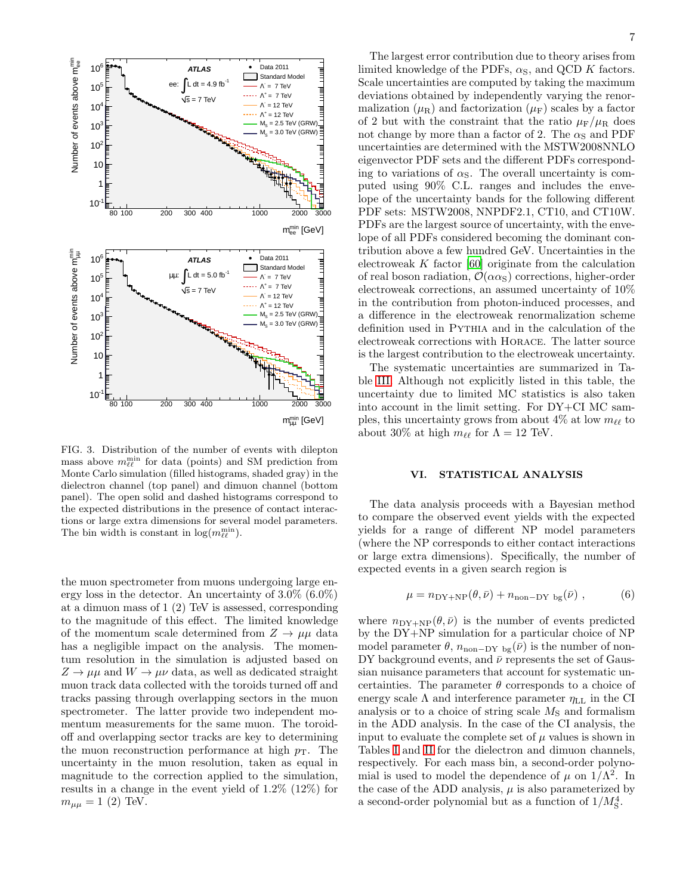FIG. 3. Distribution of the number of events with dilepton mass above $m_{\ell\ell}^{\rm min}$ for data (points) and SM prediction from Monte Carlo simulation (filled histograms, shaded gray) in the dielectron channel (top panel) and dimuon channel (bottom panel). The open solid and dashed histograms correspond to the expected distributions in the presence of contact interactions or large extra dimensions for several model parameters. The bin width is constant in $\log(m_{\ell\ell}^{\rm min})$.

the muon spectrometer from muons undergoing large energy loss in the detector. An uncertainty of 3.0% (6.0%) at a dimuon mass of 1 (2) TeV is assessed, corresponding to the magnitude of this effect. The limited knowledge of the momentum scale determined from $Z \to \mu\mu$ data has a negligible impact on the analysis. The momentum resolution in the simulation is adjusted based on $Z \to \mu\mu$ and $W \to \mu\nu$ data, as well as dedicated straight muon track data collected with the toroids turned off and tracks passing through overlapping sectors in the muon spectrometer. The latter provide two independent momentum measurements for the same muon. The toroid-off and overlapping sector tracks are key to determining the muon reconstruction performance at high $p_{\rm T}$. The uncertainty in the muon resolution, taken as equal in magnitude to the correction applied to the simulation, results in a change in the event yield of 1.2% (12%) for $m_{\mu\mu} = 1$ (2) TeV.

The largest error contribution due to theory arises from limited knowledge of the PDFs, $\alpha_{\rm S}$, and QCD $K$ factors. Scale uncertainties are computed by taking the maximum deviations obtained by independently varying the renormalization ($\mu_{\rm R}$) and factorization ($\mu_{\rm F}$) scales by a factor of 2 but with the constraint that the ratio $\mu_{\rm F}/\mu_{\rm R}$ does not change by more than a factor of 2. The $\alpha_{\rm S}$ and PDF uncertainties are determined with the MSTW2008NNLO eigenvector PDF sets and the different PDFs corresponding to variations of $\alpha_{\rm S}$. The overall uncertainty is computed using 90% C.L. ranges and includes the envelope of the uncertainty bands for the following different PDF sets: MSTW2008, NNPDF2.1, CT10, and CT10W. PDFs are the largest source of uncertainty, with the envelope of all PDFs considered becoming the dominant contribution above a few hundred GeV. Uncertainties in the electroweak $K$ factor [60] originate from the calculation of real boson radiation, $\mathcal{O}(\alpha\alpha_{\rm S})$ corrections, higher-order electroweak corrections, an assumed uncertainty of 10% in the contribution from photon-induced processes, and a difference in the electroweak renormalization scheme definition used in Pythia and in the calculation of the electroweak corrections with Horace. The latter source is the largest contribution to the electroweak uncertainty.

The systematic uncertainties are summarized in Table III. Although not explicitly listed in this table, the uncertainty due to limited MC statistics is also taken into account in the limit setting. For DY+CI MC samples, this uncertainty grows from about 4% at low $m_{\ell\ell}$ to about 30% at high $m_{\ell\ell}$ for $\Lambda = 12$ TeV.

## VI. STATISTICAL ANALYSIS

The data analysis proceeds with a Bayesian method to compare the observed event yields with the expected yields for a range of different NP model parameters (where the NP corresponds to either contact interactions or large extra dimensions). Specifically, the number of expected events in a given search region is

$$\mu = n_{\rm DY+NP}(\theta, \bar{\nu}) + n_{\rm non-DY\ bg}(\bar{\nu}) \,, \tag{6}$$

where $n_{\rm DY+NP}(\theta, \bar{\nu})$ is the number of events predicted by the DY+NP simulation for a particular choice of NP model parameter $\theta$, $n_{\rm non-DY\ bg}(\bar{\nu})$ is the number of non-DY background events, and $\bar{\nu}$ represents the set of Gaussian nuisance parameters that account for systematic uncertainties. The parameter $\theta$ corresponds to a choice of energy scale $\Lambda$ and interference parameter $\eta_{\rm LL}$ in the CI analysis or to a choice of string scale $M_{\rm S}$ and formalism in the ADD analysis. In the case of the CI analysis, the input to evaluate the complete set of $\mu$ values is shown in Tables I and II for the dielectron and dimuon channels, respectively. For each mass bin, a second-order polynomial is used to model the dependence of $\mu$ on $1/\Lambda^2$. In the case of the ADD analysis, $\mu$ is also parameterized by a second-order polynomial but as a function of $1/M_{\rm S}^4$.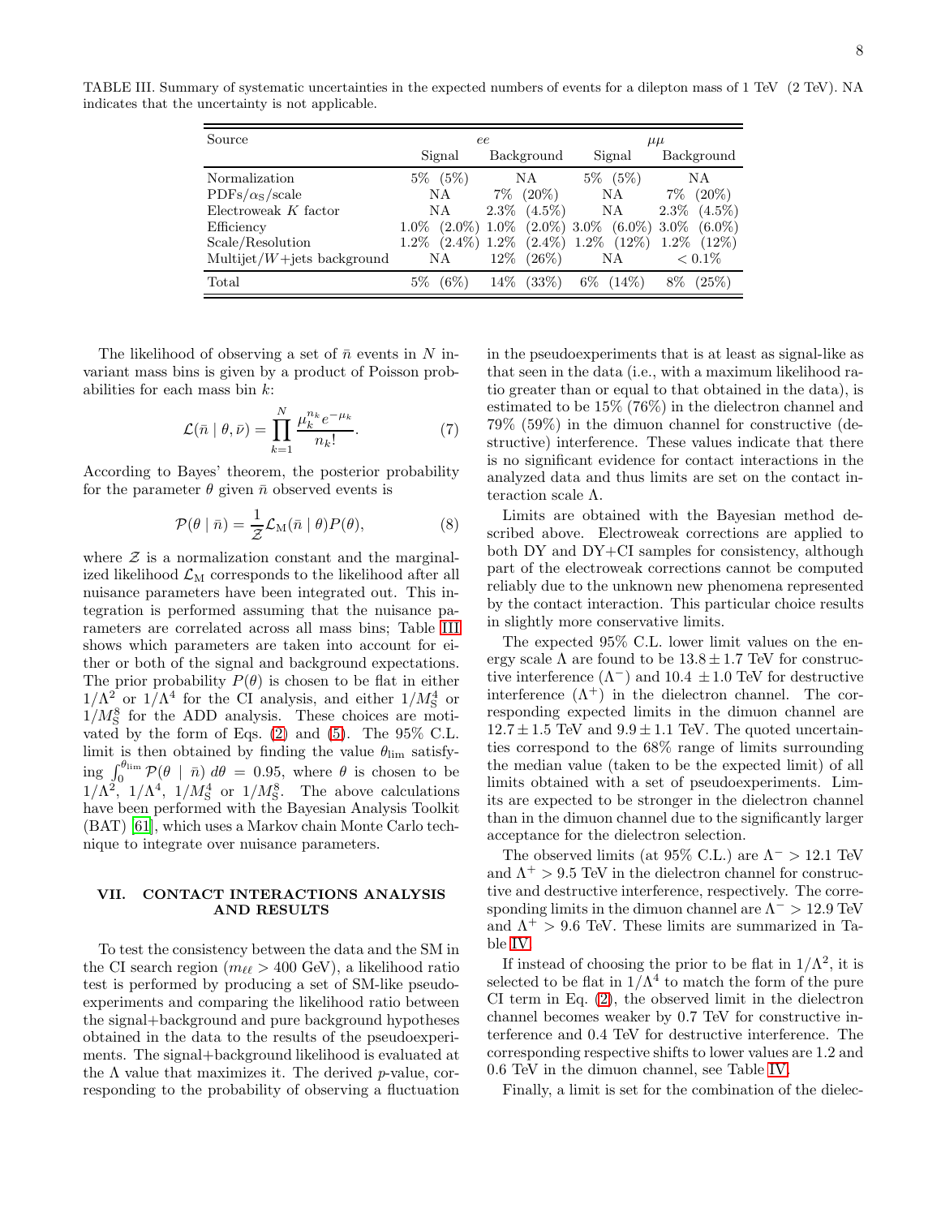TABLE III. Summary of systematic uncertainties in the expected numbers of events for a dilepton mass of 1 TeV (2 TeV). NA indicates that the uncertainty is not applicable.

| Source | $ee$ | | $\mu\mu$ | |
|---|---|---|---|---|
| | Signal | Background | Signal | Background |
| Normalization | 5% (5%) | NA | 5% (5%) | NA |
| PDFs/$\alpha_S$/scale | NA | 7% (20%) | NA | 7% (20%) |
| Electroweak $K$ factor | NA | 2.3% (4.5%) | NA | 2.3% (4.5%) |
| Efficiency | 1.0% (2.0%) | 1.0% (2.0%) | 3.0% (6.0%) | 3.0% (6.0%) |
| Scale/Resolution | 1.2% (2.4%) | 1.2% (2.4%) | 1.2% (12%) | 1.2% (12%) |
| Multijet/$W$+jets background | NA | 12% (26%) | NA | $< 0.1\%$ |
| Total | 5% (6%) | 14% (33%) | 6% (14%) | 8% (25%) |

The likelihood of observing a set of $\bar{n}$ events in $N$ invariant mass bins is given by a product of Poisson probabilities for each mass bin $k$:

$$\mathcal{L}(\bar{n} \mid \theta, \bar{\nu}) = \prod_{k=1}^{N} \frac{\mu_k^{n_k} e^{-\mu_k}}{n_k!}. \tag{7}$$

According to Bayes' theorem, the posterior probability for the parameter $\theta$ given $\bar{n}$ observed events is

$$\mathcal{P}(\theta \mid \bar{n}) = \frac{1}{\mathcal{Z}} \mathcal{L}_{\mathrm{M}}(\bar{n} \mid \theta) P(\theta), \tag{8}$$

where $\mathcal{Z}$ is a normalization constant and the marginalized likelihood $\mathcal{L}_{\mathrm{M}}$ corresponds to the likelihood after all nuisance parameters have been integrated out. This integration is performed assuming that the nuisance parameters are correlated across all mass bins; Table III shows which parameters are taken into account for either or both of the signal and background expectations. The prior probability $P(\theta)$ is chosen to be flat in either $1/\Lambda^2$ or $1/\Lambda^4$ for the CI analysis, and either $1/M_{\mathrm{S}}^4$ or $1/M_{\mathrm{S}}^8$ for the ADD analysis. These choices are motivated by the form of Eqs. (2) and (5). The 95% C.L. limit is then obtained by finding the value $\theta_{\mathrm{lim}}$ satisfying $\int_0^{\theta_{\mathrm{lim}}} \mathcal{P}(\theta \mid \bar{n})\, d\theta = 0.95$, where $\theta$ is chosen to be $1/\Lambda^2$, $1/\Lambda^4$, $1/M_{\mathrm{S}}^4$ or $1/M_{\mathrm{S}}^8$. The above calculations have been performed with the Bayesian Analysis Toolkit (BAT) [61], which uses a Markov chain Monte Carlo technique to integrate over nuisance parameters.

## VII. CONTACT INTERACTIONS ANALYSIS AND RESULTS

To test the consistency between the data and the SM in the CI search region ($m_{\ell\ell} > 400$ GeV), a likelihood ratio test is performed by producing a set of SM-like pseudoexperiments and comparing the likelihood ratio between the signal+background and pure background hypotheses obtained in the data to the results of the pseudoexperiments. The signal+background likelihood is evaluated at the $\Lambda$ value that maximizes it. The derived $p$-value, corresponding to the probability of observing a fluctuation in the pseudoexperiments that is at least as signal-like as that seen in the data (i.e., with a maximum likelihood ratio greater than or equal to that obtained in the data), is estimated to be 15% (76%) in the dielectron channel and 79% (59%) in the dimuon channel for constructive (destructive) interference. These values indicate that there is no significant evidence for contact interactions in the analyzed data and thus limits are set on the contact interaction scale $\Lambda$.

Limits are obtained with the Bayesian method described above. Electroweak corrections are applied to both DY and DY+CI samples for consistency, although part of the electroweak corrections cannot be computed reliably due to the unknown new phenomena represented by the contact interaction. This particular choice results in slightly more conservative limits.

The expected 95% C.L. lower limit values on the energy scale $\Lambda$ are found to be $13.8 \pm 1.7$ TeV for constructive interference ($\Lambda^-$) and $10.4 \pm 1.0$ TeV for destructive interference ($\Lambda^+$) in the dielectron channel. The corresponding expected limits in the dimuon channel are $12.7 \pm 1.5$ TeV and $9.9 \pm 1.1$ TeV. The quoted uncertainties correspond to the 68% range of limits surrounding the median value (taken to be the expected limit) of all limits obtained with a set of pseudoexperiments. Limits are expected to be stronger in the dielectron channel than in the dimuon channel due to the significantly larger acceptance for the dielectron selection.

The observed limits (at 95% C.L.) are $\Lambda^- > 12.1$ TeV and $\Lambda^+ > 9.5$ TeV in the dielectron channel for constructive and destructive interference, respectively. The corresponding limits in the dimuon channel are $\Lambda^- > 12.9$ TeV and $\Lambda^+ > 9.6$ TeV. These limits are summarized in Table IV.

If instead of choosing the prior to be flat in $1/\Lambda^2$, it is selected to be flat in $1/\Lambda^4$ to match the form of the pure CI term in Eq. (2), the observed limit in the dielectron channel becomes weaker by 0.7 TeV for constructive interference and 0.4 TeV for destructive interference. The corresponding respective shifts to lower values are 1.2 and 0.6 TeV in the dimuon channel, see Table IV.

Finally, a limit is set for the combination of the dielec-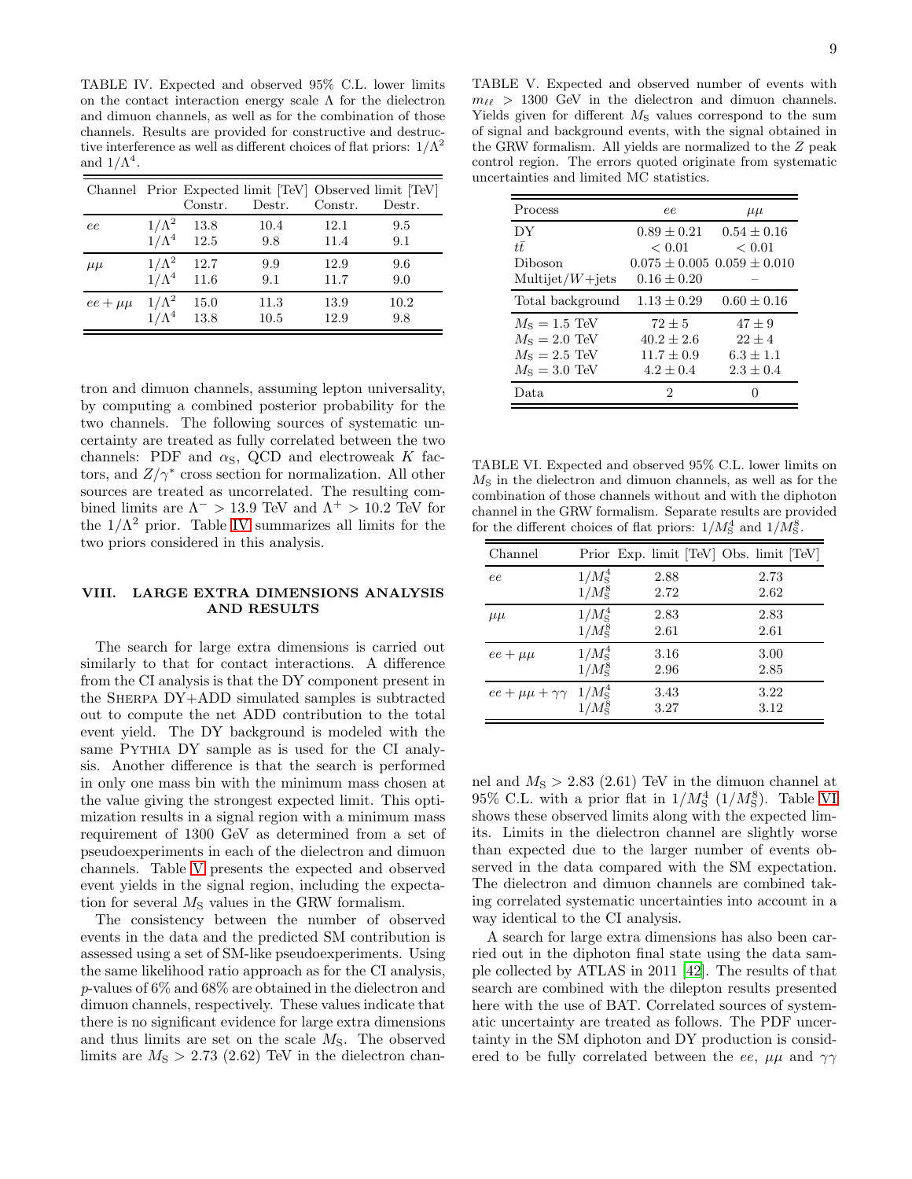TABLE IV. Expected and observed 95% C.L. lower limits on the contact interaction energy scale Λ for the dielectron and dimuon channels, as well as for the combination of those channels. Results are provided for constructive and destructive interference as well as different choices of flat priors: $1/\Lambda^2$ and $1/\Lambda^4$.

| Channel | Prior | Expected limit [TeV] | | Observed limit [TeV] | |
|---|---|---|---|---|---|
| | | Constr. | Destr. | Constr. | Destr. |
| $ee$ | $1/\Lambda^2$ | 13.8 | 10.4 | 12.1 | 9.5 |
| | $1/\Lambda^4$ | 12.5 | 9.8 | 11.4 | 9.1 |
| $\mu\mu$ | $1/\Lambda^2$ | 12.7 | 9.9 | 12.9 | 9.6 |
| | $1/\Lambda^4$ | 11.6 | 9.1 | 11.7 | 9.0 |
| $ee+\mu\mu$ | $1/\Lambda^2$ | 15.0 | 11.3 | 13.9 | 10.2 |
| | $1/\Lambda^4$ | 13.8 | 10.5 | 12.9 | 9.8 |

tron and dimuon channels, assuming lepton universality, by computing a combined posterior probability for the two channels. The following sources of systematic uncertainty are treated as fully correlated between the two channels: PDF and $\alpha_S$, QCD and electroweak $K$ factors, and $Z/\gamma^*$ cross section for normalization. All other sources are treated as uncorrelated. The resulting combined limits are $\Lambda^- > 13.9$ TeV and $\Lambda^+ > 10.2$ TeV for the $1/\Lambda^2$ prior. Table IV summarizes all limits for the two priors considered in this analysis.

## VIII. LARGE EXTRA DIMENSIONS ANALYSIS AND RESULTS

The search for large extra dimensions is carried out similarly to that for contact interactions. A difference from the CI analysis is that the DY component present in the SHERPA DY+ADD simulated samples is subtracted out to compute the net ADD contribution to the total event yield. The DY background is modeled with the same PYTHIA DY sample as is used for the CI analysis. Another difference is that the search is performed in only one mass bin with the minimum mass chosen at the value giving the strongest expected limit. This optimization results in a signal region with a minimum mass requirement of 1300 GeV as determined from a set of pseudoexperiments in each of the dielectron and dimuon channels. Table V presents the expected and observed event yields in the signal region, including the expectation for several $M_S$ values in the GRW formalism.

The consistency between the number of observed events in the data and the predicted SM contribution is assessed using a set of SM-like pseudoexperiments. Using the same likelihood ratio approach as for the CI analysis, $p$-values of 6% and 68% are obtained in the dielectron and dimuon channels, respectively. These values indicate that there is no significant evidence for large extra dimensions and thus limits are set on the scale $M_S$. The observed limits are $M_S > 2.73$ (2.62) TeV in the dielectron channel and $M_S > 2.83$ (2.61) TeV in the dimuon channel at 95% C.L. with a prior flat in $1/M_S^4$ ($1/M_S^8$). Table VI shows these observed limits along with the expected limits. Limits in the dielectron channel are slightly worse than expected due to the larger number of events observed in the data compared with the SM expectation. The dielectron and dimuon channels are combined taking correlated systematic uncertainties into account in a way identical to the CI analysis.

A search for large extra dimensions has also been carried out in the diphoton final state using the data sample collected by ATLAS in 2011 [42]. The results of that search are combined with the dilepton results presented here with the use of BAT. Correlated sources of systematic uncertainty are treated as follows. The PDF uncertainty in the SM diphoton and DY production is considered to be fully correlated between the $ee$, $\mu\mu$ and $\gamma\gamma$

TABLE V. Expected and observed number of events with $m_{\ell\ell} > 1300$ GeV in the dielectron and dimuon channels. Yields given for different $M_S$ values correspond to the sum of signal and background events, with the signal obtained in the GRW formalism. All yields are normalized to the $Z$ peak control region. The errors quoted originate from systematic uncertainties and limited MC statistics.

| Process | $ee$ | $\mu\mu$ |
|---|---|---|
| DY | $0.89 \pm 0.21$ | $0.54 \pm 0.16$ |
| $t\bar{t}$ | $< 0.01$ | $< 0.01$ |
| Diboson | $0.075 \pm 0.005$ | $0.059 \pm 0.010$ |
| Multijet/$W$+jets | $0.16 \pm 0.20$ | – |
| Total background | $1.13 \pm 0.29$ | $0.60 \pm 0.16$ |
| $M_S = 1.5$ TeV | $72 \pm 5$ | $47 \pm 9$ |
| $M_S = 2.0$ TeV | $40.2 \pm 2.6$ | $22 \pm 4$ |
| $M_S = 2.5$ TeV | $11.7 \pm 0.9$ | $6.3 \pm 1.1$ |
| $M_S = 3.0$ TeV | $4.2 \pm 0.4$ | $2.3 \pm 0.4$ |
| Data | 2 | 0 |

TABLE VI. Expected and observed 95% C.L. lower limits on $M_S$ in the dielectron and dimuon channels, as well as for the combination of those channels without and with the diphoton channel in the GRW formalism. Separate results are provided for the different choices of flat priors: $1/M_S^4$ and $1/M_S^8$.

| Channel | Prior | Exp. limit [TeV] | Obs. limit [TeV] |
|---|---|---|---|
| $ee$ | $1/M_S^4$ | 2.88 | 2.73 |
| | $1/M_S^8$ | 2.72 | 2.62 |
| $\mu\mu$ | $1/M_S^4$ | 2.83 | 2.83 |
| | $1/M_S^8$ | 2.61 | 2.61 |
| $ee+\mu\mu$ | $1/M_S^4$ | 3.16 | 3.00 |
| | $1/M_S^8$ | 2.96 | 2.85 |
| $ee+\mu\mu+\gamma\gamma$ | $1/M_S^4$ | 3.43 | 3.22 |
| | $1/M_S^8$ | 3.27 | 3.12 |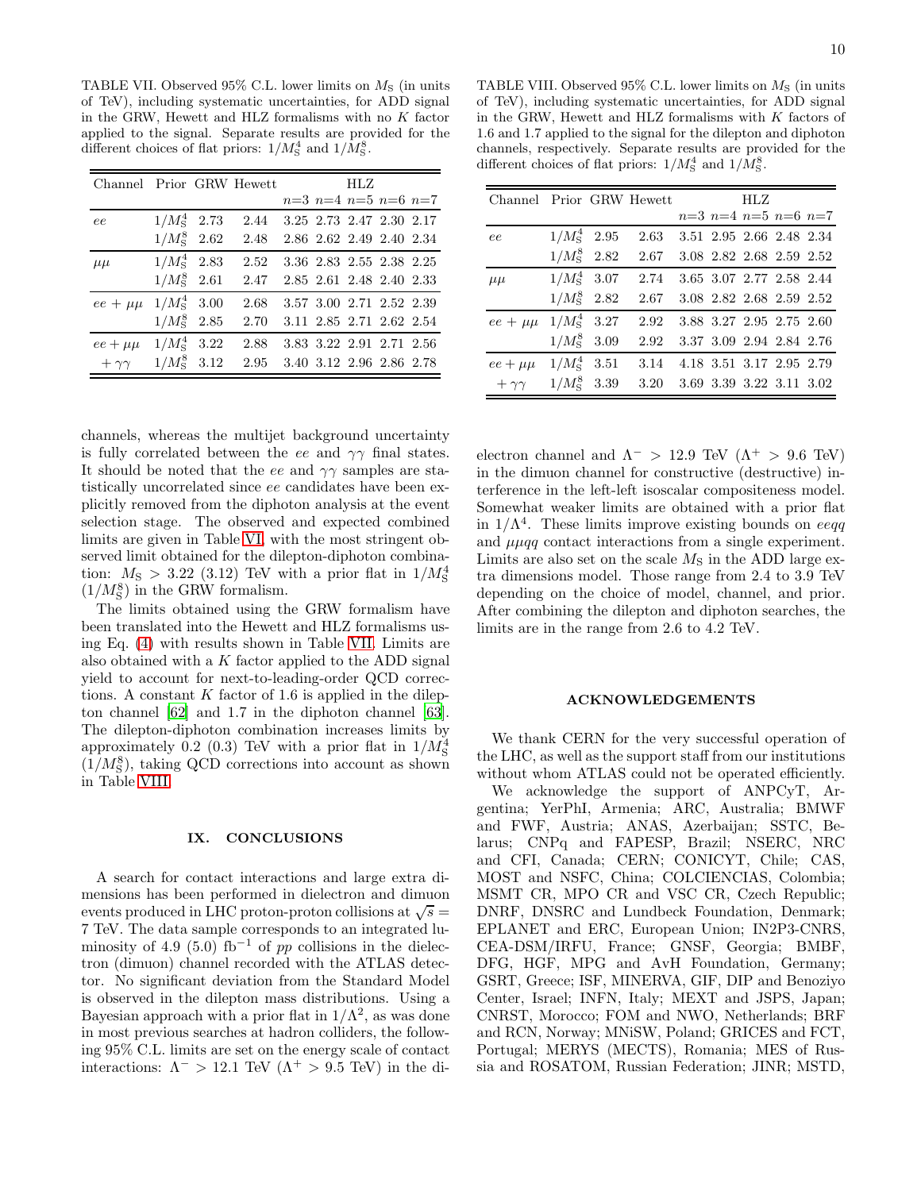TABLE VII. Observed 95% C.L. lower limits on $M_{\rm S}$ (in units of TeV), including systematic uncertainties, for ADD signal in the GRW, Hewett and HLZ formalisms with no $K$ factor applied to the signal. Separate results are provided for the different choices of flat priors: $1/M_{\rm S}^4$ and $1/M_{\rm S}^8$.

| Channel | Prior | GRW | Hewett | HLZ | | | | |
|---|---|---|---|---|---|---|---|---|
| | | | | $n$=3 | $n$=4 | $n$=5 | $n$=6 | $n$=7 |
| $ee$ | $1/M_{\rm S}^4$ | 2.73 | 2.44 | 3.25 | 2.73 | 2.47 | 2.30 | 2.17 |
| | $1/M_{\rm S}^8$ | 2.62 | 2.48 | 2.86 | 2.62 | 2.49 | 2.40 | 2.34 |
| $\mu\mu$ | $1/M_{\rm S}^4$ | 2.83 | 2.52 | 3.36 | 2.83 | 2.55 | 2.38 | 2.25 |
| | $1/M_{\rm S}^8$ | 2.61 | 2.47 | 2.85 | 2.61 | 2.48 | 2.40 | 2.33 |
| $ee+\mu\mu$ | $1/M_{\rm S}^4$ | 3.00 | 2.68 | 3.57 | 3.00 | 2.71 | 2.52 | 2.39 |
| | $1/M_{\rm S}^8$ | 2.85 | 2.70 | 3.11 | 2.85 | 2.71 | 2.62 | 2.54 |
| $ee+\mu\mu$ | $1/M_{\rm S}^4$ | 3.22 | 2.88 | 3.83 | 3.22 | 2.91 | 2.71 | 2.56 |
| $+\gamma\gamma$ | $1/M_{\rm S}^8$ | 3.12 | 2.95 | 3.40 | 3.12 | 2.96 | 2.86 | 2.78 |

channels, whereas the multijet background uncertainty is fully correlated between the $ee$ and $\gamma\gamma$ final states. It should be noted that the $ee$ and $\gamma\gamma$ samples are statistically uncorrelated since $ee$ candidates have been explicitly removed from the diphoton analysis at the event selection stage. The observed and expected combined limits are given in Table VI, with the most stringent observed limit obtained for the dilepton-diphoton combination: $M_{\rm S} > 3.22$ (3.12) TeV with a prior flat in $1/M_{\rm S}^4$ ($1/M_{\rm S}^8$) in the GRW formalism.

The limits obtained using the GRW formalism have been translated into the Hewett and HLZ formalisms using Eq. (4) with results shown in Table VII. Limits are also obtained with a $K$ factor applied to the ADD signal yield to account for next-to-leading-order QCD corrections. A constant $K$ factor of 1.6 is applied in the dilepton channel [62] and 1.7 in the diphoton channel [63]. The dilepton-diphoton combination increases limits by approximately 0.2 (0.3) TeV with a prior flat in $1/M_{\rm S}^4$ ($1/M_{\rm S}^8$), taking QCD corrections into account as shown in Table VIII.

TABLE VIII. Observed 95% C.L. lower limits on $M_{\rm S}$ (in units of TeV), including systematic uncertainties, for ADD signal in the GRW, Hewett and HLZ formalisms with $K$ factors of 1.6 and 1.7 applied to the signal for the dilepton and diphoton channels, respectively. Separate results are provided for the different choices of flat priors: $1/M_{\rm S}^4$ and $1/M_{\rm S}^8$.

| Channel | Prior | GRW | Hewett | HLZ | | | | |
|---|---|---|---|---|---|---|---|---|
| | | | | $n$=3 | $n$=4 | $n$=5 | $n$=6 | $n$=7 |
| $ee$ | $1/M_{\rm S}^4$ | 2.95 | 2.63 | 3.51 | 2.95 | 2.66 | 2.48 | 2.34 |
| | $1/M_{\rm S}^8$ | 2.82 | 2.67 | 3.08 | 2.82 | 2.68 | 2.59 | 2.52 |
| $\mu\mu$ | $1/M_{\rm S}^4$ | 3.07 | 2.74 | 3.65 | 3.07 | 2.77 | 2.58 | 2.44 |
| | $1/M_{\rm S}^8$ | 2.82 | 2.67 | 3.08 | 2.82 | 2.68 | 2.59 | 2.52 |
| $ee+\mu\mu$ | $1/M_{\rm S}^4$ | 3.27 | 2.92 | 3.88 | 3.27 | 2.95 | 2.75 | 2.60 |
| | $1/M_{\rm S}^8$ | 3.09 | 2.92 | 3.37 | 3.09 | 2.94 | 2.84 | 2.76 |
| $ee+\mu\mu$ | $1/M_{\rm S}^4$ | 3.51 | 3.14 | 4.18 | 3.51 | 3.17 | 2.95 | 2.79 |
| $+\gamma\gamma$ | $1/M_{\rm S}^8$ | 3.39 | 3.20 | 3.69 | 3.39 | 3.22 | 3.11 | 3.02 |

## IX. CONCLUSIONS

A search for contact interactions and large extra dimensions has been performed in dielectron and dimuon events produced in LHC proton-proton collisions at $\sqrt{s} = 7$ TeV. The data sample corresponds to an integrated luminosity of 4.9 (5.0) fb$^{-1}$ of $pp$ collisions in the dielectron (dimuon) channel recorded with the ATLAS detector. No significant deviation from the Standard Model is observed in the dilepton mass distributions. Using a Bayesian approach with a prior flat in $1/\Lambda^2$, as was done in most previous searches at hadron colliders, the following 95% C.L. limits are set on the energy scale of contact interactions: $\Lambda^- > 12.1$ TeV ($\Lambda^+ > 9.5$ TeV) in the dielectron channel and $\Lambda^- > 12.9$ TeV ($\Lambda^+ > 9.6$ TeV) in the dimuon channel for constructive (destructive) interference in the left-left isoscalar compositeness model. Somewhat weaker limits are obtained with a prior flat in $1/\Lambda^4$. These limits improve existing bounds on $eeqq$ and $\mu\mu qq$ contact interactions from a single experiment. Limits are also set on the scale $M_{\rm S}$ in the ADD large extra dimensions model. Those range from 2.4 to 3.9 TeV depending on the choice of model, channel, and prior. After combining the dilepton and diphoton searches, the limits are in the range from 2.6 to 4.2 TeV.

## ACKNOWLEDGEMENTS

We thank CERN for the very successful operation of the LHC, as well as the support staff from our institutions without whom ATLAS could not be operated efficiently.

We acknowledge the support of ANPCyT, Argentina; YerPhI, Armenia; ARC, Australia; BMWF and FWF, Austria; ANAS, Azerbaijan; SSTC, Belarus; CNPq and FAPESP, Brazil; NSERC, NRC and CFI, Canada; CERN; CONICYT, Chile; CAS, MOST and NSFC, China; COLCIENCIAS, Colombia; MSMT CR, MPO CR and VSC CR, Czech Republic; DNRF, DNSRC and Lundbeck Foundation, Denmark; EPLANET and ERC, European Union; IN2P3-CNRS, CEA-DSM/IRFU, France; GNSF, Georgia; BMBF, DFG, HGF, MPG and AvH Foundation, Germany; GSRT, Greece; ISF, MINERVA, GIF, DIP and Benoziyo Center, Israel; INFN, Italy; MEXT and JSPS, Japan; CNRST, Morocco; FOM and NWO, Netherlands; BRF and RCN, Norway; MNiSW, Poland; GRICES and FCT, Portugal; MERYS (MECTS), Romania; MES of Russia and ROSATOM, Russian Federation; JINR; MSTD,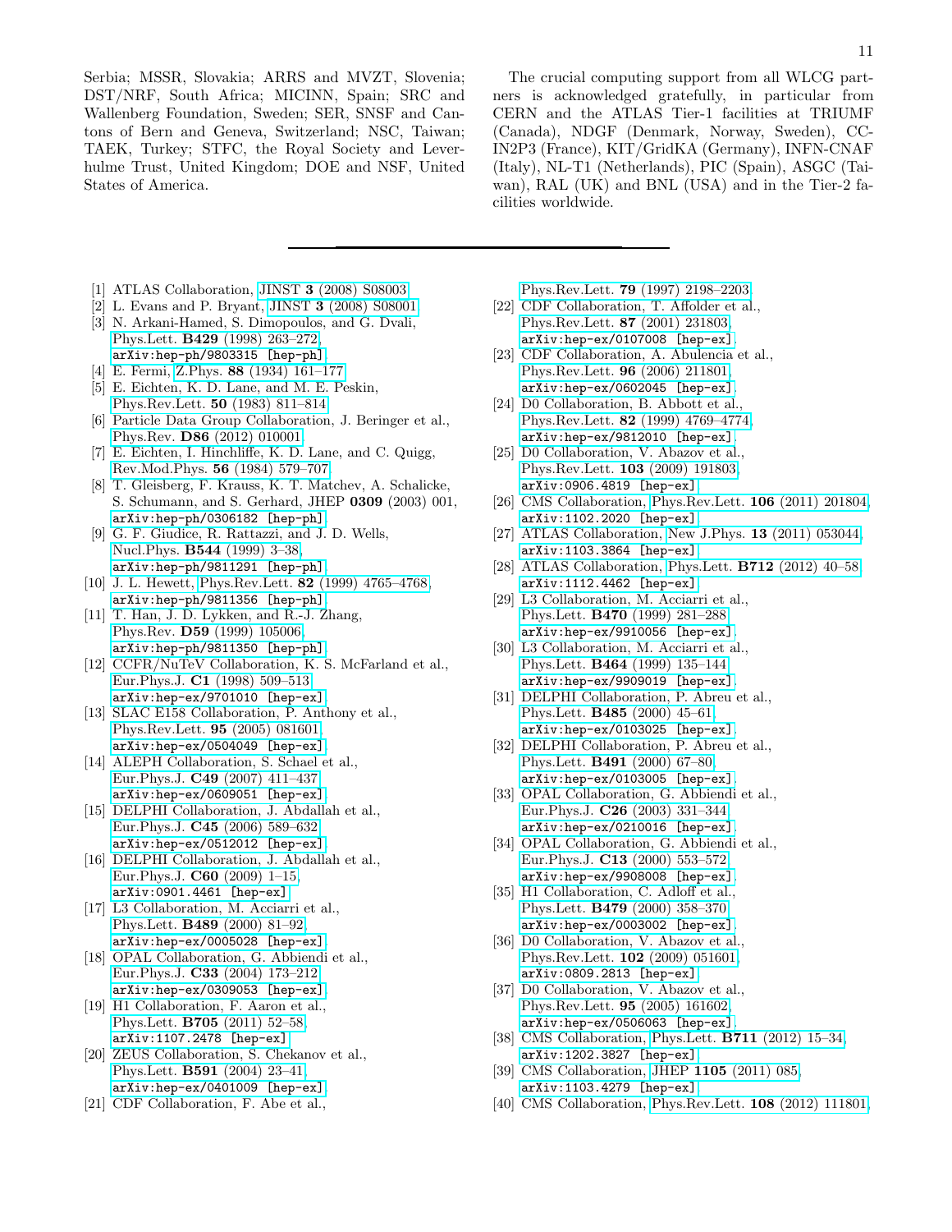Serbia; MSSR, Slovakia; ARRS and MVZT, Slovenia; DST/NRF, South Africa; MICINN, Spain; SRC and Wallenberg Foundation, Sweden; SER, SNSF and Cantons of Bern and Geneva, Switzerland; NSC, Taiwan; TAEK, Turkey; STFC, the Royal Society and Leverhulme Trust, United Kingdom; DOE and NSF, United States of America.

The crucial computing support from all WLCG partners is acknowledged gratefully, in particular from CERN and the ATLAS Tier-1 facilities at TRIUMF (Canada), NDGF (Denmark, Norway, Sweden), CC-IN2P3 (France), KIT/GridKA (Germany), INFN-CNAF (Italy), NL-T1 (Netherlands), PIC (Spain), ASGC (Taiwan), RAL (UK) and BNL (USA) and in the Tier-2 facilities worldwide.

---

[1] ATLAS Collaboration, JINST **3** (2008) S08003.
[2] L. Evans and P. Bryant, JINST **3** (2008) S08001.
[3] N. Arkani-Hamed, S. Dimopoulos, and G. Dvali, Phys.Lett. **B429** (1998) 263–272, `arXiv:hep-ph/9803315 [hep-ph]`.
[4] E. Fermi, Z.Phys. **88** (1934) 161–177.
[5] E. Eichten, K. D. Lane, and M. E. Peskin, Phys.Rev.Lett. **50** (1983) 811–814.
[6] Particle Data Group Collaboration, J. Beringer et al., Phys.Rev. **D86** (2012) 010001.
[7] E. Eichten, I. Hinchliffe, K. D. Lane, and C. Quigg, Rev.Mod.Phys. **56** (1984) 579–707.
[8] T. Gleisberg, F. Krauss, K. T. Matchev, A. Schalicke, S. Schumann, and S. Gerhard, JHEP **0309** (2003) 001, `arXiv:hep-ph/0306182 [hep-ph]`.
[9] G. F. Giudice, R. Rattazzi, and J. D. Wells, Nucl.Phys. **B544** (1999) 3–38, `arXiv:hep-ph/9811291 [hep-ph]`.
[10] J. L. Hewett, Phys.Rev.Lett. **82** (1999) 4765–4768, `arXiv:hep-ph/9811356 [hep-ph]`.
[11] T. Han, J. D. Lykken, and R.-J. Zhang, Phys.Rev. **D59** (1999) 105006, `arXiv:hep-ph/9811350 [hep-ph]`.
[12] CCFR/NuTeV Collaboration, K. S. McFarland et al., Eur.Phys.J. **C1** (1998) 509–513, `arXiv:hep-ex/9701010 [hep-ex]`.
[13] SLAC E158 Collaboration, P. Anthony et al., Phys.Rev.Lett. **95** (2005) 081601, `arXiv:hep-ex/0504049 [hep-ex]`.
[14] ALEPH Collaboration, S. Schael et al., Eur.Phys.J. **C49** (2007) 411–437, `arXiv:hep-ex/0609051 [hep-ex]`.
[15] DELPHI Collaboration, J. Abdallah et al., Eur.Phys.J. **C45** (2006) 589–632, `arXiv:hep-ex/0512012 [hep-ex]`.
[16] DELPHI Collaboration, J. Abdallah et al., Eur.Phys.J. **C60** (2009) 1–15, `arXiv:0901.4461 [hep-ex]`.
[17] L3 Collaboration, M. Acciarri et al., Phys.Lett. **B489** (2000) 81–92, `arXiv:hep-ex/0005028 [hep-ex]`.
[18] OPAL Collaboration, G. Abbiendi et al., Eur.Phys.J. **C33** (2004) 173–212, `arXiv:hep-ex/0309053 [hep-ex]`.
[19] H1 Collaboration, F. Aaron et al., Phys.Lett. **B705** (2011) 52–58, `arXiv:1107.2478 [hep-ex]`.
[20] ZEUS Collaboration, S. Chekanov et al., Phys.Lett. **B591** (2004) 23–41, `arXiv:hep-ex/0401009 [hep-ex]`.
[21] CDF Collaboration, F. Abe et al., Phys.Rev.Lett. **79** (1997) 2198–2203.
[22] CDF Collaboration, T. Affolder et al., Phys.Rev.Lett. **87** (2001) 231803, `arXiv:hep-ex/0107008 [hep-ex]`.
[23] CDF Collaboration, A. Abulencia et al., Phys.Rev.Lett. **96** (2006) 211801, `arXiv:hep-ex/0602045 [hep-ex]`.
[24] D0 Collaboration, B. Abbott et al., Phys.Rev.Lett. **82** (1999) 4769–4774, `arXiv:hep-ex/9812010 [hep-ex]`.
[25] D0 Collaboration, V. Abazov et al., Phys.Rev.Lett. **103** (2009) 191803, `arXiv:0906.4819 [hep-ex]`.
[26] CMS Collaboration, Phys.Rev.Lett. **106** (2011) 201804, `arXiv:1102.2020 [hep-ex]`.
[27] ATLAS Collaboration, New J.Phys. **13** (2011) 053044, `arXiv:1103.3864 [hep-ex]`.
[28] ATLAS Collaboration, Phys.Lett. **B712** (2012) 40–58, `arXiv:1112.4462 [hep-ex]`.
[29] L3 Collaboration, M. Acciarri et al., Phys.Lett. **B470** (1999) 281–288, `arXiv:hep-ex/9910056 [hep-ex]`.
[30] L3 Collaboration, M. Acciarri et al., Phys.Lett. **B464** (1999) 135–144, `arXiv:hep-ex/9909019 [hep-ex]`.
[31] DELPHI Collaboration, P. Abreu et al., Phys.Lett. **B485** (2000) 45–61, `arXiv:hep-ex/0103025 [hep-ex]`.
[32] DELPHI Collaboration, P. Abreu et al., Phys.Lett. **B491** (2000) 67–80, `arXiv:hep-ex/0103005 [hep-ex]`.
[33] OPAL Collaboration, G. Abbiendi et al., Eur.Phys.J. **C26** (2003) 331–344, `arXiv:hep-ex/0210016 [hep-ex]`.
[34] OPAL Collaboration, G. Abbiendi et al., Eur.Phys.J. **C13** (2000) 553–572, `arXiv:hep-ex/9908008 [hep-ex]`.
[35] H1 Collaboration, C. Adloff et al., Phys.Lett. **B479** (2000) 358–370, `arXiv:hep-ex/0003002 [hep-ex]`.
[36] D0 Collaboration, V. Abazov et al., Phys.Rev.Lett. **102** (2009) 051601, `arXiv:0809.2813 [hep-ex]`.
[37] D0 Collaboration, V. Abazov et al., Phys.Rev.Lett. **95** (2005) 161602, `arXiv:hep-ex/0506063 [hep-ex]`.
[38] CMS Collaboration, Phys.Lett. **B711** (2012) 15–34, `arXiv:1202.3827 [hep-ex]`.
[39] CMS Collaboration, JHEP **1105** (2011) 085, `arXiv:1103.4279 [hep-ex]`.
[40] CMS Collaboration, Phys.Rev.Lett. **108** (2012) 111801,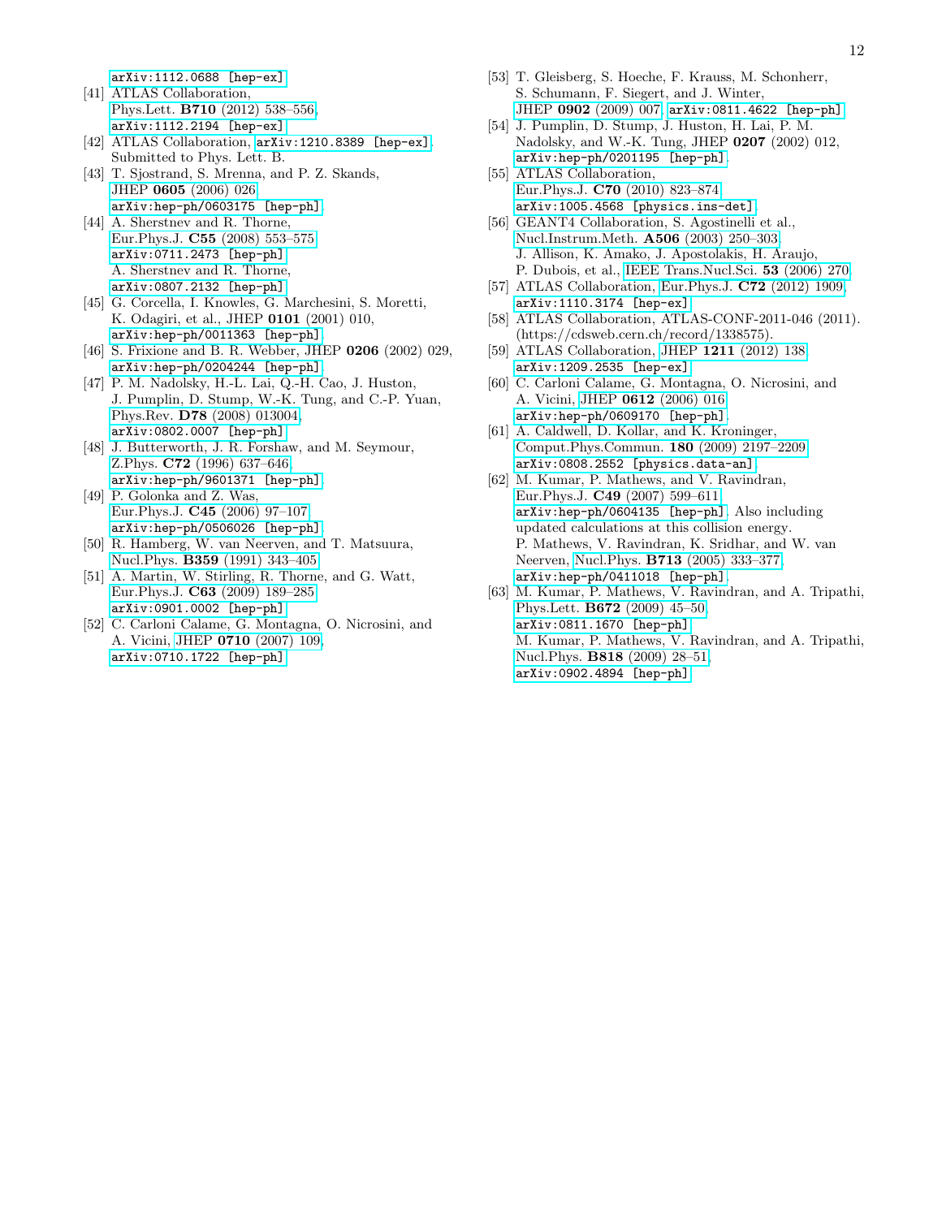arXiv:1112.0688 [hep-ex].

[41] ATLAS Collaboration, Phys.Lett. **B710** (2012) 538–556, arXiv:1112.2194 [hep-ex].

[42] ATLAS Collaboration, arXiv:1210.8389 [hep-ex]. Submitted to Phys. Lett. B.

[43] T. Sjostrand, S. Mrenna, and P. Z. Skands, JHEP **0605** (2006) 026, arXiv:hep-ph/0603175 [hep-ph].

[44] A. Sherstnev and R. Thorne, Eur.Phys.J. **C55** (2008) 553–575, arXiv:0711.2473 [hep-ph]. A. Sherstnev and R. Thorne, arXiv:0807.2132 [hep-ph].

[45] G. Corcella, I. Knowles, G. Marchesini, S. Moretti, K. Odagiri, et al., JHEP **0101** (2001) 010, arXiv:hep-ph/0011363 [hep-ph].

[46] S. Frixione and B. R. Webber, JHEP **0206** (2002) 029, arXiv:hep-ph/0204244 [hep-ph].

[47] P. M. Nadolsky, H.-L. Lai, Q.-H. Cao, J. Huston, J. Pumplin, D. Stump, W.-K. Tung, and C.-P. Yuan, Phys.Rev. **D78** (2008) 013004, arXiv:0802.0007 [hep-ph].

[48] J. Butterworth, J. R. Forshaw, and M. Seymour, Z.Phys. **C72** (1996) 637–646, arXiv:hep-ph/9601371 [hep-ph].

[49] P. Golonka and Z. Was, Eur.Phys.J. **C45** (2006) 97–107, arXiv:hep-ph/0506026 [hep-ph].

[50] R. Hamberg, W. van Neerven, and T. Matsuura, Nucl.Phys. **B359** (1991) 343–405.

[51] A. Martin, W. Stirling, R. Thorne, and G. Watt, Eur.Phys.J. **C63** (2009) 189–285, arXiv:0901.0002 [hep-ph].

[52] C. Carloni Calame, G. Montagna, O. Nicrosini, and A. Vicini, JHEP **0710** (2007) 109, arXiv:0710.1722 [hep-ph].

[53] T. Gleisberg, S. Hoeche, F. Krauss, M. Schonherr, S. Schumann, F. Siegert, and J. Winter, JHEP **0902** (2009) 007, arXiv:0811.4622 [hep-ph].

[54] J. Pumplin, D. Stump, J. Huston, H. Lai, P. M. Nadolsky, and W.-K. Tung, JHEP **0207** (2002) 012, arXiv:hep-ph/0201195 [hep-ph].

[55] ATLAS Collaboration, Eur.Phys.J. **C70** (2010) 823–874, arXiv:1005.4568 [physics.ins-det].

[56] GEANT4 Collaboration, S. Agostinelli et al., Nucl.Instrum.Meth. **A506** (2003) 250–303; J. Allison, K. Amako, J. Apostolakis, H. Araujo, P. Dubois, et al., IEEE Trans.Nucl.Sci. **53** (2006) 270.

[57] ATLAS Collaboration, Eur.Phys.J. **C72** (2012) 1909, arXiv:1110.3174 [hep-ex].

[58] ATLAS Collaboration, ATLAS-CONF-2011-046 (2011). (https://cdsweb.cern.ch/record/1338575).

[59] ATLAS Collaboration, JHEP **1211** (2012) 138, arXiv:1209.2535 [hep-ex].

[60] C. Carloni Calame, G. Montagna, O. Nicrosini, and A. Vicini, JHEP **0612** (2006) 016, arXiv:hep-ph/0609170 [hep-ph].

[61] A. Caldwell, D. Kollar, and K. Kroninger, Comput.Phys.Commun. **180** (2009) 2197–2209, arXiv:0808.2552 [physics.data-an].

[62] M. Kumar, P. Mathews, and V. Ravindran, Eur.Phys.J. **C49** (2007) 599–611, arXiv:hep-ph/0604135 [hep-ph]. Also including updated calculations at this collision energy. P. Mathews, V. Ravindran, K. Sridhar, and W. van Neerven, Nucl.Phys. **B713** (2005) 333–377, arXiv:hep-ph/0411018 [hep-ph].

[63] M. Kumar, P. Mathews, V. Ravindran, and A. Tripathi, Phys.Lett. **B672** (2009) 45–50, arXiv:0811.1670 [hep-ph]. M. Kumar, P. Mathews, V. Ravindran, and A. Tripathi, Nucl.Phys. **B818** (2009) 28–51, arXiv:0902.4894 [hep-ph].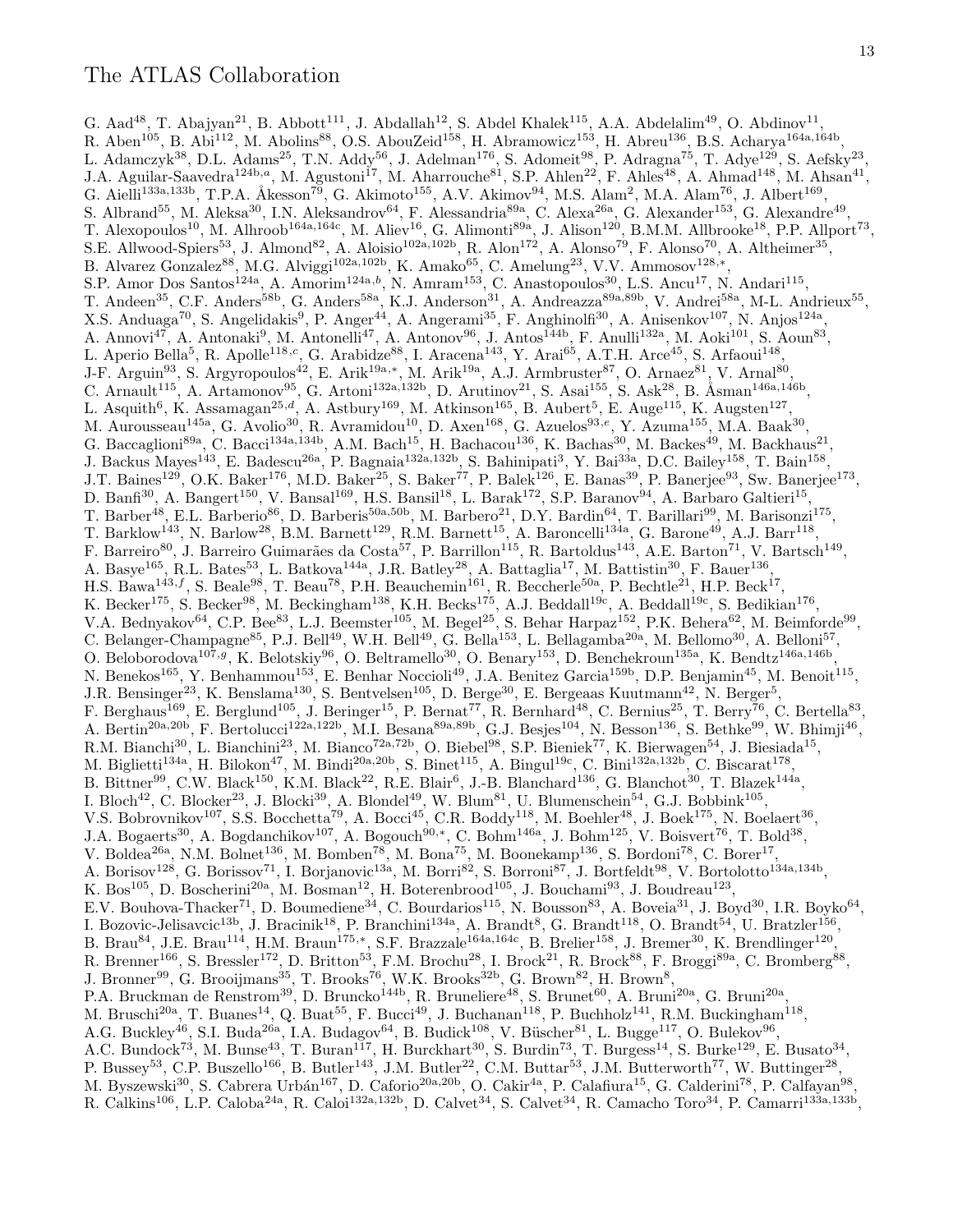# The ATLAS Collaboration

G. Aad[48], T. Abajyan[21], B. Abbott[111], J. Abdallah[12], S. Abdel Khalek[115], A.A. Abdelalim[49], O. Abdinov[11], R. Aben[105], B. Abi[112], M. Abolins[88], O.S. AbouZeid[158], H. Abramowicz[153], H. Abreu[136], B.S. Acharya[164a,164b], L. Adamczyk[38], D.L. Adams[25], T.N. Addy[56], J. Adelman[176], S. Adomeit[98], P. Adragna[75], T. Adye[129], S. Aefsky[23], J.A. Aguilar-Saavedra[124b,a], M. Agustoni[17], M. Aharrouche[81], S.P. Ahlen[22], F. Ahles[48], A. Ahmad[148], M. Ahsan[41], G. Aielli[133a,133b], T.P.A. Åkesson[79], G. Akimoto[155], A.V. Akimov[94], M.S. Alam[2], M.A. Alam[76], J. Albert[169], S. Albrand[55], M. Aleksa[30], I.N. Aleksandrov[64], F. Alessandria[89a], C. Alexa[26a], G. Alexander[153], G. Alexandre[49], T. Alexopoulos[10], M. Alhroob[164a,164c], M. Aliev[16], G. Alimonti[89a], J. Alison[120], B.M.M. Allbrooke[18], P.P. Allport[73], S.E. Allwood-Spiers[53], J. Almond[82], A. Aloisio[102a,102b], R. Alon[172], A. Alonso[79], F. Alonso[70], A. Altheimer[35], B. Alvarez Gonzalez[88], M.G. Alviggi[102a,102b], K. Amako[65], C. Amelung[23], V.V. Ammosov[128,*], S.P. Amor Dos Santos[124a], A. Amorim[124a,b], N. Amram[153], C. Anastopoulos[30], L.S. Ancu[17], N. Andari[115], T. Andeen[35], C.F. Anders[58b], G. Anders[58a], K.J. Anderson[31], A. Andreazza[89a,89b], V. Andrei[58a], M-L. Andrieux[55], X.S. Anduaga[70], S. Angelidakis[9], P. Anger[44], A. Angerami[35], F. Anghinolfi[30], A. Anisenkov[107], N. Anjos[124a], A. Annovi[47], A. Antonaki[9], M. Antonelli[47], A. Antonov[96], J. Antos[144b], F. Anulli[132a], M. Aoki[101], S. Aoun[83], L. Aperio Bella[5], R. Apolle[118,c], G. Arabidze[88], I. Aracena[143], Y. Arai[65], A.T.H. Arce[45], S. Arfaoui[148], J-F. Arguin[93], S. Argyropoulos[42], E. Arik[19a,*], M. Arik[19a], A.J. Armbruster[87], O. Arnaez[81], V. Arnal[80], C. Arnault[115], A. Artamonov[95], G. Artoni[132a,132b], D. Arutinov[21], S. Asai[155], S. Ask[28], B. Åsman[146a,146b], L. Asquith[6], K. Assamagan[25,d], A. Astbury[169], M. Atkinson[165], B. Aubert[5], E. Auge[115], K. Augsten[127], M. Aurousseau[145a], G. Avolio[30], R. Avramidou[10], D. Axen[168], G. Azuelos[93,e], Y. Azuma[155], M.A. Baak[30], G. Baccaglioni[89a], C. Bacci[134a,134b], A.M. Bach[15], H. Bachacou[136], K. Bachas[30], M. Backes[49], M. Backhaus[21], J. Backus Mayes[143], E. Badescu[26a], P. Bagnaia[132a,132b], S. Bahinipati[3], Y. Bai[33a], D.C. Bailey[158], T. Bain[158], J.T. Baines[129], O.K. Baker[176], M.D. Baker[25], S. Baker[77], P. Balek[126], E. Banas[39], P. Banerjee[93], Sw. Banerjee[173], D. Banfi[30], A. Bangert[150], V. Bansal[169], H.S. Bansil[18], L. Barak[172], S.P. Baranov[94], A. Barbaro Galtieri[15], T. Barber[48], E.L. Barberio[86], D. Barberis[50a,50b], M. Barbero[21], D.Y. Bardin[64], T. Barillari[99], M. Barisonzi[175], T. Barklow[143], N. Barlow[28], B.M. Barnett[129], R.M. Barnett[15], A. Baroncelli[134a], G. Barone[49], A.J. Barr[118], F. Barreiro[80], J. Barreiro Guimarães da Costa[57], P. Barrillon[115], R. Bartoldus[143], A.E. Barton[71], V. Bartsch[149], A. Basye[165], R.L. Bates[53], L. Batkova[144a], J.R. Batley[28], A. Battaglia[17], M. Battistin[30], F. Bauer[136], H.S. Bawa[143,f], S. Beale[98], T. Beau[78], P.H. Beauchemin[161], R. Beccherle[50a], P. Bechtle[21], H.P. Beck[17], K. Becker[175], S. Becker[98], M. Beckingham[138], K.H. Becks[175], A.J. Beddall[19c], A. Beddall[19c], S. Bedikian[176], V.A. Bednyakov[64], C.P. Bee[83], L.J. Beemster[105], M. Begel[25], S. Behar Harpaz[152], P.K. Behera[62], M. Beimforde[99], C. Belanger-Champagne[85], P.J. Bell[49], W.H. Bell[49], G. Bella[153], L. Bellagamba[20a], M. Bellomo[30], A. Belloni[57], O. Beloborodova[107,g], K. Belotskiy[96], O. Beltramello[30], O. Benary[153], D. Benchekroun[135a], K. Bendtz[146a,146b], N. Benekos[165], Y. Benhammou[153], E. Benhar Noccioli[49], J.A. Benitez Garcia[159b], D.P. Benjamin[45], M. Benoit[115], J.R. Bensinger[23], K. Benslama[130], S. Bentvelsen[105], D. Berge[30], E. Bergeaas Kuutmann[42], N. Berger[5], F. Berghaus[169], E. Berglund[105], J. Beringer[15], P. Bernat[77], R. Bernhard[48], C. Bernius[25], T. Berry[76], C. Bertella[83], A. Bertin[20a,20b], F. Bertolucci[122a,122b], M.I. Besana[89a,89b], G.J. Besjes[104], N. Besson[136], S. Bethke[99], W. Bhimji[46], R.M. Bianchi[30], L. Bianchini[23], M. Bianco[72a,72b], O. Biebel[98], S.P. Bieniek[77], K. Bierwagen[54], J. Biesiada[15], M. Biglietti[134a], H. Bilokon[47], M. Bindi[20a,20b], S. Binet[115], A. Bingul[19c], C. Bini[132a,132b], C. Biscarat[178], B. Bittner[99], C.W. Black[150], K.M. Black[22], R.E. Blair[6], J.-B. Blanchard[136], G. Blanchot[30], T. Blazek[144a], I. Bloch[42], C. Blocker[23], J. Blocki[39], A. Blondel[49], W. Blum[81], U. Blumenschein[54], G.J. Bobbink[105], V.S. Bobrovnikov[107], S.S. Bocchetta[79], A. Bocci[45], C.R. Boddy[118], M. Boehler[48], J. Boek[175], N. Boelaert[36], J.A. Bogaerts[30], A. Bogdanchikov[107], A. Bogouch[90,*], C. Bohm[146a], J. Bohm[125], V. Boisvert[76], T. Bold[38], V. Boldea[26a], N.M. Bolnet[136], M. Bomben[78], M. Bona[75], M. Boonekamp[136], S. Bordoni[78], C. Borer[17], A. Borisov[128], G. Borissov[71], I. Borjanovic[13a], M. Borri[82], S. Borroni[87], J. Bortfeldt[98], V. Bortolotto[134a,134b], K. Bos[105], D. Boscherini[20a], M. Bosman[12], H. Boterenbrood[105], J. Bouchami[93], J. Boudreau[123], E.V. Bouhova-Thacker[71], D. Boumediene[34], C. Bourdarios[115], N. Bousson[83], A. Boveia[31], J. Boyd[30], I.R. Boyko[64], I. Bozovic-Jelisavcic[13b], J. Bracinik[18], P. Branchini[134a], A. Brandt[8], G. Brandt[118], O. Brandt[54], U. Bratzler[156], B. Brau[84], J.E. Brau[114], H.M. Braun[175,*], S.F. Brazzale[164a,164c], B. Brelier[158], J. Bremer[30], K. Brendlinger[120], R. Brenner[166], S. Bressler[172], D. Britton[53], F.M. Brochu[28], I. Brock[21], R. Brock[88], F. Broggi[89a], C. Bromberg[88], J. Bronner[99], G. Brooijmans[35], T. Brooks[76], W.K. Brooks[32b], G. Brown[82], H. Brown[8], P.A. Bruckman de Renstrom[39], D. Bruncko[144b], R. Bruneliere[48], S. Brunet[60], A. Bruni[20a], G. Bruni[20a], M. Bruschi[20a], T. Buanes[14], Q. Buat[55], F. Bucci[49], J. Buchanan[118], P. Buchholz[141], R.M. Buckingham[118], A.G. Buckley[46], S.I. Buda[26a], I.A. Budagov[64], B. Budick[108], V. Büscher[81], L. Bugge[117], O. Bulekov[96], A.C. Bundock[73], M. Bunse[43], T. Buran[117], H. Burckhart[30], S. Burdin[73], T. Burgess[14], S. Burke[129], E. Busato[34], P. Bussey[53], C.P. Buszello[166], B. Butler[143], J.M. Butler[22], C.M. Buttar[53], J.M. Butterworth[77], W. Buttinger[28], M. Byszewski[30], S. Cabrera Urbán[167], D. Caforio[20a,20b], O. Cakir[4a], P. Calafiura[15], G. Calderini[78], P. Calfayan[98], R. Calkins[106], L.P. Caloba[24a], R. Caloi[132a,132b], D. Calvet[34], S. Calvet[34], R. Camacho Toro[34], P. Camarri[133a,133b],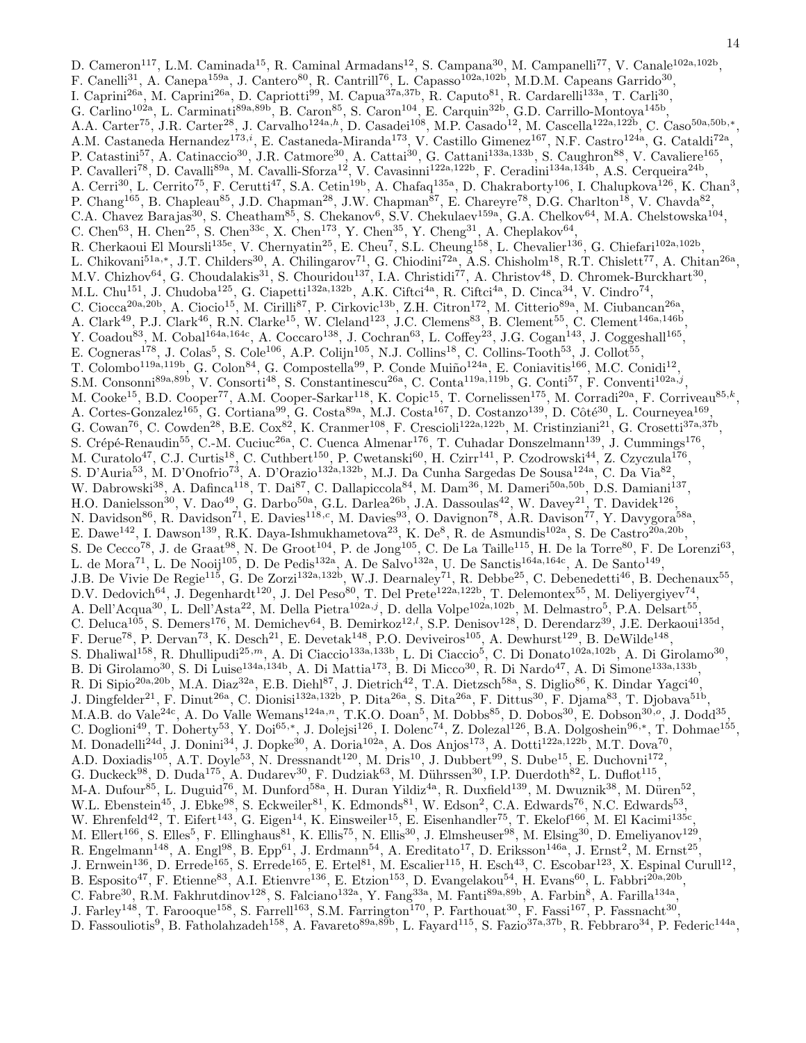D. Cameron[117], L.M. Caminada[15], R. Caminal Armadans[12], S. Campana[30], M. Campanelli[77], V. Canale[102a,102b], F. Canelli[31], A. Canepa[159a], J. Cantero[80], R. Cantrill[76], L. Capasso[102a,102b], M.D.M. Capeans Garrido[30], I. Caprini[26a], M. Caprini[26a], D. Capriotti[99], M. Capua[37a,37b], R. Caputo[81], R. Cardarelli[133a], T. Carli[30], G. Carlino[102a], L. Carminati[89a,89b], B. Caron[85], S. Caron[104], E. Carquin[32b], G.D. Carrillo-Montoya[145b], A.A. Carter[75], J.R. Carter[28], J. Carvalho[124a,h], D. Casadei[108], M.P. Casado[12], M. Cascella[122a,122b], C. Caso[50a,50b,*], A.M. Castaneda Hernandez[173,i], E. Castaneda-Miranda[173], V. Castillo Gimenez[167], N.F. Castro[124a], G. Cataldi[72a], P. Catastini[57], A. Catinaccio[30], J.R. Catmore[30], A. Cattai[30], G. Cattani[133a,133b], S. Caughron[88], V. Cavaliere[165], P. Cavalleri[78], D. Cavalli[89a], M. Cavalli-Sforza[12], V. Cavasinni[122a,122b], F. Ceradini[134a,134b], A.S. Cerqueira[24b], A. Cerri[30], L. Cerrito[75], F. Cerutti[47], S.A. Cetin[19b], A. Chafaq[135a], D. Chakraborty[106], I. Chalupkova[126], K. Chan[3], P. Chang[165], B. Chapleau[85], J.D. Chapman[28], J.W. Chapman[87], E. Chareyre[78], D.G. Charlton[18], V. Chavda[82], C.A. Chavez Barajas[30], S. Cheatham[85], S. Chekanov[6], S.V. Chekulaev[159a], G.A. Chelkov[64], M.A. Chelstowska[104], C. Chen[63], H. Chen[25], S. Chen[33c], X. Chen[173], Y. Chen[35], Y. Cheng[31], A. Cheplakov[64], R. Cherkaoui El Moursli[135e], V. Chernyatin[25], E. Cheu[7], S.L. Cheung[158], L. Chevalier[136], G. Chiefari[102a,102b], L. Chikovani[51a,*], J.T. Childers[30], A. Chilingarov[71], G. Chiodini[72a], A.S. Chisholm[18], R.T. Chislett[77], A. Chitan[26a], M.V. Chizhov[64], G. Choudalakis[31], S. Chouridou[137], I.A. Christidi[77], A. Christov[48], D. Chromek-Burckhart[30], M.L. Chu[151], J. Chudoba[125], G. Ciapetti[132a,132b], A.K. Ciftci[4a], R. Ciftci[4a], D. Cinca[34], V. Cindro[74], C. Ciocca[20a,20b], A. Ciocio[15], M. Cirilli[87], P. Cirkovic[13b], Z.H. Citron[172], M. Citterio[89a], M. Ciubancan[26a], A. Clark[49], P.J. Clark[46], R.N. Clarke[15], W. Cleland[123], J.C. Clemens[83], B. Clement[55], C. Clement[146a,146b], Y. Coadou[83], M. Cobal[164a,164c], A. Coccaro[138], J. Cochran[63], L. Coffey[23], J.G. Cogan[143], J. Coggeshall[165], E. Cogneras[178], J. Colas[5], S. Cole[106], A.P. Colijn[105], N.J. Collins[18], C. Collins-Tooth[53], J. Collot[55], T. Colombo[119a,119b], G. Colon[84], G. Compostella[99], P. Conde Muiño[124a], E. Coniavitis[166], M.C. Conidi[12], S.M. Consonni[89a,89b], V. Consorti[48], S. Constantinescu[26a], C. Conta[119a,119b], G. Conti[57], F. Conventi[102a,j], M. Cooke[15], B.D. Cooper[77], A.M. Cooper-Sarkar[118], K. Copic[15], T. Cornelissen[175], M. Corradi[20a], F. Corriveau[85,k], A. Cortes-Gonzalez[165], G. Cortiana[99], G. Costa[89a], M.J. Costa[167], D. Costanzo[139], D. Côté[30], L. Courneyea[169], G. Cowan[76], C. Cowden[28], B.E. Cox[82], K. Cranmer[108], F. Crescioli[122a,122b], M. Cristinziani[21], G. Crosetti[37a,37b], S. Crépé-Renaudin[55], C.-M. Cuciuc[26a], C. Cuenca Almenar[176], T. Cuhadar Donszelmann[139], J. Cummings[176], M. Curatolo[47], C.J. Curtis[18], C. Cuthbert[150], P. Cwetanski[60], H. Czirr[141], P. Czodrowski[44], Z. Czyczula[176], S. D'Auria[53], M. D'Onofrio[73], A. D'Orazio[132a,132b], M.J. Da Cunha Sargedas De Sousa[124a], C. Da Via[82], W. Dabrowski[38], A. Dafinca[118], T. Dai[87], C. Dallapiccola[84], M. Dam[36], M. Dameri[50a,50b], D.S. Damiani[137], H.O. Danielsson[30], V. Dao[49], G. Darbo[50a], G.L. Darlea[26b], J.A. Dassoulas[42], W. Davey[21], T. Davidek[126], N. Davidson[86], R. Davidson[71], E. Davies[118,c], M. Davies[93], O. Davignon[78], A.R. Davison[77], Y. Davygora[58a], E. Dawe[142], I. Dawson[139], R.K. Daya-Ishmukhametova[23], K. De[8], R. de Asmundis[102a], S. De Castro[20a,20b], S. De Cecco[78], J. de Graat[98], N. De Groot[104], P. de Jong[105], C. De La Taille[115], H. De la Torre[80], F. De Lorenzi[63], L. de Mora[71], L. De Nooij[105], D. De Pedis[132a], A. De Salvo[132a], U. De Sanctis[164a,164c], A. De Santo[149], J.B. De Vivie De Regie[115], G. De Zorzi[132a,132b], W.J. Dearnaley[71], R. Debbe[25], C. Debenedetti[46], B. Dechenaux[55], D.V. Dedovich[64], J. Degenhardt[120], J. Del Peso[80], T. Del Prete[122a,122b], T. Delemontex[55], M. Deliyergiyev[74], A. Dell'Acqua[30], L. Dell'Asta[22], M. Della Pietra[102a,j], D. della Volpe[102a,102b], M. Delmastro[5], P.A. Delsart[55], C. Deluca[105], S. Demers[176], M. Demichev[64], B. Demirkoz[12,l], S.P. Denisov[128], D. Derendarz[39], J.E. Derkaoui[135d], F. Derue[78], P. Dervan[73], K. Desch[21], E. Devetak[148], P.O. Deviveiros[105], A. Dewhurst[129], B. DeWilde[148], S. Dhaliwal[158], R. Dhullipudi[25,m], A. Di Ciaccio[133a,133b], L. Di Ciaccio[5], C. Di Donato[102a,102b], A. Di Girolamo[30], B. Di Girolamo[30], S. Di Luise[134a,134b], A. Di Mattia[173], B. Di Micco[30], R. Di Nardo[47], A. Di Simone[133a,133b], R. Di Sipio[20a,20b], M.A. Diaz[32a], E.B. Diehl[87], J. Dietrich[42], T.A. Dietzsch[58a], S. Diglio[86], K. Dindar Yagci[40], J. Dingfelder[21], F. Dinut[26a], C. Dionisi[132a,132b], P. Dita[26a], S. Dita[26a], F. Dittus[30], F. Djama[83], T. Djobava[51b], M.A.B. do Vale[24c], A. Do Valle Wemans[124a,n], T.K.O. Doan[5], M. Dobbs[85], D. Dobos[30], E. Dobson[30,o], J. Dodd[35], C. Doglioni[49], T. Doherty[53], Y. Doi[65,*], J. Dolejsi[126], I. Dolenc[74], Z. Dolezal[126], B.A. Dolgoshein[96,*], T. Dohmae[155], M. Donadelli[24d], J. Donini[34], J. Dopke[30], A. Doria[102a], A. Dos Anjos[173], A. Dotti[122a,122b], M.T. Dova[70], A.D. Doxiadis[105], A.T. Doyle[53], N. Dressnandt[120], M. Dris[10], J. Dubbert[99], S. Dube[15], E. Duchovni[172], G. Duckeck[98], D. Duda[175], A. Dudarev[30], F. Dudziak[63], M. Dührssen[30], I.P. Duerdoth[82], L. Duflot[115], M-A. Dufour[85], L. Duguid[76], M. Dunford[58a], H. Duran Yildiz[4a], R. Duxfield[139], M. Dwuznik[38], M. Düren[52], W.L. Ebenstein[45], J. Ebke[98], S. Eckweiler[81], K. Edmonds[81], W. Edson[2], C.A. Edwards[76], N.C. Edwards[53], W. Ehrenfeld[42], T. Eifert[143], G. Eigen[14], K. Einsweiler[15], E. Eisenhandler[75], T. Ekelof[166], M. El Kacimi[135c], M. Ellert[166], S. Elles[5], F. Ellinghaus[81], K. Ellis[75], N. Ellis[30], J. Elmsheuser[98], M. Elsing[30], D. Emeliyanov[129], R. Engelmann[148], A. Engl[98], B. Epp[61], J. Erdmann[54], A. Ereditato[17], D. Eriksson[146a], J. Ernst[2], M. Ernst[25], J. Ernwein[136], D. Errede[165], S. Errede[165], E. Ertel[81], M. Escalier[115], H. Esch[43], C. Escobar[123], X. Espinal Curull[12], B. Esposito[47], F. Etienne[83], A.I. Etienvre[136], E. Etzion[153], D. Evangelakou[54], H. Evans[60], L. Fabbri[20a,20b], C. Fabre[30], R.M. Fakhrutdinov[128], S. Falciano[132a], Y. Fang[33a], M. Fanti[89a,89b], A. Farbin[8], A. Farilla[134a], J. Farley[148], T. Farooque[158], S. Farrell[163], S.M. Farrington[170], P. Farthouat[30], F. Fassi[167], P. Fassnacht[30], D. Fassouliotis[9], B. Fatholahzadeh[158], A. Favareto[89a,89b], L. Fayard[115], S. Fazio[37a,37b], R. Febbraro[34], P. Federic[144a],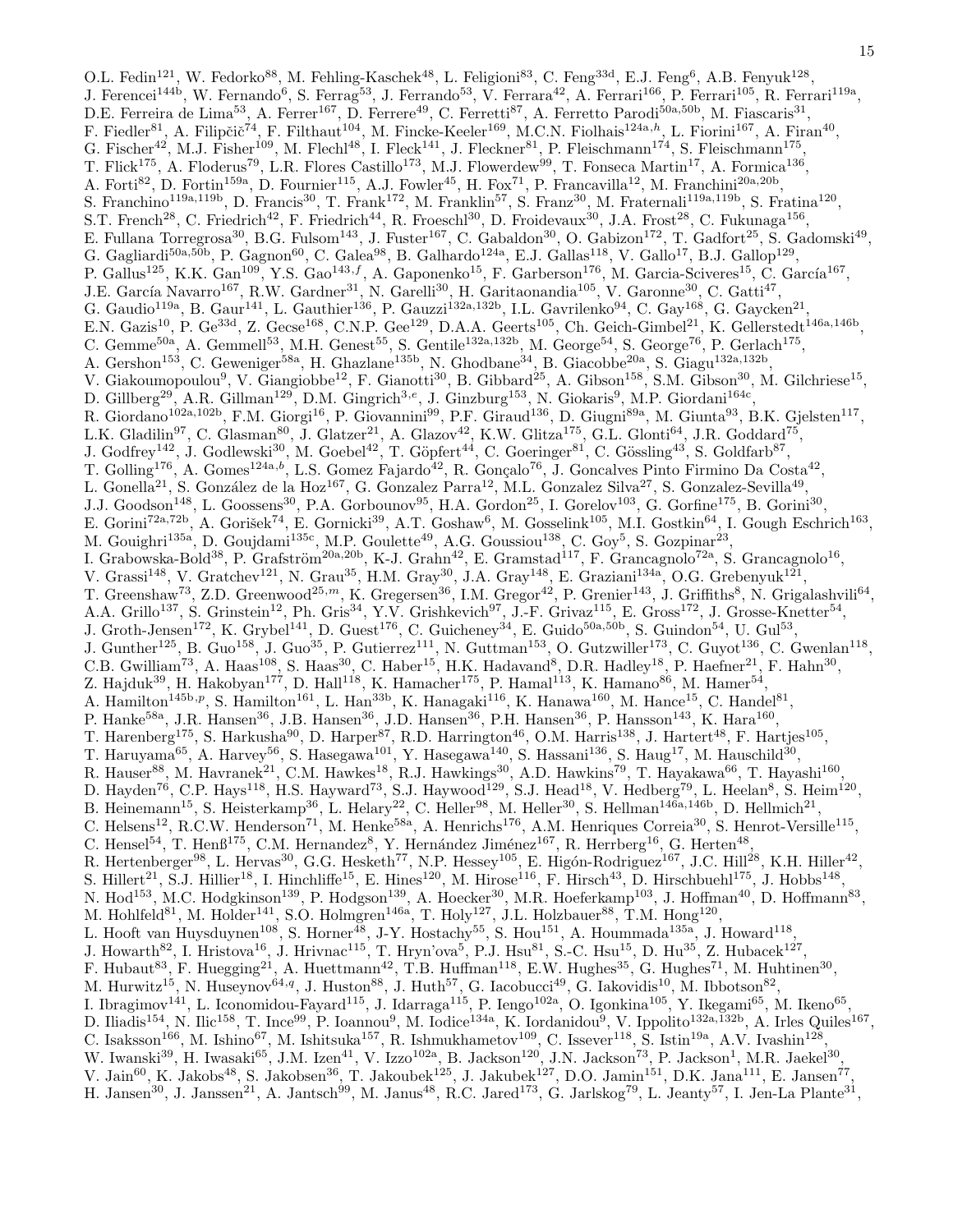O.L. Fedin[121], W. Fedorko[88], M. Fehling-Kaschek[48], L. Feligioni[83], C. Feng[33d], E.J. Feng[6], A.B. Fenyuk[128], J. Ferencei[144b], W. Fernando[6], S. Ferrag[53], J. Ferrando[53], V. Ferrara[42], A. Ferrari[166], P. Ferrari[105], R. Ferrari[119a], D.E. Ferreira de Lima[53], A. Ferrer[167], D. Ferrere[49], C. Ferretti[87], A. Ferretto Parodi[50a,50b], M. Fiascaris[31], F. Fiedler[81], A. Filipčič[74], F. Filthaut[104], M. Fincke-Keeler[169], M.C.N. Fiolhais[124a,h], L. Fiorini[167], A. Firan[40], G. Fischer[42], M.J. Fisher[109], M. Flechl[48], I. Fleck[141], J. Fleckner[81], P. Fleischmann[174], S. Fleischmann[175], T. Flick[175], A. Floderus[79], L.R. Flores Castillo[173], M.J. Flowerdew[99], T. Fonseca Martin[17], A. Formica[136], A. Forti[82], D. Fortin[159a], D. Fournier[115], A.J. Fowler[45], H. Fox[71], P. Francavilla[12], M. Franchini[20a,20b], S. Franchino[119a,119b], D. Francis[30], T. Frank[172], M. Franklin[57], S. Franz[30], M. Fraternali[119a,119b], S. Fratina[120], S.T. French[28], C. Friedrich[42], F. Friedrich[44], R. Froeschl[30], D. Froidevaux[30], J.A. Frost[28], C. Fukunaga[156], E. Fullana Torregrosa[30], B.G. Fulsom[143], J. Fuster[167], C. Gabaldon[30], O. Gabizon[172], T. Gadfort[25], S. Gadomski[49], G. Gagliardi[50a,50b], P. Gagnon[60], C. Galea[98], B. Galhardo[124a], E.J. Gallas[118], V. Gallo[17], B.J. Gallop[129], P. Gallus[125], K.K. Gan[109], Y.S. Gao[143,f], A. Gaponenko[15], F. Garberson[176], M. Garcia-Sciveres[15], C. García[167], J.E. García Navarro[167], R.W. Gardner[31], N. Garelli[30], H. Garitaonandia[105], V. Garonne[30], C. Gatti[47], G. Gaudio[119a], B. Gaur[141], L. Gauthier[136], P. Gauzzi[132a,132b], I.L. Gavrilenko[94], C. Gay[168], G. Gaycken[21], E.N. Gazis[10], P. Ge[33d], Z. Gecse[168], C.N.P. Gee[129], D.A.A. Geerts[105], Ch. Geich-Gimbel[21], K. Gellerstedt[146a,146b], C. Gemme[50a], A. Gemmell[53], M.H. Genest[55], S. Gentile[132a,132b], M. George[54], S. George[76], P. Gerlach[175], A. Gershon[153], C. Geweniger[58a], H. Ghazlane[135b], N. Ghodbane[34], B. Giacobbe[20a], S. Giagu[132a,132b], V. Giakoumopoulou[9], V. Giangiobbe[12], F. Gianotti[30], B. Gibbard[25], A. Gibson[158], S.M. Gibson[30], M. Gilchriese[15], D. Gillberg[29], A.R. Gillman[129], D.M. Gingrich[3,e], J. Ginzburg[153], N. Giokaris[9], M.P. Giordani[164c], R. Giordano[102a,102b], F.M. Giorgi[16], P. Giovannini[99], P.F. Giraud[136], D. Giugni[89a], M. Giunta[93], B.K. Gjelsten[117], L.K. Gladilin[97], C. Glasman[80], J. Glatzer[21], A. Glazov[42], K.W. Glitza[175], G.L. Glonti[64], J.R. Goddard[75], J. Godfrey[142], J. Godlewski[30], M. Goebel[42], T. Göpfert[44], C. Goeringer[81], C. Gössling[43], S. Goldfarb[87], T. Golling[176], A. Gomes[124a,b], L.S. Gomez Fajardo[42], R. Gonçalo[76], J. Goncalves Pinto Firmino Da Costa[42], L. Gonella[21], S. González de la Hoz[167], G. Gonzalez Parra[12], M.L. Gonzalez Silva[27], S. Gonzalez-Sevilla[49], J.J. Goodson[148], L. Goossens[30], P.A. Gorbounov[95], H.A. Gordon[25], I. Gorelov[103], G. Gorfine[175], B. Gorini[30], E. Gorini[72a,72b], A. Gorišek[74], E. Gornicki[39], A.T. Goshaw[6], M. Gosselink[105], M.I. Gostkin[64], I. Gough Eschrich[163], M. Gouighri[135a], D. Goujdami[135c], M.P. Goulette[49], A.G. Goussiou[138], C. Goy[5], S. Gozpinar[23], I. Grabowska-Bold[38], P. Grafström[20a,20b], K-J. Grahn[42], E. Gramstad[117], F. Grancagnolo[72a], S. Grancagnolo[16], V. Grassi[148], V. Gratchev[121], N. Grau[35], H.M. Gray[30], J.A. Gray[148], E. Graziani[134a], O.G. Grebenyuk[121], T. Greenshaw[73], Z.D. Greenwood[25,m], K. Gregersen[36], I.M. Gregor[42], P. Grenier[143], J. Griffiths[8], N. Grigalashvili[64], A.A. Grillo[137], S. Grinstein[12], Ph. Gris[34], Y.V. Grishkevich[97], J.-F. Grivaz[115], E. Gross[172], J. Grosse-Knetter[54], J. Groth-Jensen[172], K. Grybel[141], D. Guest[176], C. Guicheney[34], E. Guido[50a,50b], S. Guindon[54], U. Gul[53], J. Gunther[125], B. Guo[158], J. Guo[35], P. Gutierrez[111], N. Guttman[153], O. Gutzwiller[173], C. Guyot[136], C. Gwenlan[118], C.B. Gwilliam[73], A. Haas[108], S. Haas[30], C. Haber[15], H.K. Hadavand[8], D.R. Hadley[18], P. Haefner[21], F. Hahn[30], Z. Hajduk[39], H. Hakobyan[177], D. Hall[118], K. Hamacher[175], P. Hamal[113], K. Hamano[86], M. Hamer[54], A. Hamilton[145b,p], S. Hamilton[161], L. Han[33b], K. Hanagaki[116], K. Hanawa[160], M. Hance[15], C. Handel[81], P. Hanke[58a], J.R. Hansen[36], J.B. Hansen[36], J.D. Hansen[36], P.H. Hansen[36], P. Hansson[143], K. Hara[160], T. Harenberg[175], S. Harkusha[90], D. Harper[87], R.D. Harrington[46], O.M. Harris[138], J. Hartert[48], F. Hartjes[105], T. Haruyama[65], A. Harvey[56], S. Hasegawa[101], Y. Hasegawa[140], S. Hassani[136], S. Haug[17], M. Hauschild[30], R. Hauser[88], M. Havranek[21], C.M. Hawkes[18], R.J. Hawkings[30], A.D. Hawkins[79], T. Hayakawa[66], T. Hayashi[160], D. Hayden[76], C.P. Hays[118], H.S. Hayward[73], S.J. Haywood[129], S.J. Head[18], V. Hedberg[79], L. Heelan[8], S. Heim[120], B. Heinemann[15], S. Heisterkamp[36], L. Helary[22], C. Heller[98], M. Heller[30], S. Hellman[146a,146b], D. Hellmich[21], C. Helsens[12], R.C.W. Henderson[71], M. Henke[58a], A. Henrichs[176], A.M. Henriques Correia[30], S. Henrot-Versille[115], C. Hensel[54], T. Henß[175], C.M. Hernandez[8], Y. Hernández Jiménez[167], R. Herrberg[16], G. Herten[48], R. Hertenberger[98], L. Hervas[30], G.G. Hesketh[77], N.P. Hessey[105], E. Higón-Rodriguez[167], J.C. Hill[28], K.H. Hiller[42], S. Hillert[21], S.J. Hillier[18], I. Hinchliffe[15], E. Hines[120], M. Hirose[116], F. Hirsch[43], D. Hirschbuehl[175], J. Hobbs[148], N. Hod[153], M.C. Hodgkinson[139], P. Hodgson[139], A. Hoecker[30], M.R. Hoeferkamp[103], J. Hoffman[40], D. Hoffmann[83], M. Hohlfeld[81], M. Holder[141], S.O. Holmgren[146a], T. Holy[127], J.L. Holzbauer[88], T.M. Hong[120], L. Hooft van Huysduynen[108], S. Horner[48], J-Y. Hostachy[55], S. Hou[151], A. Hoummada[135a], J. Howard[118], J. Howarth[82], I. Hristova[16], J. Hrivnac[115], T. Hryn'ova[5], P.J. Hsu[81], S.-C. Hsu[15], D. Hu[35], Z. Hubacek[127], F. Hubaut[83], F. Huegging[21], A. Huettmann[42], T.B. Huffman[118], E.W. Hughes[35], G. Hughes[71], M. Huhtinen[30], M. Hurwitz[15], N. Huseynov[64,q], J. Huston[88], J. Huth[57], G. Iacobucci[49], G. Iakovidis[10], M. Ibbotson[82], I. Ibragimov[141], L. Iconomidou-Fayard[115], J. Idarraga[115], P. Iengo[102a], O. Igonkina[105], Y. Ikegami[65], M. Ikeno[65], D. Iliadis[154], N. Ilic[158], T. Ince[99], P. Ioannou[9], M. Iodice[134a], K. Iordanidou[9], V. Ippolito[132a,132b], A. Irles Quiles[167], C. Isaksson[166], M. Ishino[67], M. Ishitsuka[157], R. Ishmukhametov[109], C. Issever[118], S. Istin[19a], A.V. Ivashin[128], W. Iwanski[39], H. Iwasaki[65], J.M. Izen[41], V. Izzo[102a], B. Jackson[120], J.N. Jackson[73], P. Jackson[1], M.R. Jaekel[30], V. Jain[60], K. Jakobs[48], S. Jakobsen[36], T. Jakoubek[125], J. Jakubek[127], D.O. Jamin[151], D.K. Jana[111], E. Jansen[77], H. Jansen[30], J. Janssen[21], A. Jantsch[99], M. Janus[48], R.C. Jared[173], G. Jarlskog[79], L. Jeanty[57], I. Jen-La Plante[31],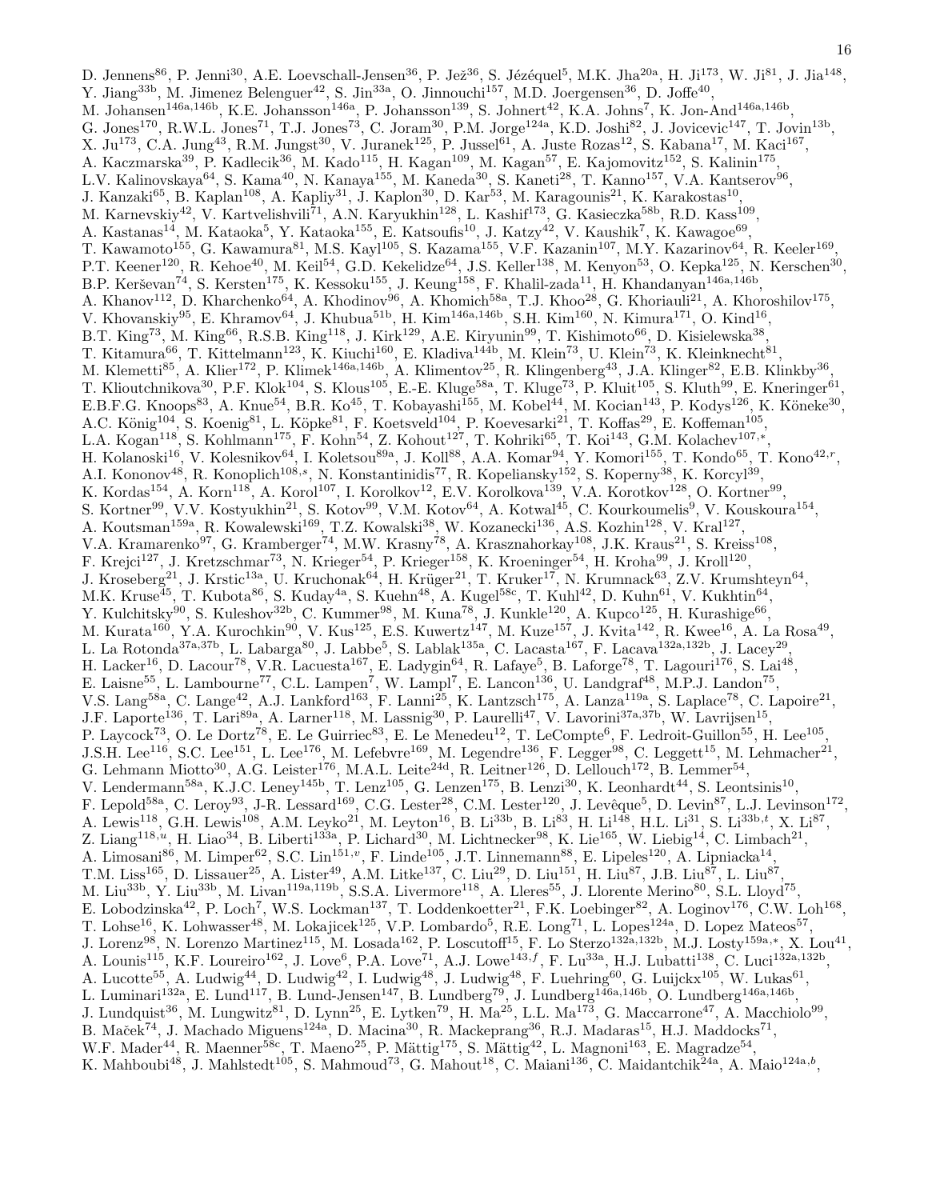D. Jennens[86], P. Jenni[30], A.E. Loevschall-Jensen[36], P. Jež[36], S. Jézéquel[5], M.K. Jha[20a], H. Ji[173], W. Ji[81], J. Jia[148], Y. Jiang[33b], M. Jimenez Belenguer[42], S. Jin[33a], O. Jinnouchi[157], M.D. Joergensen[36], D. Joffe[40], M. Johansen[146a,146b], K.E. Johansson[146a], P. Johansson[139], S. Johnert[42], K.A. Johns[7], K. Jon-And[146a,146b], G. Jones[170], R.W.L. Jones[71], T.J. Jones[73], C. Joram[30], P.M. Jorge[124a], K.D. Joshi[82], J. Jovicevic[147], T. Jovin[13b], X. Ju[173], C.A. Jung[43], R.M. Jungst[30], V. Juranek[125], P. Jussel[61], A. Juste Rozas[12], S. Kabana[17], M. Kaci[167], A. Kaczmarska[39], P. Kadlecik[36], M. Kado[115], H. Kagan[109], M. Kagan[57], E. Kajomovitz[152], S. Kalinin[175], L.V. Kalinovskaya[64], S. Kama[40], N. Kanaya[155], M. Kaneda[30], S. Kaneti[28], T. Kanno[157], V.A. Kantserov[96], J. Kanzaki[65], B. Kaplan[108], A. Kapliy[31], J. Kaplon[30], D. Kar[53], M. Karagounis[21], K. Karakostas[10], M. Karnevskiy[42], V. Kartvelishvili[71], A.N. Karyukhin[128], L. Kashif[173], G. Kasieczka[58b], R.D. Kass[109], A. Kastanas[14], M. Kataoka[5], Y. Kataoka[155], E. Katsoufis[10], J. Katzy[42], V. Kaushik[7], K. Kawagoe[69], T. Kawamoto[155], G. Kawamura[81], M.S. Kayl[105], S. Kazama[155], V.F. Kazanin[107], M.Y. Kazarinov[64], R. Keeler[169], P.T. Keener[120], R. Kehoe[40], M. Keil[54], G.D. Kekelidze[64], J.S. Keller[138], M. Kenyon[53], O. Kepka[125], N. Kerschen[30], B.P. Kerševan[74], S. Kersten[175], K. Kessoku[155], J. Keung[158], F. Khalil-zada[11], H. Khandanyan[146a,146b], A. Khanov[112], D. Kharchenko[64], A. Khodinov[96], A. Khomich[58a], T.J. Khoo[28], G. Khoriauli[21], A. Khoroshilov[175], V. Khovanskiy[95], E. Khramov[64], J. Khubua[51b], H. Kim[146a,146b], S.H. Kim[160], N. Kimura[171], O. Kind[16], B.T. King[73], M. King[66], R.S.B. King[118], J. Kirk[129], A.E. Kiryunin[99], T. Kishimoto[66], D. Kisielewska[38], T. Kitamura[66], T. Kittelmann[123], K. Kiuchi[160], E. Kladiva[144b], M. Klein[73], U. Klein[73], K. Kleinknecht[81], M. Klemetti[85], A. Klier[172], P. Klimek[146a,146b], A. Klimentov[25], R. Klingenberg[43], J.A. Klinger[82], E.B. Klinkby[36], T. Klioutchnikova[30], P.F. Klok[104], S. Klous[105], E.-E. Kluge[58a], T. Kluge[73], P. Kluit[105], S. Kluth[99], E. Kneringer[61], E.B.F.G. Knoops[83], A. Knue[54], B.R. Ko[45], T. Kobayashi[155], M. Kobel[44], M. Kocian[143], P. Kodys[126], K. Köneke[30], A.C. König[104], S. Koenig[81], L. Köpke[81], F. Koetsveld[104], P. Koevesarki[21], T. Koffas[29], E. Koffeman[105], L.A. Kogan[118], S. Kohlmann[175], F. Kohn[54], Z. Kohout[127], T. Kohriki[65], T. Koi[143], G.M. Kolachev[107,*], H. Kolanoski[16], V. Kolesnikov[64], I. Koletsou[89a], J. Koll[88], A.A. Komar[94], Y. Komori[155], T. Kondo[65], T. Kono[42,r], A.I. Kononov[48], R. Konoplich[108,s], N. Konstantinidis[77], R. Kopeliansky[152], S. Koperny[38], K. Korcyl[39], K. Kordas[154], A. Korn[118], A. Korol[107], I. Korolkov[12], E.V. Korolkova[139], V.A. Korotkov[128], O. Kortner[99], S. Kortner[99], V.V. Kostyukhin[21], S. Kotov[99], V.M. Kotov[64], A. Kotwal[45], C. Kourkoumelis[9], V. Kouskoura[154], A. Koutsman[159a], R. Kowalewski[169], T.Z. Kowalski[38], W. Kozanecki[136], A.S. Kozhin[128], V. Kral[127], V.A. Kramarenko[97], G. Kramberger[74], M.W. Krasny[78], A. Krasznahorkay[108], J.K. Kraus[21], S. Kreiss[108], F. Krejci[127], J. Kretzschmar[73], N. Krieger[54], P. Krieger[158], K. Kroeninger[54], H. Kroha[99], J. Kroll[120], J. Kroseberg[21], J. Krstic[13a], U. Kruchonak[64], H. Krüger[21], T. Kruker[17], N. Krumnack[63], Z.V. Krumshteyn[64], M.K. Kruse[45], T. Kubota[86], S. Kuday[4a], S. Kuehn[48], A. Kugel[58c], T. Kuhl[42], D. Kuhn[61], V. Kukhtin[64], Y. Kulchitsky[90], S. Kuleshov[32b], C. Kummer[98], M. Kuna[78], J. Kunkle[120], A. Kupco[125], H. Kurashige[66], M. Kurata[160], Y.A. Kurochkin[90], V. Kus[125], E.S. Kuwertz[147], M. Kuze[157], J. Kvita[142], R. Kwee[16], A. La Rosa[49], L. La Rotonda[37a,37b], L. Labarga[80], J. Labbe[5], S. Lablak[135a], C. Lacasta[167], F. Lacava[132a,132b], J. Lacey[29], H. Lacker[16], D. Lacour[78], V.R. Lacuesta[167], E. Ladygin[64], R. Lafaye[5], B. Laforge[78], T. Lagouri[176], S. Lai[48], E. Laisne[55], L. Lambourne[77], C.L. Lampen[7], W. Lampl[7], E. Lancon[136], U. Landgraf[48], M.P.J. Landon[75], V.S. Lang[58a], C. Lange[42], A.J. Lankford[163], F. Lanni[25], K. Lantzsch[175], A. Lanza[119a], S. Laplace[78], C. Lapoire[21], J.F. Laporte[136], T. Lari[89a], A. Larner[118], M. Lassnig[30], P. Laurelli[47], V. Lavorini[37a,37b], W. Lavrijsen[15], P. Laycock[73], O. Le Dortz[78], E. Le Guirriec[83], E. Le Menedeu[12], T. LeCompte[6], F. Ledroit-Guillon[55], H. Lee[105], J.S.H. Lee[116], S.C. Lee[151], L. Lee[176], M. Lefebvre[169], M. Legendre[136], F. Legger[98], C. Leggett[15], M. Lehmacher[21], G. Lehmann Miotto[30], A.G. Leister[176], M.A.L. Leite[24d], R. Leitner[126], D. Lellouch[172], B. Lemmer[54], V. Lendermann[58a], K.J.C. Leney[145b], T. Lenz[105], G. Lenzen[175], B. Lenzi[30], K. Leonhardt[44], S. Leontsinis[10], F. Lepold[58a], C. Leroy[93], J-R. Lessard[169], C.G. Lester[28], C.M. Lester[120], J. Levêque[5], D. Levin[87], L.J. Levinson[172], A. Lewis[118], G.H. Lewis[108], A.M. Leyko[21], M. Leyton[16], B. Li[33b], B. Li[83], H. Li[148], H.L. Li[31], S. Li[33b,t], X. Li[87], Z. Liang[118,u], H. Liao[34], B. Liberti[133a], P. Lichard[30], M. Lichtnecker[98], K. Lie[165], W. Liebig[14], C. Limbach[21], A. Limosani[86], M. Limper[62], S.C. Lin[151,v], F. Linde[105], J.T. Linnemann[88], E. Lipeles[120], A. Lipniacka[14], T.M. Liss[165], D. Lissauer[25], A. Lister[49], A.M. Litke[137], C. Liu[29], D. Liu[151], H. Liu[87], J.B. Liu[87], L. Liu[87], M. Liu[33b], Y. Liu[33b], M. Livan[119a,119b], S.S.A. Livermore[118], A. Lleres[55], J. Llorente Merino[80], S.L. Lloyd[75], E. Lobodzinska[42], P. Loch[7], W.S. Lockman[137], T. Loddenkoetter[21], F.K. Loebinger[82], A. Loginov[176], C.W. Loh[168], T. Lohse[16], K. Lohwasser[48], M. Lokajicek[125], V.P. Lombardo[5], R.E. Long[71], L. Lopes[124a], D. Lopez Mateos[57], J. Lorenz[98], N. Lorenzo Martinez[115], M. Losada[162], P. Loscutoff[15], F. Lo Sterzo[132a,132b], M.J. Losty[159a,*], X. Lou[41], A. Lounis[115], K.F. Loureiro[162], J. Love[6], P.A. Love[71], A.J. Lowe[143,f], F. Lu[33a], H.J. Lubatti[138], C. Luci[132a,132b], A. Lucotte[55], A. Ludwig[44], D. Ludwig[42], I. Ludwig[48], J. Ludwig[48], F. Luehring[60], G. Luijckx[105], W. Lukas[61], L. Luminari[132a], E. Lund[117], B. Lund-Jensen[147], B. Lundberg[79], J. Lundberg[146a,146b], O. Lundberg[146a,146b], J. Lundquist[36], M. Lungwitz[81], D. Lynn[25], E. Lytken[79], H. Ma[25], L.L. Ma[173], G. Maccarrone[47], A. Macchiolo[99], B. Maček[74], J. Machado Miguens[124a], D. Macina[30], R. Mackeprang[36], R.J. Madaras[15], H.J. Maddocks[71], W.F. Mader[44], R. Maenner[58c], T. Maeno[25], P. Mättig[175], S. Mättig[42], L. Magnoni[163], E. Magradze[54], K. Mahboubi[48], J. Mahlstedt[105], S. Mahmoud[73], G. Mahout[18], C. Maiani[136], C. Maidantchik[24a], A. Maio[124a,b],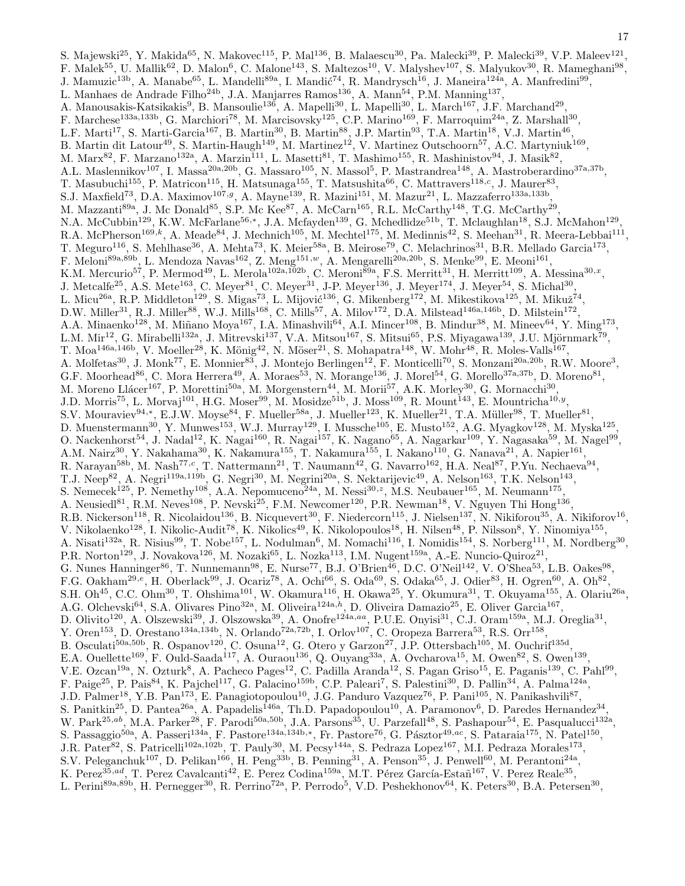S. Majewski[25], Y. Makida[65], N. Makovec[115], P. Mal[136], B. Malaescu[30], Pa. Malecki[39], P. Malecki[39], V.P. Maleev[121], F. Malek[55], U. Mallik[62], D. Malon[6], C. Malone[143], S. Maltezos[10], V. Malyshev[107], S. Malyukov[30], R. Mameghani[98], J. Mamuzic[13b], A. Manabe[65], L. Mandelli[89a], I. Mandić[74], R. Mandrysch[16], J. Maneira[124a], A. Manfredini[99], L. Manhaes de Andrade Filho[24b], J.A. Manjarres Ramos[136], A. Mann[54], P.M. Manning[137], A. Manousakis-Katsikakis[9], B. Mansoulie[136], A. Mapelli[30], L. Mapelli[30], L. March[167], J.F. Marchand[29], F. Marchese[133a,133b], G. Marchiori[78], M. Marcisovsky[125], C.P. Marino[169], F. Marroquim[24a], Z. Marshall[30], L.F. Marti[17], S. Marti-Garcia[167], B. Martin[30], B. Martin[88], J.P. Martin[93], T.A. Martin[18], V.J. Martin[46], B. Martin dit Latour[49], S. Martin-Haugh[149], M. Martinez[12], V. Martinez Outschoorn[57], A.C. Martyniuk[169], M. Marx[82], F. Marzano[132a], A. Marzin[111], L. Masetti[81], T. Mashimo[155], R. Mashinistov[94], J. Masik[82], A.L. Maslennikov[107], I. Massa[20a,20b], G. Massaro[105], N. Massol[5], P. Mastrandrea[148], A. Mastroberardino[37a,37b], T. Masubuchi[155], P. Matricon[115], H. Matsunaga[155], T. Matsushita[66], C. Mattravers[118,c], J. Maurer[83], S.J. Maxfield[73], D.A. Maximov[107,g], A. Mayne[139], R. Mazini[151], M. Mazur[21], L. Mazzaferro[133a,133b], M. Mazzanti[89a], J. Mc Donald[85], S.P. Mc Kee[87], A. McCarn[165], R.L. McCarthy[148], T.G. McCarthy[29], N.A. McCubbin[129], K.W. McFarlane[56,*], J.A. Mcfayden[139], G. Mchedlidze[51b], T. Mclaughlan[18], S.J. McMahon[129], R.A. McPherson[169,k], A. Meade[84], J. Mechnich[105], M. Mechtel[175], M. Medinnis[42], S. Meehan[31], R. Meera-Lebbai[111], T. Meguro[116], S. Mehlhase[36], A. Mehta[73], K. Meier[58a], B. Meirose[79], C. Melachrinos[31], B.R. Mellado Garcia[173], F. Meloni[89a,89b], L. Mendoza Navas[162], Z. Meng[151,w], A. Mengarelli[20a,20b], S. Menke[99], E. Meoni[161], K.M. Mercurio[57], P. Mermod[49], L. Merola[102a,102b], C. Meroni[89a], F.S. Merritt[31], H. Merritt[109], A. Messina[30,x], J. Metcalfe[25], A.S. Mete[163], C. Meyer[81], C. Meyer[31], J-P. Meyer[136], J. Meyer[174], J. Meyer[54], S. Michal[30], L. Micu[26a], R.P. Middleton[129], S. Migas[73], L. Mijović[136], G. Mikenberg[172], M. Mikestikova[125], M. Mikuž[74], D.W. Miller[31], R.J. Miller[88], W.J. Mills[168], C. Mills[57], A. Milov[172], D.A. Milstead[146a,146b], D. Milstein[172], A.A. Minaenko[128], M. Miñano Moya[167], I.A. Minashvili[64], A.I. Mincer[108], B. Mindur[38], M. Mineev[64], Y. Ming[173], L.M. Mir[12], G. Mirabelli[132a], J. Mitrevski[137], V.A. Mitsou[167], S. Mitsui[65], P.S. Miyagawa[139], J.U. Mjörnmark[79], T. Moa[146a,146b], V. Moeller[28], K. Mönig[42], N. Möser[21], S. Mohapatra[148], W. Mohr[48], R. Moles-Valls[167], A. Molfetas[30], J. Monk[77], E. Monnier[83], J. Montejo Berlingen[12], F. Monticelli[70], S. Monzani[20a,20b], R.W. Moore[3], G.F. Moorhead[86], C. Mora Herrera[49], A. Moraes[53], N. Morange[136], J. Morel[54], G. Morello[37a,37b], D. Moreno[81], M. Moreno Llácer[167], P. Morettini[50a], M. Morgenstern[44], M. Morii[57], A.K. Morley[30], G. Mornacchi[30], J.D. Morris[75], L. Morvaj[101], H.G. Moser[99], M. Mosidze[51b], J. Moss[109], R. Mount[143], E. Mountricha[10,y], S.V. Mouraviev[94,*], E.J.W. Moyse[84], F. Mueller[58a], J. Mueller[123], K. Mueller[21], T.A. Müller[98], T. Mueller[81], D. Muenstermann[30], Y. Munwes[153], W.J. Murray[129], I. Mussche[105], E. Musto[152], A.G. Myagkov[128], M. Myska[125], O. Nackenhorst[54], J. Nadal[12], K. Nagai[160], R. Nagai[157], K. Nagano[65], A. Nagarkar[109], Y. Nagasaka[59], M. Nagel[99], A.M. Nairz[30], Y. Nakahama[30], K. Nakamura[155], T. Nakamura[155], I. Nakano[110], G. Nanava[21], A. Napier[161], R. Narayan[58b], M. Nash[77,c], T. Nattermann[21], T. Naumann[42], G. Navarro[162], H.A. Neal[87], P.Yu. Nechaeva[94], T.J. Neep[82], A. Negri[119a,119b], G. Negri[30], M. Negrini[20a], S. Nektarijevic[49], A. Nelson[163], T.K. Nelson[143], S. Nemecek[125], P. Nemethy[108], A.A. Nepomuceno[24a], M. Nessi[30,z], M.S. Neubauer[165], M. Neumann[175], A. Neusiedl[81], R.M. Neves[108], P. Nevski[25], F.M. Newcomer[120], P.R. Newman[18], V. Nguyen Thi Hong[136], R.B. Nickerson[118], R. Nicolaidou[136], B. Nicquevert[30], F. Niedercorn[115], J. Nielsen[137], N. Nikiforou[35], A. Nikiforov[16], V. Nikolaenko[128], I. Nikolic-Audit[78], K. Nikolics[49], K. Nikolopoulos[18], H. Nilsen[48], P. Nilsson[8], Y. Ninomiya[155], A. Nisati[132a], R. Nisius[99], T. Nobe[157], L. Nodulman[6], M. Nomachi[116], I. Nomidis[154], S. Norberg[111], M. Nordberg[30], P.R. Norton[129], J. Novakova[126], M. Nozaki[65], L. Nozka[113], I.M. Nugent[159a], A.-E. Nuncio-Quiroz[21], G. Nunes Hanninger[86], T. Nunnemann[98], E. Nurse[77], B.J. O'Brien[46], D.C. O'Neil[142], V. O'Shea[53], L.B. Oakes[98], F.G. Oakham[29,e], H. Oberlack[99], J. Ocariz[78], A. Ochi[66], S. Oda[69], S. Odaka[65], J. Odier[83], H. Ogren[60], A. Oh[82], S.H. Oh[45], C.C. Ohm[30], T. Ohshima[101], W. Okamura[116], H. Okawa[25], Y. Okumura[31], T. Okuyama[155], A. Olariu[26a], A.G. Olchevski[64], S.A. Olivares Pino[32a], M. Oliveira[124a,h], D. Oliveira Damazio[25], E. Oliver Garcia[167], D. Olivito[120], A. Olszewski[39], J. Olszowska[39], A. Onofre[124a,aa], P.U.E. Onyisi[31], C.J. Oram[159a], M.J. Oreglia[31], Y. Oren[153], D. Orestano[134a,134b], N. Orlando[72a,72b], I. Orlov[107], C. Oropeza Barrera[53], R.S. Orr[158], B. Osculati[50a,50b], R. Ospanov[120], C. Osuna[12], G. Otero y Garzon[27], J.P. Ottersbach[105], M. Ouchrif[135d], E.A. Ouellette[169], F. Ould-Saada[117], A. Ouraou[136], Q. Ouyang[33a], A. Ovcharova[15], M. Owen[82], S. Owen[139], V.E. Ozcan[19a], N. Ozturk[8], A. Pacheco Pages[12], C. Padilla Aranda[12], S. Pagan Griso[15], E. Paganis[139], C. Pahl[99], F. Paige[25], P. Pais[84], K. Pajchel[117], G. Palacino[159b], C.P. Paleari[7], S. Palestini[30], D. Pallin[34], A. Palma[124a], J.D. Palmer[18], Y.B. Pan[173], E. Panagiotopoulou[10], J.G. Panduro Vazquez[76], P. Pani[105], N. Panikashvili[87], S. Panitkin[25], D. Pantea[26a], A. Papadelis[146a], Th.D. Papadopoulou[10], A. Paramonov[6], D. Paredes Hernandez[34], W. Park[25,ab], M.A. Parker[28], F. Parodi[50a,50b], J.A. Parsons[35], U. Parzefall[48], S. Pashapour[54], E. Pasqualucci[132a], S. Passaggio[50a], A. Passeri[134a], F. Pastore[134a,134b,*], Fr. Pastore[76], G. Pásztor[49,ac], S. Pataraia[175], N. Patel[150], J.R. Pater[82], S. Patricelli[102a,102b], T. Pauly[30], M. Pecsy[144a], S. Pedraza Lopez[167], M.I. Pedraza Morales[173], S.V. Peleganchuk[107], D. Pelikan[166], H. Peng[33b], B. Penning[31], A. Penson[35], J. Penwell[60], M. Perantoni[24a], K. Perez[35,ad], T. Perez Cavalcanti[42], E. Perez Codina[159a], M.T. Pérez García-Estañ[167], V. Perez Reale[35], L. Perini[89a,89b], H. Pernegger[30], R. Perrino[72a], P. Perrodo[5], V.D. Peshekhonov[64], K. Peters[30], B.A. Petersen[30],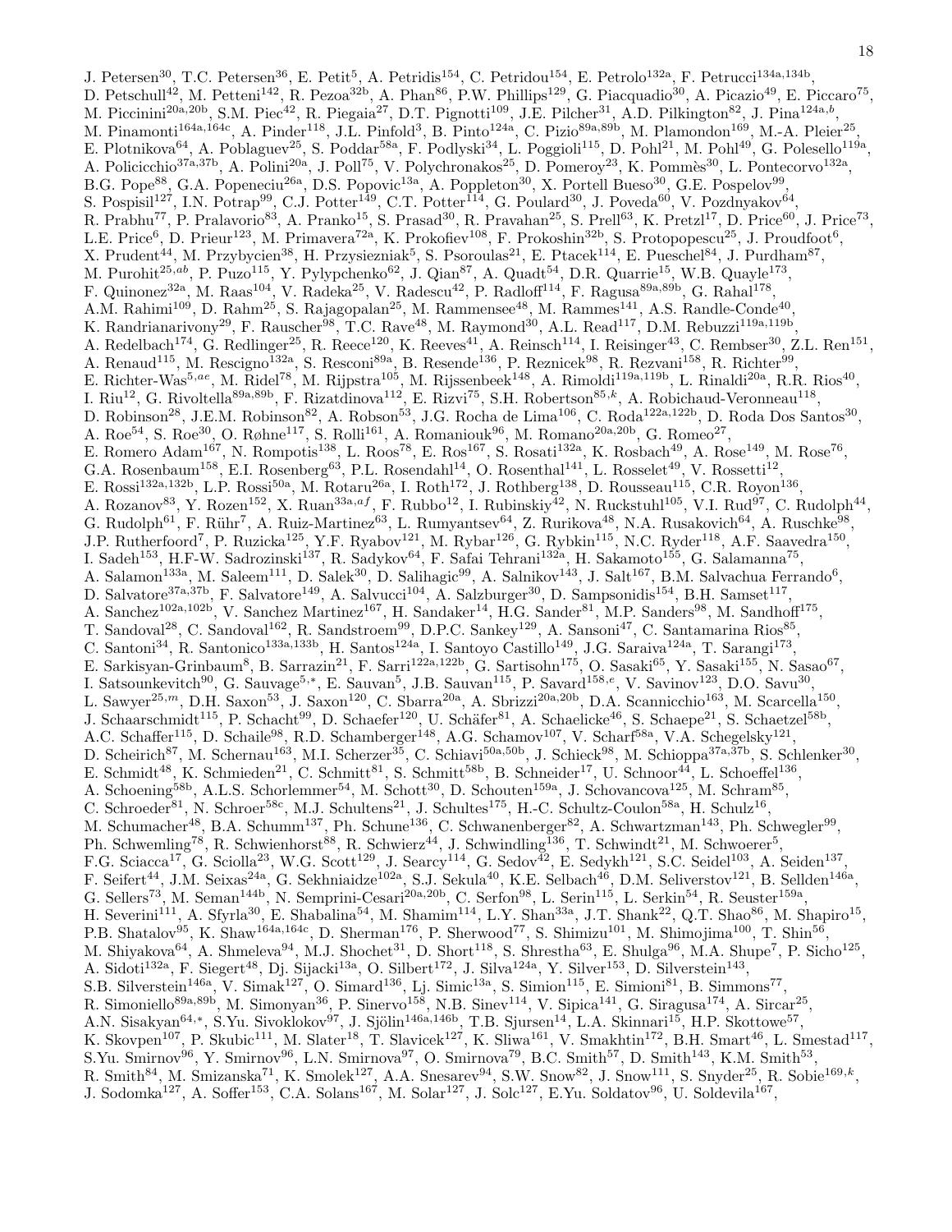J. Petersen[30], T.C. Petersen[36], E. Petit[5], A. Petridis[154], C. Petridou[154], E. Petrolo[132a], F. Petrucci[134a,134b], D. Petschull[42], M. Petteni[142], R. Pezoa[32b], A. Phan[86], P.W. Phillips[129], G. Piacquadio[30], A. Picazio[49], E. Piccaro[75], M. Piccinini[20a,20b], S.M. Piec[42], R. Piegaia[27], D.T. Pignotti[109], J.E. Pilcher[31], A.D. Pilkington[82], J. Pina[124a,b], M. Pinamonti[164a,164c], A. Pinder[118], J.L. Pinfold[3], B. Pinto[124a], C. Pizio[89a,89b], M. Plamondon[169], M.-A. Pleier[25], E. Plotnikova[64], A. Poblaguev[25], S. Poddar[58a], F. Podlyski[34], L. Poggioli[115], D. Pohl[21], M. Pohl[49], G. Polesello[119a], A. Policicchio[37a,37b], A. Polini[20a], J. Poll[75], V. Polychronakos[25], D. Pomeroy[23], K. Pommès[30], L. Pontecorvo[132a], B.G. Pope[88], G.A. Popeneciu[26a], D.S. Popovic[13a], A. Poppleton[30], X. Portell Bueso[30], G.E. Pospelov[99], S. Pospisil[127], I.N. Potrap[99], C.J. Potter[149], C.T. Potter[114], G. Poulard[30], J. Poveda[60], V. Pozdnyakov[64], R. Prabhu[77], P. Pralavorio[83], A. Pranko[15], S. Prasad[30], R. Pravahan[25], S. Prell[63], K. Pretzl[17], D. Price[60], J. Price[73], L.E. Price[6], D. Prieur[123], M. Primavera[72a], K. Prokofiev[108], F. Prokoshin[32b], S. Protopopescu[25], J. Proudfoot[6], X. Prudent[44], M. Przybycien[38], H. Przysiezniak[5], S. Psoroulas[21], E. Ptacek[114], E. Pueschel[84], J. Purdham[87], M. Purohit[25,ab], P. Puzo[115], Y. Pylypchenko[62], J. Qian[87], A. Quadt[54], D.R. Quarrie[15], W.B. Quayle[173], F. Quinonez[32a], M. Raas[104], V. Radeka[25], V. Radescu[42], P. Radloff[114], F. Ragusa[89a,89b], G. Rahal[178], A.M. Rahimi[109], D. Rahm[25], S. Rajagopalan[25], M. Rammensee[48], M. Rammes[141], A.S. Randle-Conde[40], K. Randrianarivony[29], F. Rauscher[98], T.C. Rave[48], M. Raymond[30], A.L. Read[117], D.M. Rebuzzi[119a,119b], A. Redelbach[174], G. Redlinger[25], R. Reece[120], K. Reeves[41], A. Reinsch[114], I. Reisinger[43], C. Rembser[30], Z.L. Ren[151], A. Renaud[115], M. Rescigno[132a], S. Resconi[89a], B. Resende[136], P. Reznicek[98], R. Rezvani[158], R. Richter[99], E. Richter-Was[5,ae], M. Ridel[78], M. Rijpstra[105], M. Rijssenbeek[148], A. Rimoldi[119a,119b], L. Rinaldi[20a], R.R. Rios[40], I. Riu[12], G. Rivoltella[89a,89b], F. Rizatdinova[112], E. Rizvi[75], S.H. Robertson[85,k], A. Robichaud-Veronneau[118], D. Robinson[28], J.E.M. Robinson[82], A. Robson[53], J.G. Rocha de Lima[106], C. Roda[122a,122b], D. Roda Dos Santos[30], A. Roe[54], S. Roe[30], O. Røhne[117], S. Rolli[161], A. Romaniouk[96], M. Romano[20a,20b], G. Romeo[27], E. Romero Adam[167], N. Rompotis[138], L. Roos[78], E. Ros[167], S. Rosati[132a], K. Rosbach[49], A. Rose[149], M. Rose[76], G.A. Rosenbaum[158], E.I. Rosenberg[63], P.L. Rosendahl[14], O. Rosenthal[141], L. Rosselet[49], V. Rossetti[12], E. Rossi[132a,132b], L.P. Rossi[50a], M. Rotaru[26a], I. Roth[172], J. Rothberg[138], D. Rousseau[115], C.R. Royon[136], A. Rozanov[83], Y. Rozen[152], X. Ruan[33a,af], F. Rubbo[12], I. Rubinskiy[42], N. Ruckstuhl[105], V.I. Rud[97], C. Rudolph[44], G. Rudolph[61], F. Rühr[7], A. Ruiz-Martinez[63], L. Rumyantsev[64], Z. Rurikova[48], N.A. Rusakovich[64], A. Ruschke[98], J.P. Rutherfoord[7], P. Ruzicka[125], Y.F. Ryabov[121], M. Rybar[126], G. Rybkin[115], N.C. Ryder[118], A.F. Saavedra[150], I. Sadeh[153], H.F-W. Sadrozinski[137], R. Sadykov[64], F. Safai Tehrani[132a], H. Sakamoto[155], G. Salamanna[75], A. Salamon[133a], M. Saleem[111], D. Salek[30], D. Salihagic[99], A. Salnikov[143], J. Salt[167], B.M. Salvachua Ferrando[6], D. Salvatore[37a,37b], F. Salvatore[149], A. Salvucci[104], A. Salzburger[30], D. Sampsonidis[154], B.H. Samset[117], A. Sanchez[102a,102b], V. Sanchez Martinez[167], H. Sandaker[14], H.G. Sander[81], M.P. Sanders[98], M. Sandhoff[175], T. Sandoval[28], C. Sandoval[162], R. Sandstroem[99], D.P.C. Sankey[129], A. Sansoni[47], C. Santamarina Rios[85], C. Santoni[34], R. Santonico[133a,133b], H. Santos[124a], I. Santoyo Castillo[149], J.G. Saraiva[124a], T. Sarangi[173], E. Sarkisyan-Grinbaum[8], B. Sarrazin[21], F. Sarri[122a,122b], G. Sartisohn[175], O. Sasaki[65], Y. Sasaki[155], N. Sasao[67], I. Satsounkevitch[90], G. Sauvage[5,*], E. Sauvan[5], J.B. Sauvan[115], P. Savard[158,e], V. Savinov[123], D.O. Savu[30], L. Sawyer[25,m], D.H. Saxon[53], J. Saxon[120], C. Sbarra[20a], A. Sbrizzi[20a,20b], D.A. Scannicchio[163], M. Scarcella[150], J. Schaarschmidt[115], P. Schacht[99], D. Schaefer[120], U. Schäfer[81], A. Schaelicke[46], S. Schaepe[21], S. Schaetzel[58b], A.C. Schaffer[115], D. Schaile[98], R.D. Schamberger[148], A.G. Schamov[107], V. Scharf[58a], V.A. Schegelsky[121], D. Scheirich[87], M. Schernau[163], M.I. Scherzer[35], C. Schiavi[50a,50b], J. Schieck[98], M. Schioppa[37a,37b], S. Schlenker[30], E. Schmidt[48], K. Schmieden[21], C. Schmitt[81], S. Schmitt[58b], B. Schneider[17], U. Schnoor[44], L. Schoeffel[136], A. Schoening[58b], A.L.S. Schorlemmer[54], M. Schott[30], D. Schouten[159a], J. Schovancova[125], M. Schram[85], C. Schroeder[81], N. Schroer[58c], M.J. Schultens[21], J. Schultes[175], H.-C. Schultz-Coulon[58a], H. Schulz[16], M. Schumacher[48], B.A. Schumm[137], Ph. Schune[136], C. Schwanenberger[82], A. Schwartzman[143], Ph. Schwegler[99], Ph. Schwemling[78], R. Schwienhorst[88], R. Schwierz[44], J. Schwindling[136], T. Schwindt[21], M. Schwoerer[5], F.G. Sciacca[17], G. Sciolla[23], W.G. Scott[129], J. Searcy[114], G. Sedov[42], E. Sedykh[121], S.C. Seidel[103], A. Seiden[137], F. Seifert[44], J.M. Seixas[24a], G. Sekhniaidze[102a], S.J. Sekula[40], K.E. Selbach[46], D.M. Seliverstov[121], B. Sellden[146a], G. Sellers[73], M. Seman[144b], N. Semprini-Cesari[20a,20b], C. Serfon[98], L. Serin[115], L. Serkin[54], R. Seuster[159a], H. Severini[111], A. Sfyrla[30], E. Shabalina[54], M. Shamim[114], L.Y. Shan[33a], J.T. Shank[22], Q.T. Shao[86], M. Shapiro[15], P.B. Shatalov[95], K. Shaw[164a,164c], D. Sherman[176], P. Sherwood[77], S. Shimizu[101], M. Shimojima[100], T. Shin[56], M. Shiyakova[64], A. Shmeleva[94], M.J. Shochet[31], D. Short[118], S. Shrestha[63], E. Shulga[96], M.A. Shupe[7], P. Sicho[125], A. Sidoti[132a], F. Siegert[48], Dj. Sijacki[13a], O. Silbert[172], J. Silva[124a], Y. Silver[153], D. Silverstein[143], S.B. Silverstein[146a], V. Simak[127], O. Simard[136], Lj. Simic[13a], S. Simion[115], E. Simioni[81], B. Simmons[77], R. Simoniello[89a,89b], M. Simonyan[36], P. Sinervo[158], N.B. Sinev[114], V. Sipica[141], G. Siragusa[174], A. Sircar[25], A.N. Sisakyan[64,*], S.Yu. Sivoklokov[97], J. Sjölin[146a,146b], T.B. Sjursen[14], L.A. Skinnari[15], H.P. Skottowe[57], K. Skovpen[107], P. Skubic[111], M. Slater[18], T. Slavicek[127], K. Sliwa[161], V. Smakhtin[172], B.H. Smart[46], L. Smestad[117], S.Yu. Smirnov[96], Y. Smirnov[96], L.N. Smirnova[97], O. Smirnova[79], B.C. Smith[57], D. Smith[143], K.M. Smith[53], R. Smith[84], M. Smizanska[71], K. Smolek[127], A.A. Snesarev[94], S.W. Snow[82], J. Snow[111], S. Snyder[25], R. Sobie[169,k], J. Sodomka[127], A. Soffer[153], C.A. Solans[167], M. Solar[127], J. Solc[127], E.Yu. Soldatov[96], U. Soldevila[167],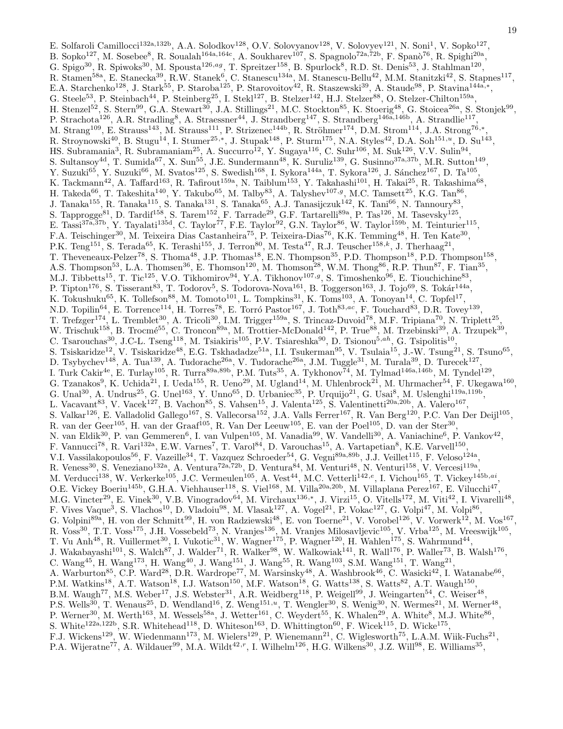E. Solfaroli Camillocci[132a,132b], A.A. Solodkov[128], O.V. Solovyanov[128], V. Solovyev[121], N. Soni[1], V. Sopko[127], B. Sopko[127], M. Sosebee[8], R. Soualah[164a,164c], A. Soukharev[107], S. Spagnolo[72a,72b], F. Spanò[76], R. Spighi[20a], G. Spigo[30], R. Spiwoks[30], M. Spousta[126,ag], T. Spreitzer[158], B. Spurlock[8], R.D. St. Denis[53], J. Stahlman[120], R. Stamen[58a], E. Stanecka[39], R.W. Stanek[6], C. Stanescu[134a], M. Stanescu-Bellu[42], M.M. Stanitzki[42], S. Stapnes[117], E.A. Starchenko[128], J. Stark[55], P. Staroba[125], P. Starovoitov[42], R. Staszewski[39], A. Staude[98], P. Stavina[144a,*], G. Steele[53], P. Steinbach[44], P. Steinberg[25], I. Stekl[127], B. Stelzer[142], H.J. Stelzer[88], O. Stelzer-Chilton[159a], H. Stenzel[52], S. Stern[99], G.A. Stewart[30], J.A. Stillings[21], M.C. Stockton[85], K. Stoerig[48], G. Stoicea[26a], S. Stonjek[99], P. Strachota[126], A.R. Stradling[8], A. Straessner[44], J. Strandberg[147], S. Strandberg[146a,146b], A. Strandlie[117], M. Strang[109], E. Strauss[143], M. Strauss[111], P. Strizenec[144b], R. Ströhmer[174], D.M. Strom[114], J.A. Strong[76,*], R. Stroynowski[40], B. Stugu[14], I. Stumer[25,*], J. Stupak[148], P. Sturm[175], N.A. Styles[42], D.A. Soh[151,u], D. Su[143], HS. Subramania[3], R. Subramaniam[25], A. Succurro[12], Y. Sugaya[116], C. Suhr[106], M. Suk[126], V.V. Sulin[94], S. Sultansoy[4d], T. Sumida[67], X. Sun[55], J.E. Sundermann[48], K. Suruliz[139], G. Susinno[37a,37b], M.R. Sutton[149], Y. Suzuki[65], Y. Suzuki[66], M. Svatos[125], S. Swedish[168], I. Sykora[144a], T. Sykora[126], J. Sánchez[167], D. Ta[105], K. Tackmann[42], A. Taffard[163], R. Tafirout[159a], N. Taiblum[153], Y. Takahashi[101], H. Takai[25], R. Takashima[68], H. Takeda[66], T. Takeshita[140], Y. Takubo[65], M. Talby[83], A. Talyshev[107,g], M.C. Tamsett[25], K.G. Tan[86], J. Tanaka[155], R. Tanaka[115], S. Tanaka[131], S. Tanaka[65], A.J. Tanasijczuk[142], K. Tani[66], N. Tannoury[83], S. Tapprogge[81], D. Tardif[158], S. Tarem[152], F. Tarrade[29], G.F. Tartarelli[89a], P. Tas[126], M. Tasevsky[125], E. Tassi[37a,37b], Y. Tayalati[135d], C. Taylor[77], F.E. Taylor[92], G.N. Taylor[86], W. Taylor[159b], M. Teinturier[115], F.A. Teischinger[30], M. Teixeira Dias Castanheira[75], P. Teixeira-Dias[76], K.K. Temming[48], H. Ten Kate[30], P.K. Teng[151], S. Terada[65], K. Terashi[155], J. Terron[80], M. Testa[47], R.J. Teuscher[158,k], J. Therhaag[21], T. Theveneaux-Pelzer[78], S. Thoma[48], J.P. Thomas[18], E.N. Thompson[35], P.D. Thompson[18], P.D. Thompson[158], A.S. Thompson[53], L.A. Thomsen[36], E. Thomson[120], M. Thomson[28], W.M. Thong[86], R.P. Thun[87], F. Tian[35], M.J. Tibbetts[15], T. Tic[125], V.O. Tikhomirov[94], Y.A. Tikhonov[107,g], S. Timoshenko[96], E. Tiouchichine[83], P. Tipton[176], S. Tisserant[83], T. Todorov[5], S. Todorova-Nova[161], B. Toggerson[163], J. Tojo[69], S. Tokár[144a], K. Tokushuku[65], K. Tollefson[88], M. Tomoto[101], L. Tompkins[31], K. Toms[103], A. Tonoyan[14], C. Topfel[17], N.D. Topilin[64], E. Torrence[114], H. Torres[78], E. Torró Pastor[167], J. Toth[83,ac], F. Touchard[83], D.R. Tovey[139], T. Trefzger[174], L. Tremblet[30], A. Tricoli[30], I.M. Trigger[159a], S. Trincaz-Duvoid[78], M.F. Tripiana[70], N. Triplett[25], W. Trischuk[158], B. Trocmé[55], C. Troncon[89a], M. Trottier-McDonald[142], P. True[88], M. Trzebinski[39], A. Trzupek[39], C. Tsarouchas[30], J.C-L. Tseng[118], M. Tsiakiris[105], P.V. Tsiareshka[90], D. Tsionou[5,ah], G. Tsipolitis[10], S. Tsiskaridze[12], V. Tsiskaridze[48], E.G. Tskhadadze[51a], I.I. Tsukerman[95], V. Tsulaia[15], J.-W. Tsung[21], S. Tsuno[65], D. Tsybychev[148], A. Tua[139], A. Tudorache[26a], V. Tudorache[26a], J.M. Tuggle[31], M. Turala[39], D. Turecek[127], I. Turk Cakir[4e], E. Turlay[105], R. Turra[89a,89b], P.M. Tuts[35], A. Tykhonov[74], M. Tylmad[146a,146b], M. Tyndel[129], G. Tzanakos[9], K. Uchida[21], I. Ueda[155], R. Ueno[29], M. Ugland[14], M. Uhlenbrock[21], M. Uhrmacher[54], F. Ukegawa[160], G. Unal[30], A. Undrus[25], G. Unel[163], Y. Unno[65], D. Urbaniec[35], P. Urquijo[21], G. Usai[8], M. Uslenghi[119a,119b], L. Vacavant[83], V. Vacek[127], B. Vachon[85], S. Vahsen[15], J. Valenta[125], S. Valentinetti[20a,20b], A. Valero[167], S. Valkar[126], E. Valladolid Gallego[167], S. Vallecorsa[152], J.A. Valls Ferrer[167], R. Van Berg[120], P.C. Van Der Deijl[105], R. van der Geer[105], H. van der Graaf[105], R. Van Der Leeuw[105], E. van der Poel[105], D. van der Ster[30], N. van Eldik[30], P. van Gemmeren[6], I. van Vulpen[105], M. Vanadia[99], W. Vandelli[30], A. Vaniachine[6], P. Vankov[42], F. Vannucci[78], R. Vari[132a], E.W. Varnes[7], T. Varol[84], D. Varouchas[15], A. Vartapetian[8], K.E. Varvell[150], V.I. Vassilakopoulos[56], F. Vazeille[34], T. Vazquez Schroeder[54], G. Vegni[89a,89b], J.J. Veillet[115], F. Veloso[124a], R. Veness[30], S. Veneziano[132a], A. Ventura[72a,72b], D. Ventura[84], M. Venturi[48], N. Venturi[158], V. Vercesi[119a], M. Verducci[138], W. Verkerke[105], J.C. Vermeulen[105], A. Vest[44], M.C. Vetterli[142,e], I. Vichou[165], T. Vickey[145b,ai], O.E. Vickey Boeriu[145b], G.H.A. Viehhauser[118], S. Viel[168], M. Villa[20a,20b], M. Villaplana Perez[167], E. Vilucchi[47], M.G. Vincter[29], E. Vinek[30], V.B. Vinogradov[64], M. Virchaux[136,*], J. Virzi[15], O. Vitells[172], M. Viti[42], I. Vivarelli[48], F. Vives Vaque[3], S. Vlachos[10], D. Vladoiu[98], M. Vlasak[127], A. Vogel[21], P. Vokac[127], G. Volpi[47], M. Volpi[86], G. Volpini[89a], H. von der Schmitt[99], H. von Radziewski[48], E. von Toerne[21], V. Vorobel[126], V. Vorwerk[12], M. Vos[167], R. Voss[30], T.T. Voss[175], J.H. Vossebeld[73], N. Vranjes[136], M. Vranjes Milosavljevic[105], V. Vrba[125], M. Vreeswijk[105], T. Vu Anh[48], R. Vuillermet[30], I. Vukotic[31], W. Wagner[175], P. Wagner[120], H. Wahlen[175], S. Wahrmund[44], J. Wakabayashi[101], S. Walch[87], J. Walder[71], R. Walker[98], W. Walkowiak[141], R. Wall[176], P. Waller[73], B. Walsh[176], C. Wang[45], H. Wang[173], H. Wang[40], J. Wang[151], J. Wang[55], R. Wang[103], S.M. Wang[151], T. Wang[21], A. Warburton[85], C.P. Ward[28], D.R. Wardrope[77], M. Warsinsky[48], A. Washbrook[46], C. Wasicki[42], I. Watanabe[66], P.M. Watkins[18], A.T. Watson[18], I.J. Watson[150], M.F. Watson[18], G. Watts[138], S. Watts[82], A.T. Waugh[150], B.M. Waugh[77], M.S. Weber[17], J.S. Webster[31], A.R. Weidberg[118], P. Weigell[99], J. Weingarten[54], C. Weiser[48], P.S. Wells[30], T. Wenaus[25], D. Wendland[16], Z. Weng[151,u], T. Wengler[30], S. Wenig[30], N. Wermes[21], M. Werner[48], P. Werner[30], M. Werth[163], M. Wessels[58a], J. Wetter[161], C. Weydert[55], K. Whalen[29], A. White[8], M.J. White[86], S. White[122a,122b], S.R. Whitehead[118], D. Whiteson[163], D. Whittington[60], F. Wicek[115], D. Wicke[175], F.J. Wickens[129], W. Wiedenmann[173], M. Wielers[129], P. Wienemann[21], C. Wiglesworth[75], L.A.M. Wiik-Fuchs[21], P.A. Wijeratne[77], A. Wildauer[99], M.A. Wildt[42,r], I. Wilhelm[126], H.G. Wilkens[30], J.Z. Will[98], E. Williams[35],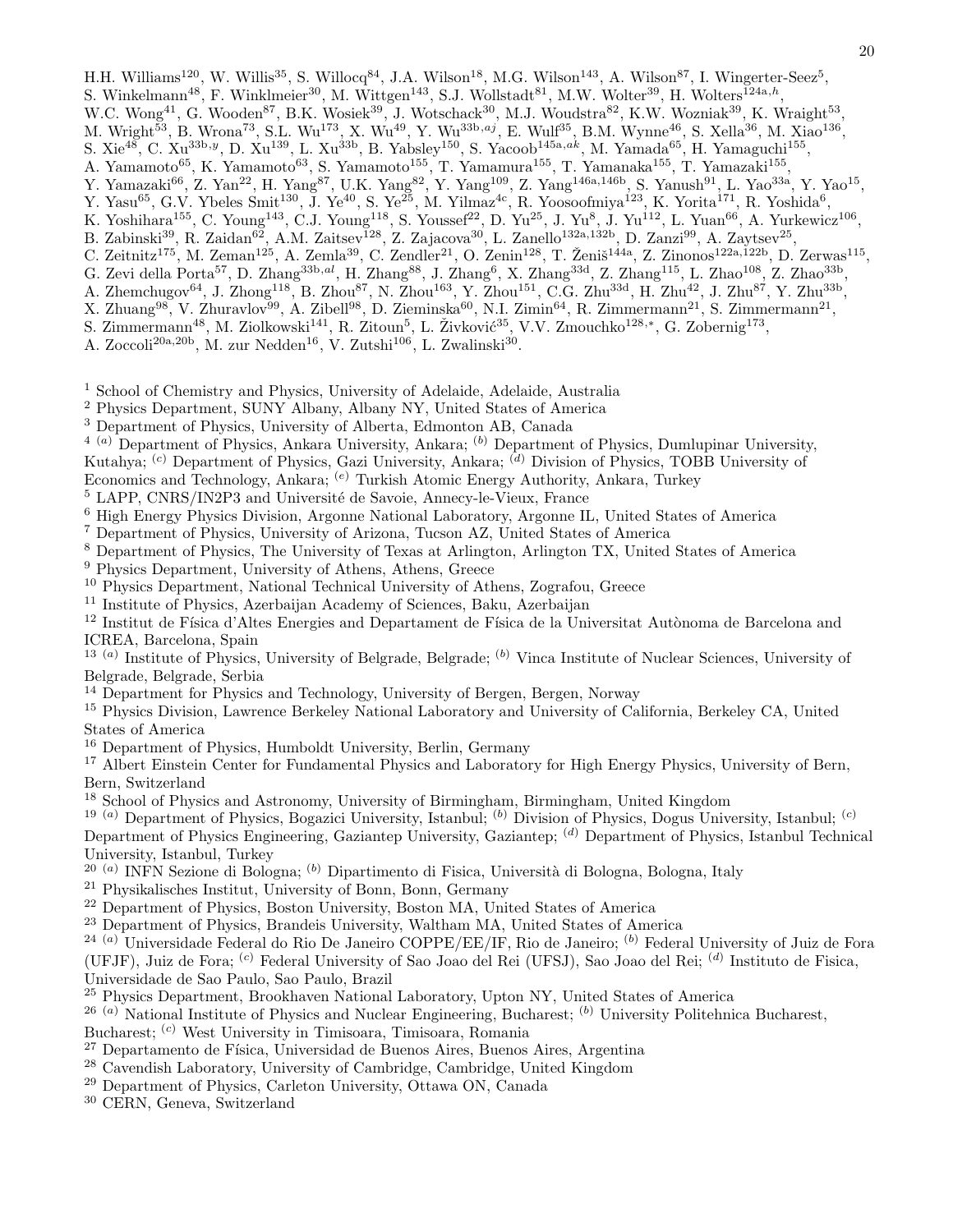H.H. Williams[120], W. Willis[35], S. Willocq[84], J.A. Wilson[18], M.G. Wilson[143], A. Wilson[87], I. Wingerter-Seez[5], S. Winkelmann[48], F. Winklmeier[30], M. Wittgen[143], S.J. Wollstadt[81], M.W. Wolter[39], H. Wolters[124a,h], W.C. Wong[41], G. Wooden[87], B.K. Wosiek[39], J. Wotschack[30], M.J. Woudstra[82], K.W. Wozniak[39], K. Wraight[53], M. Wright[53], B. Wrona[73], S.L. Wu[173], X. Wu[49], Y. Wu[33b,aj], E. Wulf[35], B.M. Wynne[46], S. Xella[36], M. Xiao[136], S. Xie[48], C. Xu[33b,y], D. Xu[139], L. Xu[33b], B. Yabsley[150], S. Yacoob[145a,ak], M. Yamada[65], H. Yamaguchi[155], A. Yamamoto[65], K. Yamamoto[63], S. Yamamoto[155], T. Yamamura[155], T. Yamanaka[155], T. Yamazaki[155], Y. Yamazaki[66], Z. Yan[22], H. Yang[87], U.K. Yang[82], Y. Yang[109], Z. Yang[146a,146b], S. Yanush[91], L. Yao[33a], Y. Yao[15], Y. Yasu[65], G.V. Ybeles Smit[130], J. Ye[40], S. Ye[25], M. Yilmaz[4c], R. Yoosoofmiya[123], K. Yorita[171], R. Yoshida[6], K. Yoshihara[155], C. Young[143], C.J. Young[118], S. Youssef[22], D. Yu[25], J. Yu[8], J. Yu[112], L. Yuan[66], A. Yurkewicz[106], B. Zabinski[39], R. Zaidan[62], A.M. Zaitsev[128], Z. Zajacova[30], L. Zanello[132a,132b], D. Zanzi[99], A. Zaytsev[25], C. Zeitnitz[175], M. Zeman[125], A. Zemla[39], C. Zendler[21], O. Zenin[128], T. Ženiš[144a], Z. Zinonos[122a,122b], D. Zerwas[115], G. Zevi della Porta[57], D. Zhang[33b,al], H. Zhang[88], J. Zhang[6], X. Zhang[33d], Z. Zhang[115], L. Zhao[108], Z. Zhao[33b], A. Zhemchugov[64], J. Zhong[118], B. Zhou[87], N. Zhou[163], Y. Zhou[151], C.G. Zhu[33d], H. Zhu[42], J. Zhu[87], Y. Zhu[33b], X. Zhuang[98], V. Zhuravlov[99], A. Zibell[98], D. Zieminska[60], N.I. Zimin[64], R. Zimmermann[21], S. Zimmermann[21], S. Zimmermann[48], M. Ziolkowski[141], R. Zitoun[5], L. Živković[35], V.V. Zmouchko[128,*], G. Zobernig[173], A. Zoccoli[20a,20b], M. zur Nedden[16], V. Zutshi[106], L. Zwalinski[30].

[1] School of Chemistry and Physics, University of Adelaide, Adelaide, Australia
[2] Physics Department, SUNY Albany, Albany NY, United States of America
[3] Department of Physics, University of Alberta, Edmonton AB, Canada
[4] [(a)] Department of Physics, Ankara University, Ankara; [(b)] Department of Physics, Dumlupinar University, Kutahya; [(c)] Department of Physics, Gazi University, Ankara; [(d)] Division of Physics, TOBB University of Economics and Technology, Ankara; [(e)] Turkish Atomic Energy Authority, Ankara, Turkey
[5] LAPP, CNRS/IN2P3 and Université de Savoie, Annecy-le-Vieux, France
[6] High Energy Physics Division, Argonne National Laboratory, Argonne IL, United States of America
[7] Department of Physics, University of Arizona, Tucson AZ, United States of America
[8] Department of Physics, The University of Texas at Arlington, Arlington TX, United States of America
[9] Physics Department, University of Athens, Athens, Greece
[10] Physics Department, National Technical University of Athens, Zografou, Greece
[11] Institute of Physics, Azerbaijan Academy of Sciences, Baku, Azerbaijan
[12] Institut de Física d'Altes Energies and Departament de Física de la Universitat Autònoma de Barcelona and ICREA, Barcelona, Spain
[13] [(a)] Institute of Physics, University of Belgrade, Belgrade; [(b)] Vinca Institute of Nuclear Sciences, University of Belgrade, Belgrade, Serbia
[14] Department for Physics and Technology, University of Bergen, Bergen, Norway
[15] Physics Division, Lawrence Berkeley National Laboratory and University of California, Berkeley CA, United States of America
[16] Department of Physics, Humboldt University, Berlin, Germany
[17] Albert Einstein Center for Fundamental Physics and Laboratory for High Energy Physics, University of Bern, Bern, Switzerland
[18] School of Physics and Astronomy, University of Birmingham, Birmingham, United Kingdom
[19] [(a)] Department of Physics, Bogazici University, Istanbul; [(b)] Division of Physics, Dogus University, Istanbul; [(c)] Department of Physics Engineering, Gaziantep University, Gaziantep; [(d)] Department of Physics, Istanbul Technical University, Istanbul, Turkey
[20] [(a)] INFN Sezione di Bologna; [(b)] Dipartimento di Fisica, Università di Bologna, Bologna, Italy
[21] Physikalisches Institut, University of Bonn, Bonn, Germany
[22] Department of Physics, Boston University, Boston MA, United States of America
[23] Department of Physics, Brandeis University, Waltham MA, United States of America
[24] [(a)] Universidade Federal do Rio De Janeiro COPPE/EE/IF, Rio de Janeiro; [(b)] Federal University of Juiz de Fora (UFJF), Juiz de Fora; [(c)] Federal University of Sao Joao del Rei (UFSJ), Sao Joao del Rei; [(d)] Instituto de Fisica, Universidade de Sao Paulo, Sao Paulo, Brazil
[25] Physics Department, Brookhaven National Laboratory, Upton NY, United States of America
[26] [(a)] National Institute of Physics and Nuclear Engineering, Bucharest; [(b)] University Politehnica Bucharest, Bucharest; [(c)] West University in Timisoara, Timisoara, Romania
[27] Departamento de Física, Universidad de Buenos Aires, Buenos Aires, Argentina
[28] Cavendish Laboratory, University of Cambridge, Cambridge, United Kingdom
[29] Department of Physics, Carleton University, Ottawa ON, Canada
[30] CERN, Geneva, Switzerland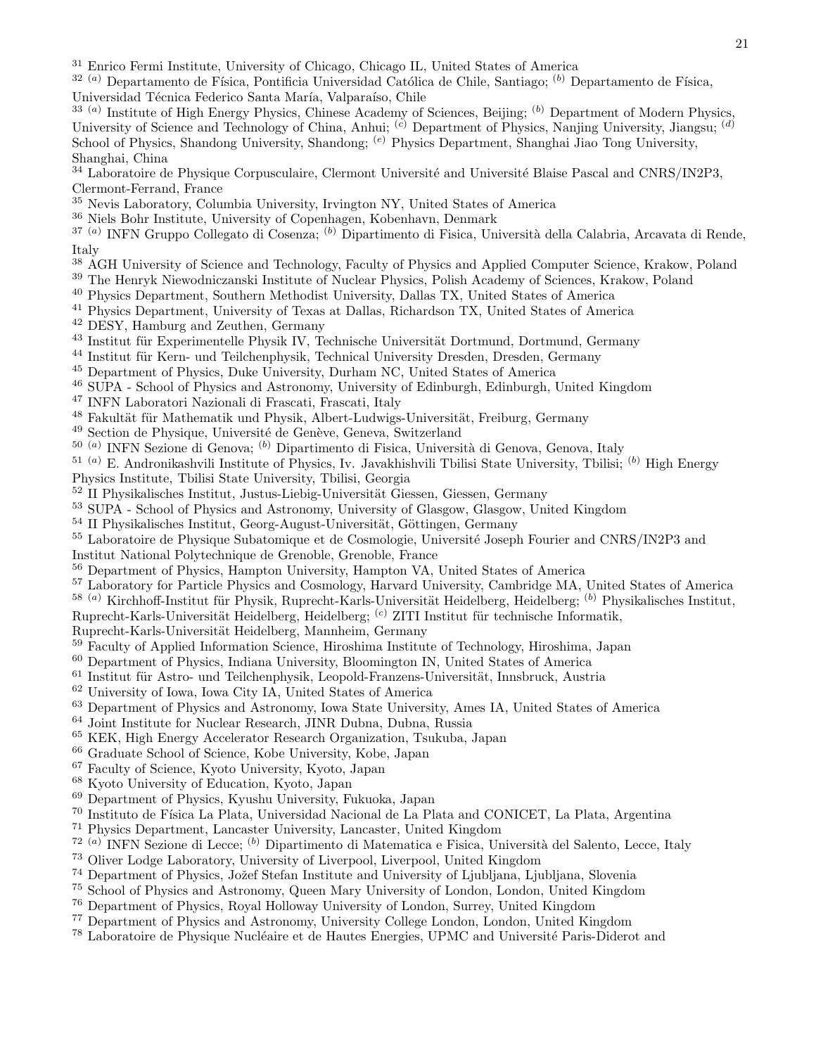[31] Enrico Fermi Institute, University of Chicago, Chicago IL, United States of America
[32] [(a)] Departamento de Física, Pontificia Universidad Católica de Chile, Santiago; [(b)] Departamento de Física, Universidad Técnica Federico Santa María, Valparaíso, Chile
[33] [(a)] Institute of High Energy Physics, Chinese Academy of Sciences, Beijing; [(b)] Department of Modern Physics, University of Science and Technology of China, Anhui; [(c)] Department of Physics, Nanjing University, Jiangsu; [(d)] School of Physics, Shandong University, Shandong; [(e)] Physics Department, Shanghai Jiao Tong University, Shanghai, China
[34] Laboratoire de Physique Corpusculaire, Clermont Université and Université Blaise Pascal and CNRS/IN2P3, Clermont-Ferrand, France
[35] Nevis Laboratory, Columbia University, Irvington NY, United States of America
[36] Niels Bohr Institute, University of Copenhagen, Kobenhavn, Denmark
[37] [(a)] INFN Gruppo Collegato di Cosenza; [(b)] Dipartimento di Fisica, Università della Calabria, Arcavata di Rende, Italy
[38] AGH University of Science and Technology, Faculty of Physics and Applied Computer Science, Krakow, Poland
[39] The Henryk Niewodniczanski Institute of Nuclear Physics, Polish Academy of Sciences, Krakow, Poland
[40] Physics Department, Southern Methodist University, Dallas TX, United States of America
[41] Physics Department, University of Texas at Dallas, Richardson TX, United States of America
[42] DESY, Hamburg and Zeuthen, Germany
[43] Institut für Experimentelle Physik IV, Technische Universität Dortmund, Dortmund, Germany
[44] Institut für Kern- und Teilchenphysik, Technical University Dresden, Dresden, Germany
[45] Department of Physics, Duke University, Durham NC, United States of America
[46] SUPA - School of Physics and Astronomy, University of Edinburgh, Edinburgh, United Kingdom
[47] INFN Laboratori Nazionali di Frascati, Frascati, Italy
[48] Fakultät für Mathematik und Physik, Albert-Ludwigs-Universität, Freiburg, Germany
[49] Section de Physique, Université de Genève, Geneva, Switzerland
[50] [(a)] INFN Sezione di Genova; [(b)] Dipartimento di Fisica, Università di Genova, Genova, Italy
[51] [(a)] E. Andronikashvili Institute of Physics, Iv. Javakhishvili Tbilisi State University, Tbilisi; [(b)] High Energy Physics Institute, Tbilisi State University, Tbilisi, Georgia
[52] II Physikalisches Institut, Justus-Liebig-Universität Giessen, Giessen, Germany
[53] SUPA - School of Physics and Astronomy, University of Glasgow, Glasgow, United Kingdom
[54] II Physikalisches Institut, Georg-August-Universität, Göttingen, Germany
[55] Laboratoire de Physique Subatomique et de Cosmologie, Université Joseph Fourier and CNRS/IN2P3 and Institut National Polytechnique de Grenoble, Grenoble, France
[56] Department of Physics, Hampton University, Hampton VA, United States of America
[57] Laboratory for Particle Physics and Cosmology, Harvard University, Cambridge MA, United States of America
[58] [(a)] Kirchhoff-Institut für Physik, Ruprecht-Karls-Universität Heidelberg, Heidelberg; [(b)] Physikalisches Institut, Ruprecht-Karls-Universität Heidelberg, Heidelberg; [(c)] ZITI Institut für technische Informatik, Ruprecht-Karls-Universität Heidelberg, Mannheim, Germany
[59] Faculty of Applied Information Science, Hiroshima Institute of Technology, Hiroshima, Japan
[60] Department of Physics, Indiana University, Bloomington IN, United States of America
[61] Institut für Astro- und Teilchenphysik, Leopold-Franzens-Universität, Innsbruck, Austria
[62] University of Iowa, Iowa City IA, United States of America
[63] Department of Physics and Astronomy, Iowa State University, Ames IA, United States of America
[64] Joint Institute for Nuclear Research, JINR Dubna, Dubna, Russia
[65] KEK, High Energy Accelerator Research Organization, Tsukuba, Japan
[66] Graduate School of Science, Kobe University, Kobe, Japan
[67] Faculty of Science, Kyoto University, Kyoto, Japan
[68] Kyoto University of Education, Kyoto, Japan
[69] Department of Physics, Kyushu University, Fukuoka, Japan
[70] Instituto de Física La Plata, Universidad Nacional de La Plata and CONICET, La Plata, Argentina
[71] Physics Department, Lancaster University, Lancaster, United Kingdom
[72] [(a)] INFN Sezione di Lecce; [(b)] Dipartimento di Matematica e Fisica, Università del Salento, Lecce, Italy
[73] Oliver Lodge Laboratory, University of Liverpool, Liverpool, United Kingdom
[74] Department of Physics, Jožef Stefan Institute and University of Ljubljana, Ljubljana, Slovenia
[75] School of Physics and Astronomy, Queen Mary University of London, London, United Kingdom
[76] Department of Physics, Royal Holloway University of London, Surrey, United Kingdom
[77] Department of Physics and Astronomy, University College London, London, United Kingdom
[78] Laboratoire de Physique Nucléaire et de Hautes Energies, UPMC and Université Paris-Diderot and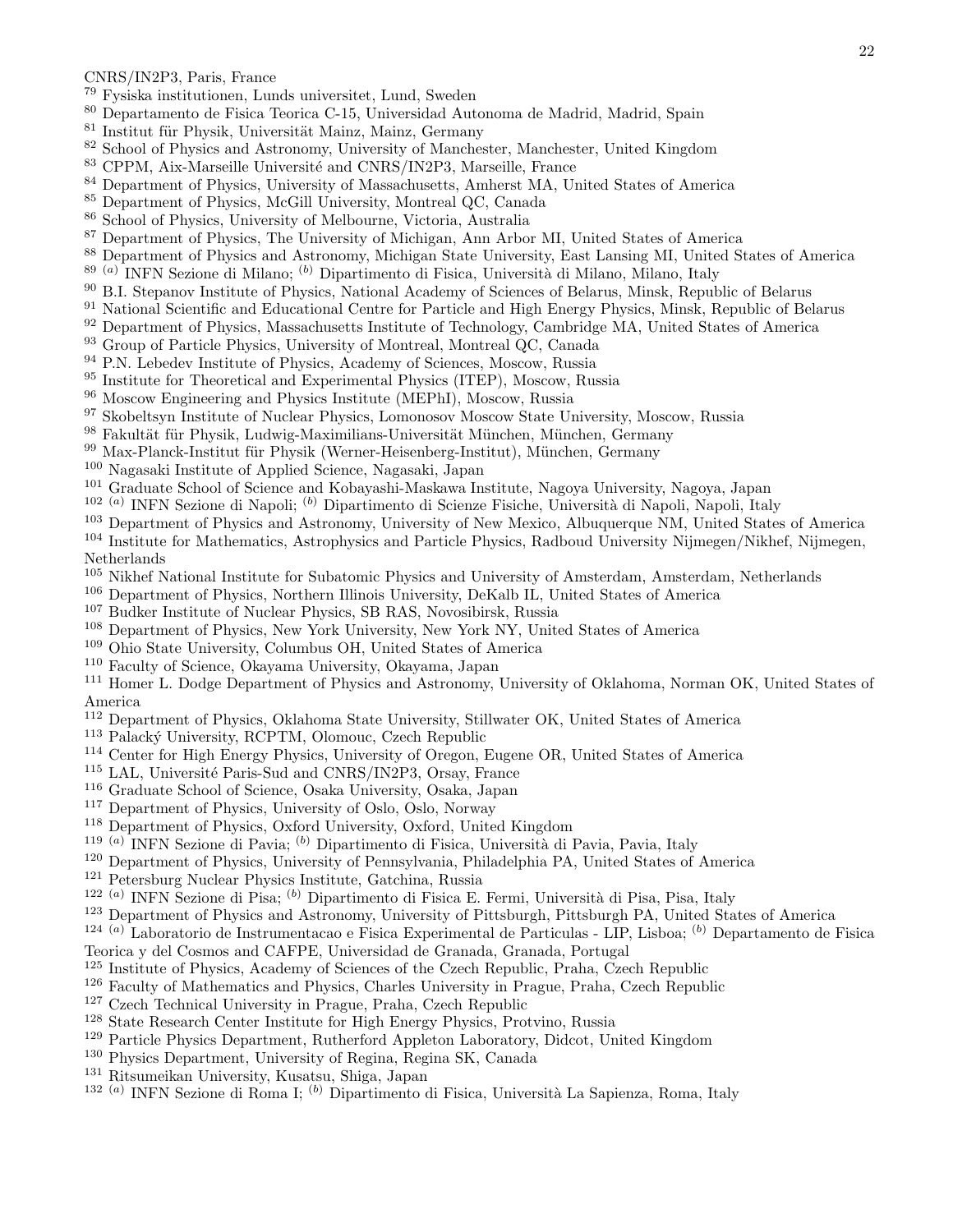CNRS/IN2P3, Paris, France

[79] Fysiska institutionen, Lunds universitet, Lund, Sweden

[80] Departamento de Fisica Teorica C-15, Universidad Autonoma de Madrid, Madrid, Spain

[81] Institut für Physik, Universität Mainz, Mainz, Germany

[82] School of Physics and Astronomy, University of Manchester, Manchester, United Kingdom

[83] CPPM, Aix-Marseille Université and CNRS/IN2P3, Marseille, France

[84] Department of Physics, University of Massachusetts, Amherst MA, United States of America

[85] Department of Physics, McGill University, Montreal QC, Canada

[86] School of Physics, University of Melbourne, Victoria, Australia

[87] Department of Physics, The University of Michigan, Ann Arbor MI, United States of America

[88] Department of Physics and Astronomy, Michigan State University, East Lansing MI, United States of America

[89] [(a)] INFN Sezione di Milano; [(b)] Dipartimento di Fisica, Università di Milano, Milano, Italy

[90] B.I. Stepanov Institute of Physics, National Academy of Sciences of Belarus, Minsk, Republic of Belarus

[91] National Scientific and Educational Centre for Particle and High Energy Physics, Minsk, Republic of Belarus

[92] Department of Physics, Massachusetts Institute of Technology, Cambridge MA, United States of America

[93] Group of Particle Physics, University of Montreal, Montreal QC, Canada

[94] P.N. Lebedev Institute of Physics, Academy of Sciences, Moscow, Russia

[95] Institute for Theoretical and Experimental Physics (ITEP), Moscow, Russia

[96] Moscow Engineering and Physics Institute (MEPhI), Moscow, Russia

[97] Skobeltsyn Institute of Nuclear Physics, Lomonosov Moscow State University, Moscow, Russia

[98] Fakultät für Physik, Ludwig-Maximilians-Universität München, München, Germany

[99] Max-Planck-Institut für Physik (Werner-Heisenberg-Institut), München, Germany

[100] Nagasaki Institute of Applied Science, Nagasaki, Japan

[101] Graduate School of Science and Kobayashi-Maskawa Institute, Nagoya University, Nagoya, Japan

[102] [(a)] INFN Sezione di Napoli; [(b)] Dipartimento di Scienze Fisiche, Università di Napoli, Napoli, Italy

[103] Department of Physics and Astronomy, University of New Mexico, Albuquerque NM, United States of America

[104] Institute for Mathematics, Astrophysics and Particle Physics, Radboud University Nijmegen/Nikhef, Nijmegen, Netherlands

[105] Nikhef National Institute for Subatomic Physics and University of Amsterdam, Amsterdam, Netherlands

[106] Department of Physics, Northern Illinois University, DeKalb IL, United States of America

[107] Budker Institute of Nuclear Physics, SB RAS, Novosibirsk, Russia

[108] Department of Physics, New York University, New York NY, United States of America

[109] Ohio State University, Columbus OH, United States of America

[110] Faculty of Science, Okayama University, Okayama, Japan

[111] Homer L. Dodge Department of Physics and Astronomy, University of Oklahoma, Norman OK, United States of America

[112] Department of Physics, Oklahoma State University, Stillwater OK, United States of America

[113] Palacký University, RCPTM, Olomouc, Czech Republic

[114] Center for High Energy Physics, University of Oregon, Eugene OR, United States of America

[115] LAL, Université Paris-Sud and CNRS/IN2P3, Orsay, France

[116] Graduate School of Science, Osaka University, Osaka, Japan

[117] Department of Physics, University of Oslo, Oslo, Norway

[118] Department of Physics, Oxford University, Oxford, United Kingdom

[119] [(a)] INFN Sezione di Pavia; [(b)] Dipartimento di Fisica, Università di Pavia, Pavia, Italy

[120] Department of Physics, University of Pennsylvania, Philadelphia PA, United States of America

[121] Petersburg Nuclear Physics Institute, Gatchina, Russia

[122] [(a)] INFN Sezione di Pisa; [(b)] Dipartimento di Fisica E. Fermi, Università di Pisa, Pisa, Italy

[123] Department of Physics and Astronomy, University of Pittsburgh, Pittsburgh PA, United States of America

[124] [(a)] Laboratorio de Instrumentacao e Fisica Experimental de Particulas - LIP, Lisboa; [(b)] Departamento de Fisica Teorica y del Cosmos and CAFPE, Universidad de Granada, Granada, Portugal

[125] Institute of Physics, Academy of Sciences of the Czech Republic, Praha, Czech Republic

[126] Faculty of Mathematics and Physics, Charles University in Prague, Praha, Czech Republic

[127] Czech Technical University in Prague, Praha, Czech Republic

[128] State Research Center Institute for High Energy Physics, Protvino, Russia

[129] Particle Physics Department, Rutherford Appleton Laboratory, Didcot, United Kingdom

[130] Physics Department, University of Regina, Regina SK, Canada

[131] Ritsumeikan University, Kusatsu, Shiga, Japan

[132] [(a)] INFN Sezione di Roma I; [(b)] Dipartimento di Fisica, Università La Sapienza, Roma, Italy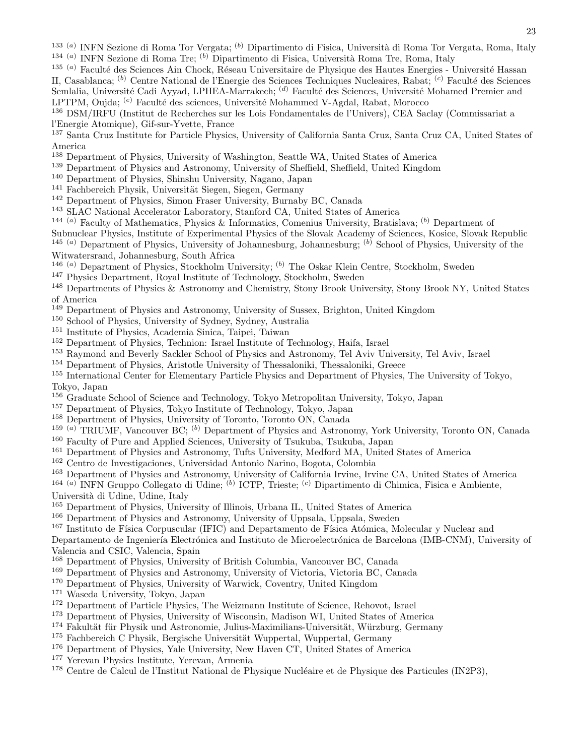[133] [(a)] INFN Sezione di Roma Tor Vergata; [(b)] Dipartimento di Fisica, Università di Roma Tor Vergata, Roma, Italy
[134] [(a)] INFN Sezione di Roma Tre; [(b)] Dipartimento di Fisica, Università Roma Tre, Roma, Italy
[135] [(a)] Faculté des Sciences Ain Chock, Réseau Universitaire de Physique des Hautes Energies - Université Hassan II, Casablanca; [(b)] Centre National de l'Energie des Sciences Techniques Nucleaires, Rabat; [(c)] Faculté des Sciences Semlalia, Université Cadi Ayyad, LPHEA-Marrakech; [(d)] Faculté des Sciences, Université Mohamed Premier and LPTPM, Oujda; [(e)] Faculté des sciences, Université Mohammed V-Agdal, Rabat, Morocco
[136] DSM/IRFU (Institut de Recherches sur les Lois Fondamentales de l'Univers), CEA Saclay (Commissariat a l'Energie Atomique), Gif-sur-Yvette, France
[137] Santa Cruz Institute for Particle Physics, University of California Santa Cruz, Santa Cruz CA, United States of America
[138] Department of Physics, University of Washington, Seattle WA, United States of America
[139] Department of Physics and Astronomy, University of Sheffield, Sheffield, United Kingdom
[140] Department of Physics, Shinshu University, Nagano, Japan
[141] Fachbereich Physik, Universität Siegen, Siegen, Germany
[142] Department of Physics, Simon Fraser University, Burnaby BC, Canada
[143] SLAC National Accelerator Laboratory, Stanford CA, United States of America
[144] [(a)] Faculty of Mathematics, Physics & Informatics, Comenius University, Bratislava; [(b)] Department of Subnuclear Physics, Institute of Experimental Physics of the Slovak Academy of Sciences, Kosice, Slovak Republic
[145] [(a)] Department of Physics, University of Johannesburg, Johannesburg; [(b)] School of Physics, University of the Witwatersrand, Johannesburg, South Africa
[146] [(a)] Department of Physics, Stockholm University; [(b)] The Oskar Klein Centre, Stockholm, Sweden
[147] Physics Department, Royal Institute of Technology, Stockholm, Sweden
[148] Departments of Physics & Astronomy and Chemistry, Stony Brook University, Stony Brook NY, United States of America
[149] Department of Physics and Astronomy, University of Sussex, Brighton, United Kingdom
[150] School of Physics, University of Sydney, Sydney, Australia
[151] Institute of Physics, Academia Sinica, Taipei, Taiwan
[152] Department of Physics, Technion: Israel Institute of Technology, Haifa, Israel
[153] Raymond and Beverly Sackler School of Physics and Astronomy, Tel Aviv University, Tel Aviv, Israel
[154] Department of Physics, Aristotle University of Thessaloniki, Thessaloniki, Greece
[155] International Center for Elementary Particle Physics and Department of Physics, The University of Tokyo, Tokyo, Japan
[156] Graduate School of Science and Technology, Tokyo Metropolitan University, Tokyo, Japan
[157] Department of Physics, Tokyo Institute of Technology, Tokyo, Japan
[158] Department of Physics, University of Toronto, Toronto ON, Canada
[159] [(a)] TRIUMF, Vancouver BC; [(b)] Department of Physics and Astronomy, York University, Toronto ON, Canada
[160] Faculty of Pure and Applied Sciences, University of Tsukuba, Tsukuba, Japan
[161] Department of Physics and Astronomy, Tufts University, Medford MA, United States of America
[162] Centro de Investigaciones, Universidad Antonio Narino, Bogota, Colombia
[163] Department of Physics and Astronomy, University of California Irvine, Irvine CA, United States of America
[164] [(a)] INFN Gruppo Collegato di Udine; [(b)] ICTP, Trieste; [(c)] Dipartimento di Chimica, Fisica e Ambiente, Università di Udine, Udine, Italy
[165] Department of Physics, University of Illinois, Urbana IL, United States of America
[166] Department of Physics and Astronomy, University of Uppsala, Uppsala, Sweden
[167] Instituto de Física Corpuscular (IFIC) and Departamento de Física Atómica, Molecular y Nuclear and Departamento de Ingeniería Electrónica and Instituto de Microelectrónica de Barcelona (IMB-CNM), University of Valencia and CSIC, Valencia, Spain
[168] Department of Physics, University of British Columbia, Vancouver BC, Canada
[169] Department of Physics and Astronomy, University of Victoria, Victoria BC, Canada
[170] Department of Physics, University of Warwick, Coventry, United Kingdom
[171] Waseda University, Tokyo, Japan
[172] Department of Particle Physics, The Weizmann Institute of Science, Rehovot, Israel
[173] Department of Physics, University of Wisconsin, Madison WI, United States of America
[174] Fakultät für Physik und Astronomie, Julius-Maximilians-Universität, Würzburg, Germany
[175] Fachbereich C Physik, Bergische Universität Wuppertal, Wuppertal, Germany
[176] Department of Physics, Yale University, New Haven CT, United States of America
[177] Yerevan Physics Institute, Yerevan, Armenia
[178] Centre de Calcul de l'Institut National de Physique Nucléaire et de Physique des Particules (IN2P3),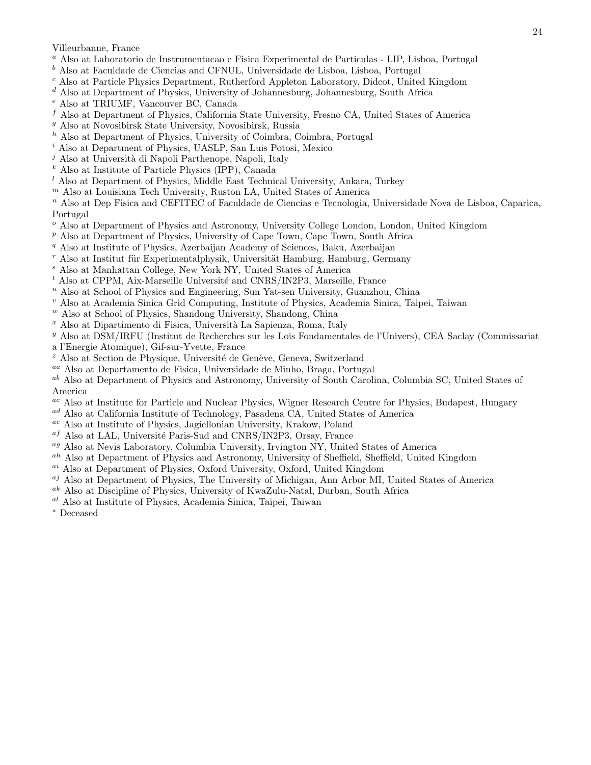Villeurbanne, France

[a] Also at Laboratorio de Instrumentacao e Fisica Experimental de Particulas - LIP, Lisboa, Portugal
[b] Also at Faculdade de Ciencias and CFNUL, Universidade de Lisboa, Lisboa, Portugal
[c] Also at Particle Physics Department, Rutherford Appleton Laboratory, Didcot, United Kingdom
[d] Also at Department of Physics, University of Johannesburg, Johannesburg, South Africa
[e] Also at TRIUMF, Vancouver BC, Canada
[f] Also at Department of Physics, California State University, Fresno CA, United States of America
[g] Also at Novosibirsk State University, Novosibirsk, Russia
[h] Also at Department of Physics, University of Coimbra, Coimbra, Portugal
[i] Also at Department of Physics, UASLP, San Luis Potosi, Mexico
[j] Also at Università di Napoli Parthenope, Napoli, Italy
[k] Also at Institute of Particle Physics (IPP), Canada
[l] Also at Department of Physics, Middle East Technical University, Ankara, Turkey
[m] Also at Louisiana Tech University, Ruston LA, United States of America
[n] Also at Dep Fisica and CEFITEC of Faculdade de Ciencias e Tecnologia, Universidade Nova de Lisboa, Caparica, Portugal
[o] Also at Department of Physics and Astronomy, University College London, London, United Kingdom
[p] Also at Department of Physics, University of Cape Town, Cape Town, South Africa
[q] Also at Institute of Physics, Azerbaijan Academy of Sciences, Baku, Azerbaijan
[r] Also at Institut für Experimentalphysik, Universität Hamburg, Hamburg, Germany
[s] Also at Manhattan College, New York NY, United States of America
[t] Also at CPPM, Aix-Marseille Université and CNRS/IN2P3, Marseille, France
[u] Also at School of Physics and Engineering, Sun Yat-sen University, Guanzhou, China
[v] Also at Academia Sinica Grid Computing, Institute of Physics, Academia Sinica, Taipei, Taiwan
[w] Also at School of Physics, Shandong University, Shandong, China
[x] Also at Dipartimento di Fisica, Università La Sapienza, Roma, Italy
[y] Also at DSM/IRFU (Institut de Recherches sur les Lois Fondamentales de l'Univers), CEA Saclay (Commissariat a l'Energie Atomique), Gif-sur-Yvette, France
[z] Also at Section de Physique, Université de Genève, Geneva, Switzerland
[aa] Also at Departamento de Fisica, Universidade de Minho, Braga, Portugal
[ab] Also at Department of Physics and Astronomy, University of South Carolina, Columbia SC, United States of America
[ac] Also at Institute for Particle and Nuclear Physics, Wigner Research Centre for Physics, Budapest, Hungary
[ad] Also at California Institute of Technology, Pasadena CA, United States of America
[ae] Also at Institute of Physics, Jagiellonian University, Krakow, Poland
[af] Also at LAL, Université Paris-Sud and CNRS/IN2P3, Orsay, France
[ag] Also at Nevis Laboratory, Columbia University, Irvington NY, United States of America
[ah] Also at Department of Physics and Astronomy, University of Sheffield, Sheffield, United Kingdom
[ai] Also at Department of Physics, Oxford University, Oxford, United Kingdom
[aj] Also at Department of Physics, The University of Michigan, Ann Arbor MI, United States of America
[ak] Also at Discipline of Physics, University of KwaZulu-Natal, Durban, South Africa
[al] Also at Institute of Physics, Academia Sinica, Taipei, Taiwan
[*] Deceased